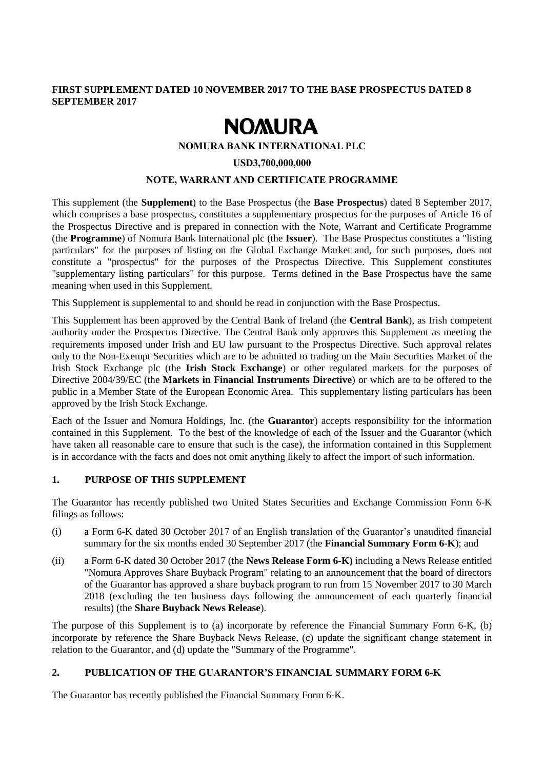**FIRST SUPPLEMENT DATED 10 NOVEMBER 2017 TO THE BASE PROSPECTUS DATED 8 SEPTEMBER 2017**

# NOMURA

**NOMURA BANK INTERNATIONAL PLC**

**USD3,700,000,000**

**NOTE, WARRANT AND CERTIFICATE PROGRAMME**

This supplement (the **Supplement**) to the Base Prospectus (the **Base Prospectus**) dated 8 September 2017, which comprises a base prospectus, constitutes a supplementary prospectus for the purposes of Article 16 of the Prospectus Directive and is prepared in connection with the Note, Warrant and Certificate Programme (the **Programme**) of Nomura Bank International plc (the **Issuer**). The Base Prospectus constitutes a "listing particulars" for the purposes of listing on the Global Exchange Market and, for such purposes, does not constitute a "prospectus" for the purposes of the Prospectus Directive. This Supplement constitutes "supplementary listing particulars" for this purpose. Terms defined in the Base Prospectus have the same meaning when used in this Supplement.

This Supplement is supplemental to and should be read in conjunction with the Base Prospectus.

This Supplement has been approved by the Central Bank of Ireland (the **Central Bank**), as Irish competent authority under the Prospectus Directive. The Central Bank only approves this Supplement as meeting the requirements imposed under Irish and EU law pursuant to the Prospectus Directive. Such approval relates only to the Non-Exempt Securities which are to be admitted to trading on the Main Securities Market of the Irish Stock Exchange plc (the **Irish Stock Exchange**) or other regulated markets for the purposes of Directive 2004/39/EC (the **Markets in Financial Instruments Directive**) or which are to be offered to the public in a Member State of the European Economic Area. This supplementary listing particulars has been approved by the Irish Stock Exchange.

Each of the Issuer and Nomura Holdings, Inc. (the **Guarantor**) accepts responsibility for the information contained in this Supplement. To the best of the knowledge of each of the Issuer and the Guarantor (which have taken all reasonable care to ensure that such is the case), the information contained in this Supplement is in accordance with the facts and does not omit anything likely to affect the import of such information.

## 1. PURPOSE OF THIS SUPPLEMENT

The Guarantor has recently published two United States Securities and Exchange Commission Form 6-K filings as follows:

(i) a Form 6-K dated 30 October 2017 of an English translation of the Guarantor's unaudited financial summary for the six months ended 30 September 2017 (the **Financial Summary Form 6-K**); and

(ii) a Form 6-K dated 30 October 2017 (the **News Release Form 6-K)** including a News Release entitled "Nomura Approves Share Buyback Program" relating to an announcement that the board of directors of the Guarantor has approved a share buyback program to run from 15 November 2017 to 30 March 2018 (excluding the ten business days following the announcement of each quarterly financial results) (the **Share Buyback News Release**).

The purpose of this Supplement is to (a) incorporate by reference the Financial Summary Form 6-K, (b) incorporate by reference the Share Buyback News Release, (c) update the significant change statement in relation to the Guarantor, and (d) update the "Summary of the Programme".

## 2. PUBLICATION OF THE GUARANTOR'S FINANCIAL SUMMARY FORM 6-K

The Guarantor has recently published the Financial Summary Form 6-K.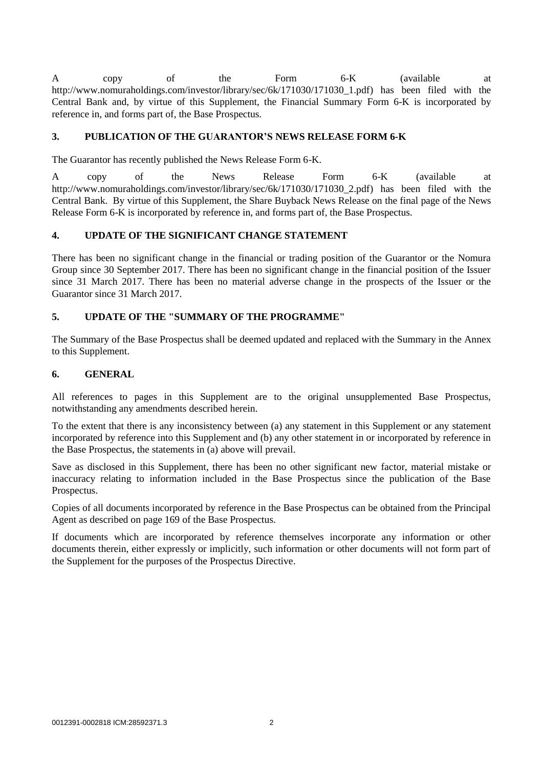A copy of the Form 6-K (available at http://www.nomuraholdings.com/investor/library/sec/6k/171030/171030_1.pdf) has been filed with the Central Bank and, by virtue of this Supplement, the Financial Summary Form 6-K is incorporated by reference in, and forms part of, the Base Prospectus.

## 3. PUBLICATION OF THE GUARANTOR'S NEWS RELEASE FORM 6-K

The Guarantor has recently published the News Release Form 6-K.

A copy of the News Release Form 6-K (available at http://www.nomuraholdings.com/investor/library/sec/6k/171030/171030_2.pdf) has been filed with the Central Bank. By virtue of this Supplement, the Share Buyback News Release on the final page of the News Release Form 6-K is incorporated by reference in, and forms part of, the Base Prospectus.

## 4. UPDATE OF THE SIGNIFICANT CHANGE STATEMENT

There has been no significant change in the financial or trading position of the Guarantor or the Nomura Group since 30 September 2017. There has been no significant change in the financial position of the Issuer since 31 March 2017. There has been no material adverse change in the prospects of the Issuer or the Guarantor since 31 March 2017.

## 5. UPDATE OF THE "SUMMARY OF THE PROGRAMME"

The Summary of the Base Prospectus shall be deemed updated and replaced with the Summary in the Annex to this Supplement.

## 6. GENERAL

All references to pages in this Supplement are to the original unsupplemented Base Prospectus, notwithstanding any amendments described herein.

To the extent that there is any inconsistency between (a) any statement in this Supplement or any statement incorporated by reference into this Supplement and (b) any other statement in or incorporated by reference in the Base Prospectus, the statements in (a) above will prevail.

Save as disclosed in this Supplement, there has been no other significant new factor, material mistake or inaccuracy relating to information included in the Base Prospectus since the publication of the Base Prospectus.

Copies of all documents incorporated by reference in the Base Prospectus can be obtained from the Principal Agent as described on page 169 of the Base Prospectus.

If documents which are incorporated by reference themselves incorporate any information or other documents therein, either expressly or implicitly, such information or other documents will not form part of the Supplement for the purposes of the Prospectus Directive.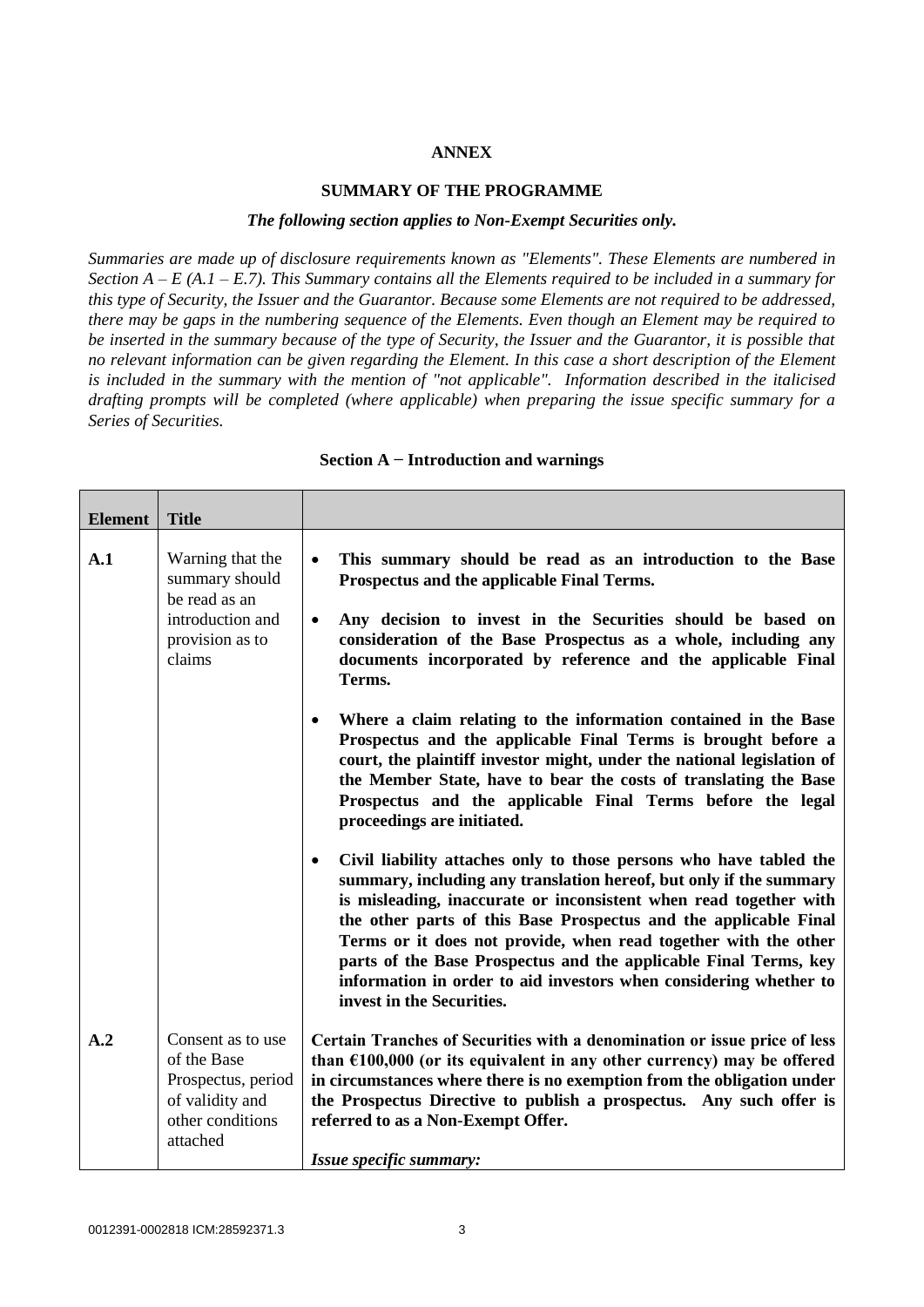**ANNEX**

**SUMMARY OF THE PROGRAMME**

***The following section applies to Non-Exempt Securities only.***

*Summaries are made up of disclosure requirements known as "Elements". These Elements are numbered in Section A – E (A.1 – E.7). This Summary contains all the Elements required to be included in a summary for this type of Security, the Issuer and the Guarantor. Because some Elements are not required to be addressed, there may be gaps in the numbering sequence of the Elements. Even though an Element may be required to be inserted in the summary because of the type of Security, the Issuer and the Guarantor, it is possible that no relevant information can be given regarding the Element. In this case a short description of the Element is included in the summary with the mention of "not applicable". Information described in the italicised drafting prompts will be completed (where applicable) when preparing the issue specific summary for a Series of Securities.*

**Section A − Introduction and warnings**

| **Element** | **Title** | |
|---|---|---|
| **A.1** | Warning that the summary should be read as an introduction and provision as to claims | • **This summary should be read as an introduction to the Base Prospectus and the applicable Final Terms.**<br>• **Any decision to invest in the Securities should be based on consideration of the Base Prospectus as a whole, including any documents incorporated by reference and the applicable Final Terms.**<br>• **Where a claim relating to the information contained in the Base Prospectus and the applicable Final Terms is brought before a court, the plaintiff investor might, under the national legislation of the Member State, have to bear the costs of translating the Base Prospectus and the applicable Final Terms before the legal proceedings are initiated.**<br>• **Civil liability attaches only to those persons who have tabled the summary, including any translation hereof, but only if the summary is misleading, inaccurate or inconsistent when read together with the other parts of this Base Prospectus and the applicable Final Terms or it does not provide, when read together with the other parts of the Base Prospectus and the applicable Final Terms, key information in order to aid investors when considering whether to invest in the Securities.** |
| **A.2** | Consent as to use of the Base Prospectus, period of validity and other conditions attached | **Certain Tranches of Securities with a denomination or issue price of less than €100,000 (or its equivalent in any other currency) may be offered in circumstances where there is no exemption from the obligation under the Prospectus Directive to publish a prospectus. Any such offer is referred to as a Non-Exempt Offer.**<br><br>***Issue specific summary:*** |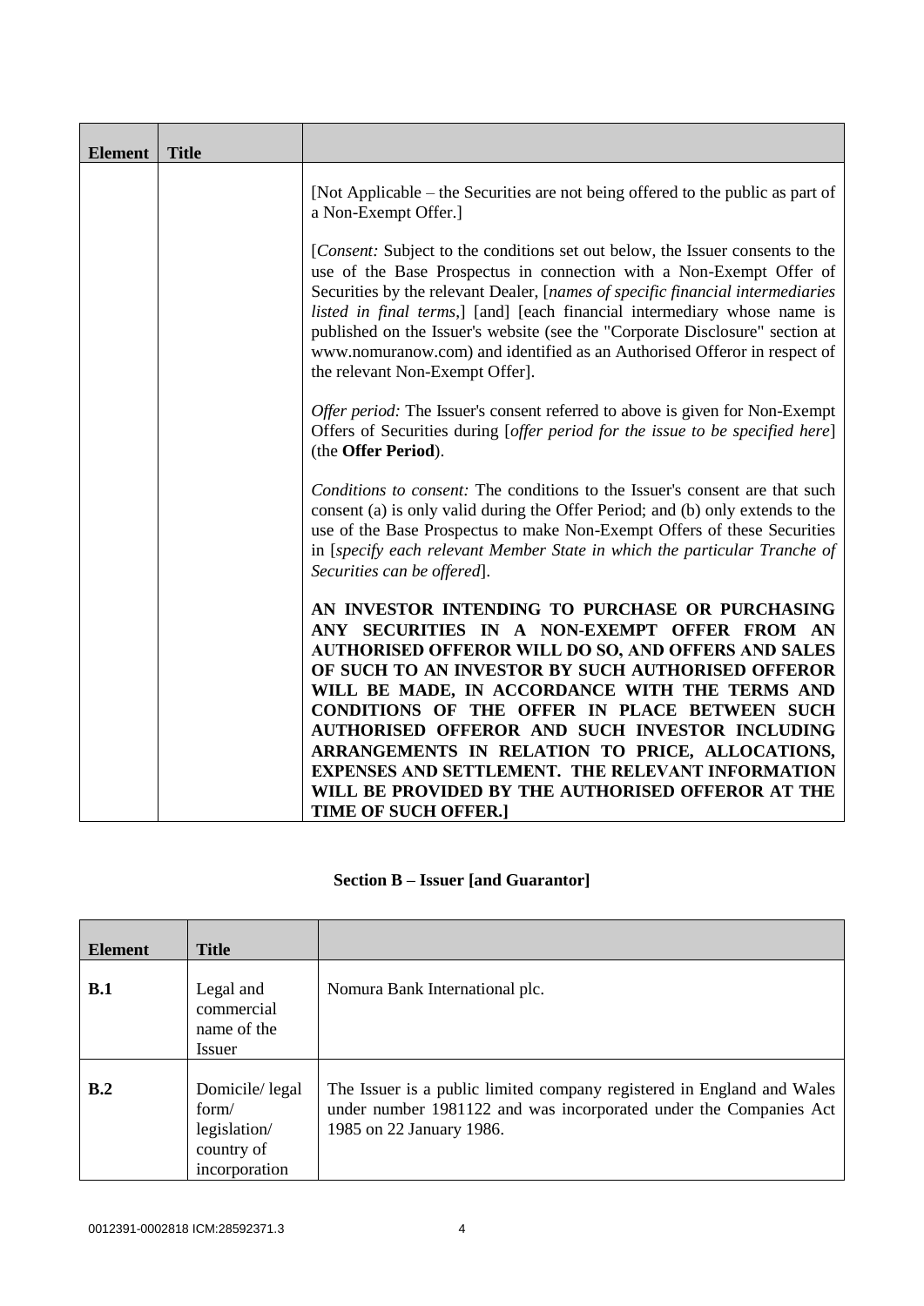| Element | Title | |
|---|---|---|
| | | [Not Applicable – the Securities are not being offered to the public as part of a Non-Exempt Offer.]<br><br>[*Consent:* Subject to the conditions set out below, the Issuer consents to the use of the Base Prospectus in connection with a Non-Exempt Offer of Securities by the relevant Dealer, [*names of specific financial intermediaries listed in final terms*,] [and] [each financial intermediary whose name is published on the Issuer's website (see the "Corporate Disclosure" section at www.nomuranow.com) and identified as an Authorised Offeror in respect of the relevant Non-Exempt Offer].<br><br>*Offer period:* The Issuer's consent referred to above is given for Non-Exempt Offers of Securities during [*offer period for the issue to be specified here*] (the **Offer Period**).<br><br>*Conditions to consent:* The conditions to the Issuer's consent are that such consent (a) is only valid during the Offer Period; and (b) only extends to the use of the Base Prospectus to make Non-Exempt Offers of these Securities in [*specify each relevant Member State in which the particular Tranche of Securities can be offered*].<br><br>**AN INVESTOR INTENDING TO PURCHASE OR PURCHASING ANY SECURITIES IN A NON-EXEMPT OFFER FROM AN AUTHORISED OFFEROR WILL DO SO, AND OFFERS AND SALES OF SUCH TO AN INVESTOR BY SUCH AUTHORISED OFFEROR WILL BE MADE, IN ACCORDANCE WITH THE TERMS AND CONDITIONS OF THE OFFER IN PLACE BETWEEN SUCH AUTHORISED OFFEROR AND SUCH INVESTOR INCLUDING ARRANGEMENTS IN RELATION TO PRICE, ALLOCATIONS, EXPENSES AND SETTLEMENT. THE RELEVANT INFORMATION WILL BE PROVIDED BY THE AUTHORISED OFFEROR AT THE TIME OF SUCH OFFER.]** |

## Section B – Issuer [and Guarantor]

| Element | Title | |
|---|---|---|
| **B.1** | Legal and commercial name of the Issuer | Nomura Bank International plc. |
| **B.2** | Domicile/ legal form/ legislation/ country of incorporation | The Issuer is a public limited company registered in England and Wales under number 1981122 and was incorporated under the Companies Act 1985 on 22 January 1986. |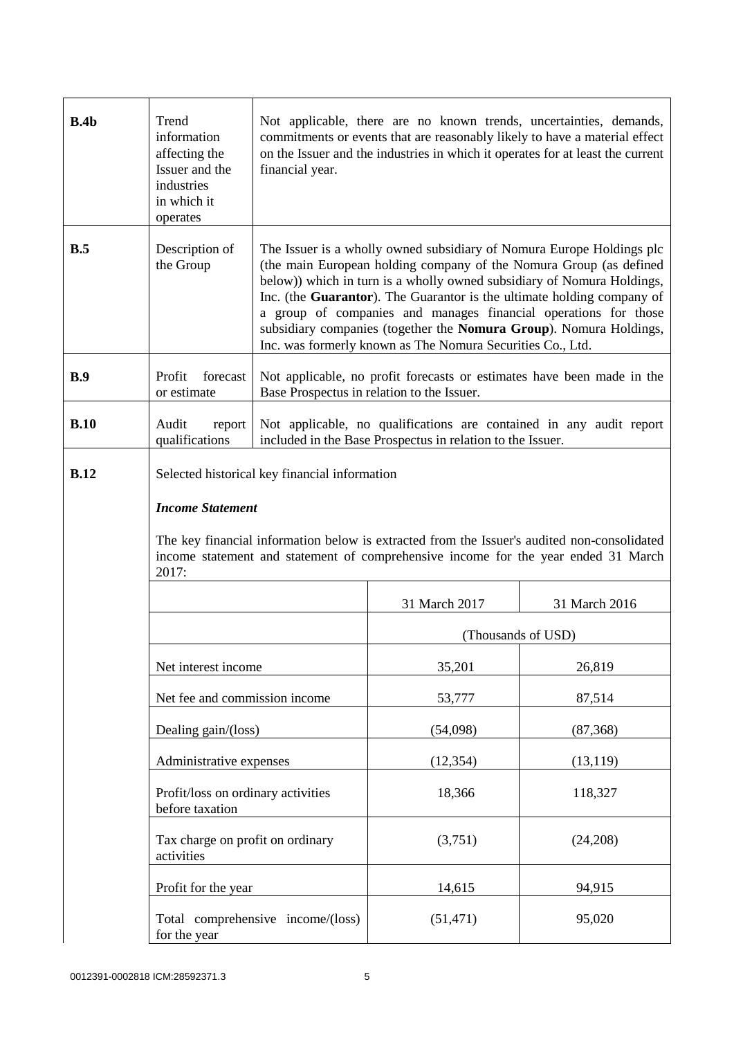| | | |
|---|---|---|
| **B.4b** | Trend information affecting the Issuer and the industries in which it operates | Not applicable, there are no known trends, uncertainties, demands, commitments or events that are reasonably likely to have a material effect on the Issuer and the industries in which it operates for at least the current financial year. |
| **B.5** | Description of the Group | The Issuer is a wholly owned subsidiary of Nomura Europe Holdings plc (the main European holding company of the Nomura Group (as defined below)) which in turn is a wholly owned subsidiary of Nomura Holdings, Inc. (the **Guarantor**). The Guarantor is the ultimate holding company of a group of companies and manages financial operations for those subsidiary companies (together the **Nomura Group**). Nomura Holdings, Inc. was formerly known as The Nomura Securities Co., Ltd. |
| **B.9** | Profit forecast or estimate | Not applicable, no profit forecasts or estimates have been made in the Base Prospectus in relation to the Issuer. |
| **B.10** | Audit report qualifications | Not applicable, no qualifications are contained in any audit report included in the Base Prospectus in relation to the Issuer. |
| **B.12** | Selected historical key financial information | |

**B.12** Selected historical key financial information

***Income Statement***

The key financial information below is extracted from the Issuer's audited non-consolidated income statement and statement of comprehensive income for the year ended 31 March 2017:

| | 31 March 2017 | 31 March 2016 |
|---|---|---|
| | (Thousands of USD) | |
| Net interest income | 35,201 | 26,819 |
| Net fee and commission income | 53,777 | 87,514 |
| Dealing gain/(loss) | (54,098) | (87,368) |
| Administrative expenses | (12,354) | (13,119) |
| Profit/loss on ordinary activities before taxation | 18,366 | 118,327 |
| Tax charge on profit on ordinary activities | (3,751) | (24,208) |
| Profit for the year | 14,615 | 94,915 |
| Total comprehensive income/(loss) for the year | (51,471) | 95,020 |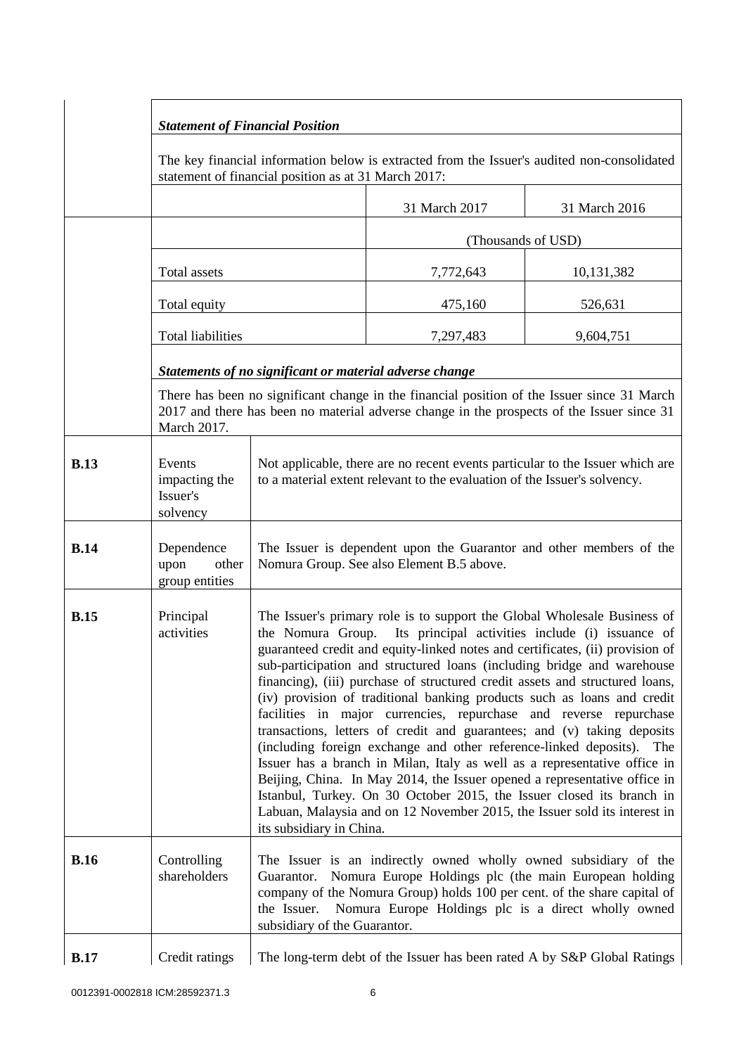***Statement of Financial Position***

The key financial information below is extracted from the Issuer's audited non-consolidated statement of financial position as at 31 March 2017:

| | 31 March 2017 | 31 March 2016 |
|---|---|---|
| | (Thousands of USD) | |
| Total assets | 7,772,643 | 10,131,382 |
| Total equity | 475,160 | 526,631 |
| Total liabilities | 7,297,483 | 9,604,751 |

***Statements of no significant or material adverse change***

There has been no significant change in the financial position of the Issuer since 31 March 2017 and there has been no material adverse change in the prospects of the Issuer since 31 March 2017.

| | | |
|---|---|---|
| **B.13** | Events impacting the Issuer's solvency | Not applicable, there are no recent events particular to the Issuer which are to a material extent relevant to the evaluation of the Issuer's solvency. |
| **B.14** | Dependence upon other group entities | The Issuer is dependent upon the Guarantor and other members of the Nomura Group. See also Element B.5 above. |
| **B.15** | Principal activities | The Issuer's primary role is to support the Global Wholesale Business of the Nomura Group. Its principal activities include (i) issuance of guaranteed credit and equity-linked notes and certificates, (ii) provision of sub-participation and structured loans (including bridge and warehouse financing), (iii) purchase of structured credit assets and structured loans, (iv) provision of traditional banking products such as loans and credit facilities in major currencies, repurchase and reverse repurchase transactions, letters of credit and guarantees; and (v) taking deposits (including foreign exchange and other reference-linked deposits). The Issuer has a branch in Milan, Italy as well as a representative office in Beijing, China. In May 2014, the Issuer opened a representative office in Istanbul, Turkey. On 30 October 2015, the Issuer closed its branch in Labuan, Malaysia and on 12 November 2015, the Issuer sold its interest in its subsidiary in China. |
| **B.16** | Controlling shareholders | The Issuer is an indirectly owned wholly owned subsidiary of the Guarantor. Nomura Europe Holdings plc (the main European holding company of the Nomura Group) holds 100 per cent. of the share capital of the Issuer. Nomura Europe Holdings plc is a direct wholly owned subsidiary of the Guarantor. |
| **B.17** | Credit ratings | The long-term debt of the Issuer has been rated A by S&P Global Ratings |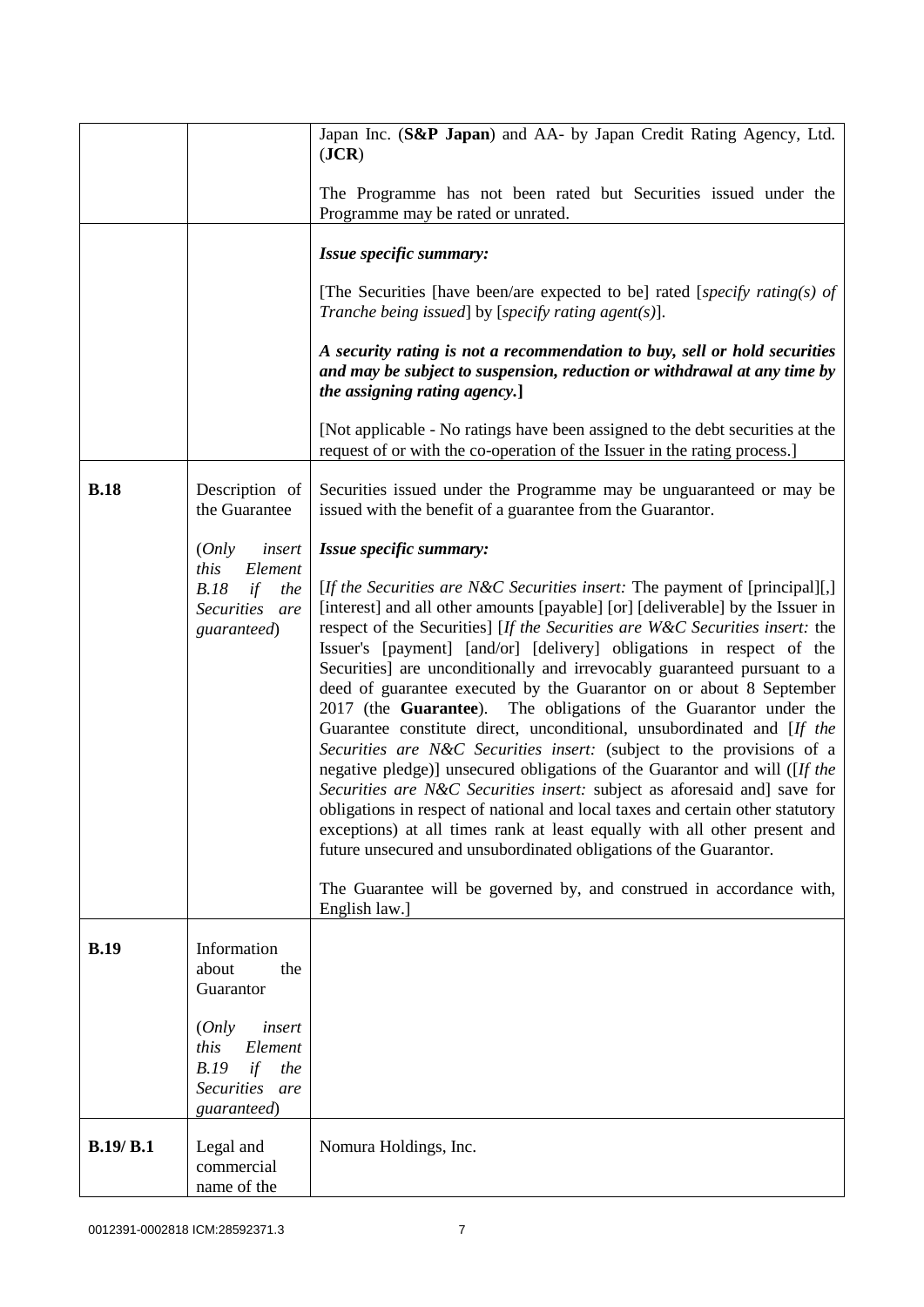| | | |
|---|---|---|
| | | Japan Inc. (**S&P Japan**) and AA- by Japan Credit Rating Agency, Ltd. (**JCR**)<br><br>The Programme has not been rated but Securities issued under the Programme may be rated or unrated. |
| | | ***Issue specific summary:***<br><br>[The Securities [have been/are expected to be] rated [*specify rating(s) of Tranche being issued*] by [*specify rating agent(s)*].<br><br>***A security rating is not a recommendation to buy, sell or hold securities and may be subject to suspension, reduction or withdrawal at any time by the assigning rating agency.*]**<br><br>[Not applicable - No ratings have been assigned to the debt securities at the request of or with the co-operation of the Issuer in the rating process.] |
| **B.18** | Description of the Guarantee<br><br>(*Only insert this Element B.18 if the Securities are guaranteed*) | Securities issued under the Programme may be unguaranteed or may be issued with the benefit of a guarantee from the Guarantor.<br><br>***Issue specific summary:***<br><br>[*If the Securities are N&C Securities insert:* The payment of [principal][,] [interest] and all other amounts [payable] [or] [deliverable] by the Issuer in respect of the Securities] [*If the Securities are W&C Securities insert:* the Issuer's [payment] [and/or] [delivery] obligations in respect of the Securities] are unconditionally and irrevocably guaranteed pursuant to a deed of guarantee executed by the Guarantor on or about 8 September 2017 (the **Guarantee**). The obligations of the Guarantor under the Guarantee constitute direct, unconditional, unsubordinated and [*If the Securities are N&C Securities insert:* (subject to the provisions of a negative pledge)] unsecured obligations of the Guarantor and will ([*If the Securities are N&C Securities insert:* subject as aforesaid and] save for obligations in respect of national and local taxes and certain other statutory exceptions) at all times rank at least equally with all other present and future unsecured and unsubordinated obligations of the Guarantor.<br><br>The Guarantee will be governed by, and construed in accordance with, English law.] |
| **B.19** | Information about the Guarantor<br><br>(*Only insert this Element B.19 if the Securities are guaranteed*) | |
| **B.19/ B.1** | Legal and commercial name of the | Nomura Holdings, Inc. |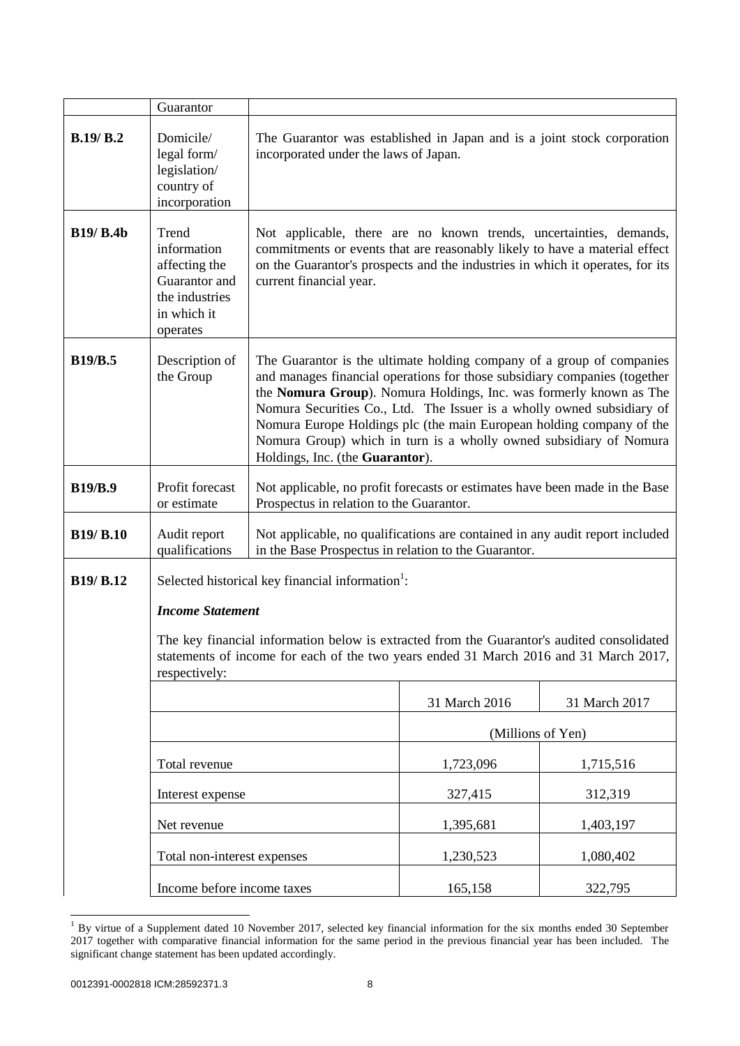| | Guarantor | |
|---|---|---|
| **B.19/ B.2** | Domicile/ legal form/ legislation/ country of incorporation | The Guarantor was established in Japan and is a joint stock corporation incorporated under the laws of Japan. |
| **B19/ B.4b** | Trend information affecting the Guarantor and the industries in which it operates | Not applicable, there are no known trends, uncertainties, demands, commitments or events that are reasonably likely to have a material effect on the Guarantor's prospects and the industries in which it operates, for its current financial year. |
| **B19/B.5** | Description of the Group | The Guarantor is the ultimate holding company of a group of companies and manages financial operations for those subsidiary companies (together the **Nomura Group**). Nomura Holdings, Inc. was formerly known as The Nomura Securities Co., Ltd. The Issuer is a wholly owned subsidiary of Nomura Europe Holdings plc (the main European holding company of the Nomura Group) which in turn is a wholly owned subsidiary of Nomura Holdings, Inc. (the **Guarantor**). |
| **B19/B.9** | Profit forecast or estimate | Not applicable, no profit forecasts or estimates have been made in the Base Prospectus in relation to the Guarantor. |
| **B19/ B.10** | Audit report qualifications | Not applicable, no qualifications are contained in any audit report included in the Base Prospectus in relation to the Guarantor. |

**B19/ B.12**

Selected historical key financial information[1]:

***Income Statement***

The key financial information below is extracted from the Guarantor's audited consolidated statements of income for each of the two years ended 31 March 2016 and 31 March 2017, respectively:

| | 31 March 2016 | 31 March 2017 |
|---|---|---|
| | (Millions of Yen) | |
| Total revenue | 1,723,096 | 1,715,516 |
| Interest expense | 327,415 | 312,319 |
| Net revenue | 1,395,681 | 1,403,197 |
| Total non-interest expenses | 1,230,523 | 1,080,402 |
| Income before income taxes | 165,158 | 322,795 |

[1] By virtue of a Supplement dated 10 November 2017, selected key financial information for the six months ended 30 September 2017 together with comparative financial information for the same period in the previous financial year has been included. The significant change statement has been updated accordingly.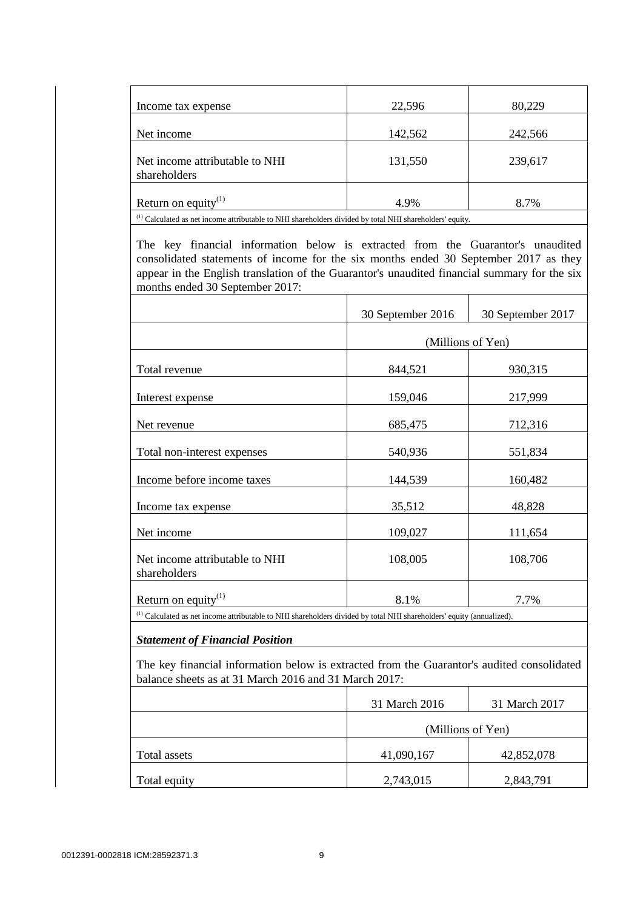| | | |
|---|---|---|
| Income tax expense | 22,596 | 80,229 |
| Net income | 142,562 | 242,566 |
| Net income attributable to NHI shareholders | 131,550 | 239,617 |
| Return on equity[(1)] | 4.9% | 8.7% |

[(1)] Calculated as net income attributable to NHI shareholders divided by total NHI shareholders' equity.

The key financial information below is extracted from the Guarantor's unaudited consolidated statements of income for the six months ended 30 September 2017 as they appear in the English translation of the Guarantor's unaudited financial summary for the six months ended 30 September 2017:

| | 30 September 2016 | 30 September 2017 |
|---|---|---|
| | (Millions of Yen) | |
| Total revenue | 844,521 | 930,315 |
| Interest expense | 159,046 | 217,999 |
| Net revenue | 685,475 | 712,316 |
| Total non-interest expenses | 540,936 | 551,834 |
| Income before income taxes | 144,539 | 160,482 |
| Income tax expense | 35,512 | 48,828 |
| Net income | 109,027 | 111,654 |
| Net income attributable to NHI shareholders | 108,005 | 108,706 |
| Return on equity[(1)] | 8.1% | 7.7% |

[(1)] Calculated as net income attributable to NHI shareholders divided by total NHI shareholders' equity (annualized).

***Statement of Financial Position***

The key financial information below is extracted from the Guarantor's audited consolidated balance sheets as at 31 March 2016 and 31 March 2017:

| | 31 March 2016 | 31 March 2017 |
|---|---|---|
| | (Millions of Yen) | |
| Total assets | 41,090,167 | 42,852,078 |
| Total equity | 2,743,015 | 2,843,791 |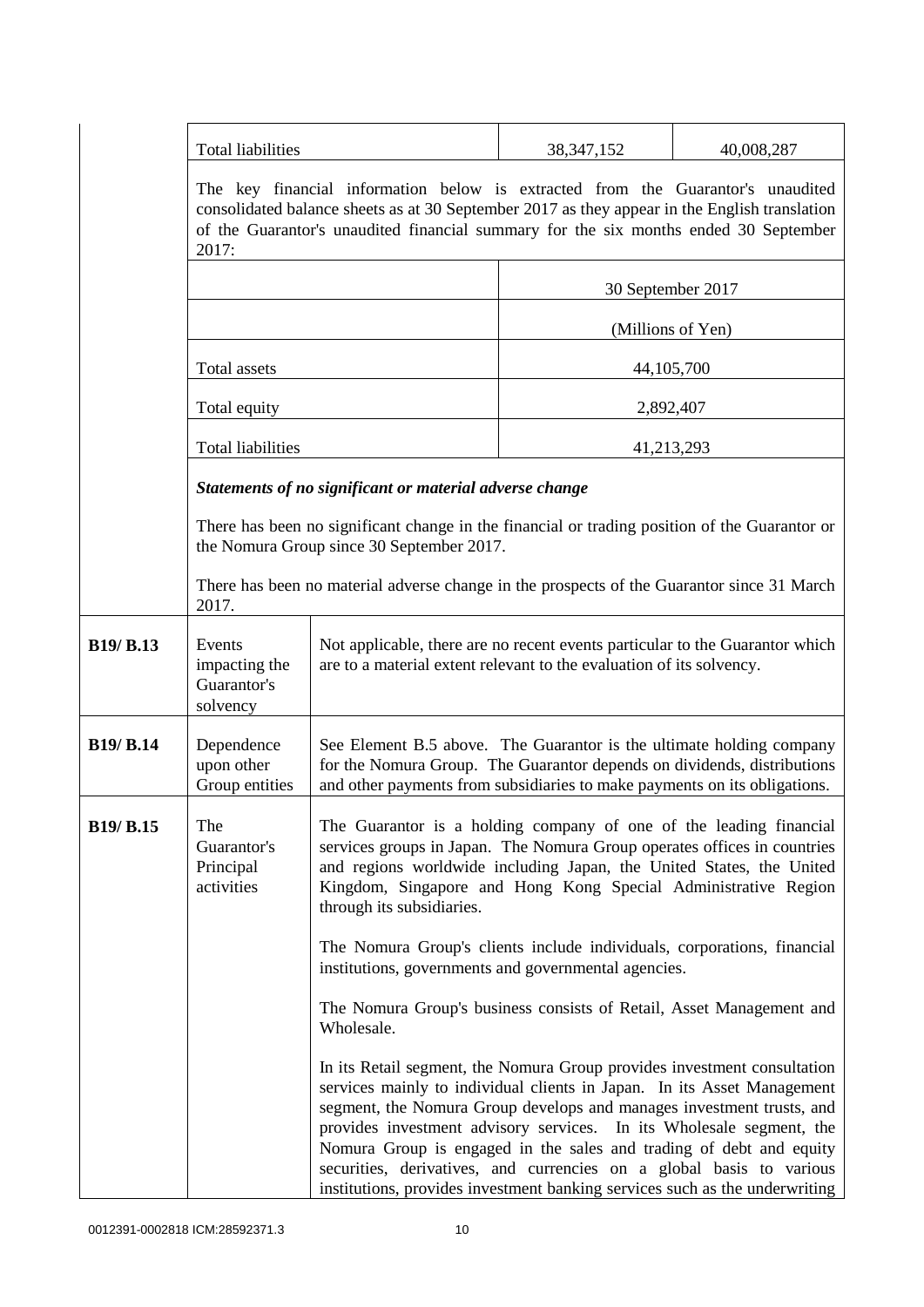| | | | |
|---|---|---|---|
| | Total liabilities | 38,347,152 | 40,008,287 |

The key financial information below is extracted from the Guarantor's unaudited consolidated balance sheets as at 30 September 2017 as they appear in the English translation of the Guarantor's unaudited financial summary for the six months ended 30 September 2017:

| | 30 September 2017 |
|---|---|
| | (Millions of Yen) |
| Total assets | 44,105,700 |
| Total equity | 2,892,407 |
| Total liabilities | 41,213,293 |

***Statements of no significant or material adverse change***

There has been no significant change in the financial or trading position of the Guarantor or the Nomura Group since 30 September 2017.

There has been no material adverse change in the prospects of the Guarantor since 31 March 2017.

| | | |
|---|---|---|
| **B19/ B.13** | Events impacting the Guarantor's solvency | Not applicable, there are no recent events particular to the Guarantor which are to a material extent relevant to the evaluation of its solvency. |
| **B19/ B.14** | Dependence upon other Group entities | See Element B.5 above. The Guarantor is the ultimate holding company for the Nomura Group. The Guarantor depends on dividends, distributions and other payments from subsidiaries to make payments on its obligations. |
| **B19/ B.15** | The Guarantor's Principal activities | The Guarantor is a holding company of one of the leading financial services groups in Japan. The Nomura Group operates offices in countries and regions worldwide including Japan, the United States, the United Kingdom, Singapore and Hong Kong Special Administrative Region through its subsidiaries.<br><br>The Nomura Group's clients include individuals, corporations, financial institutions, governments and governmental agencies.<br><br>The Nomura Group's business consists of Retail, Asset Management and Wholesale.<br><br>In its Retail segment, the Nomura Group provides investment consultation services mainly to individual clients in Japan. In its Asset Management segment, the Nomura Group develops and manages investment trusts, and provides investment advisory services. In its Wholesale segment, the Nomura Group is engaged in the sales and trading of debt and equity securities, derivatives, and currencies on a global basis to various institutions, provides investment banking services such as the underwriting |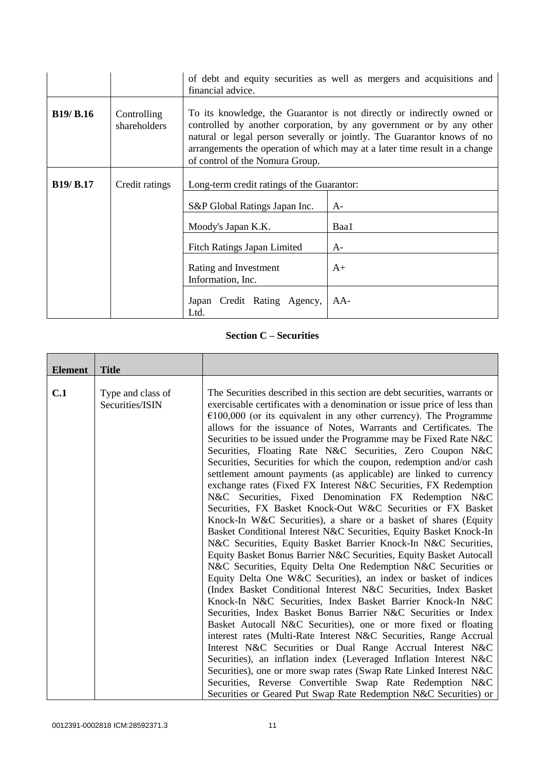| | | | |
|---|---|---|---|
| | | of debt and equity securities as well as mergers and acquisitions and financial advice. | |
| **B19/ B.16** | Controlling shareholders | To its knowledge, the Guarantor is not directly or indirectly owned or controlled by another corporation, by any government or by any other natural or legal person severally or jointly. The Guarantor knows of no arrangements the operation of which may at a later time result in a change of control of the Nomura Group. | |
| **B19/ B.17** | Credit ratings | Long-term credit ratings of the Guarantor: | |
| | | S&P Global Ratings Japan Inc. | A- |
| | | Moody's Japan K.K. | Baa1 |
| | | Fitch Ratings Japan Limited | A- |
| | | Rating and Investment Information, Inc. | A+ |
| | | Japan Credit Rating Agency, Ltd. | AA- |

## Section C – Securities

| Element | Title | |
|---|---|---|
| **C.1** | Type and class of Securities/ISIN | The Securities described in this section are debt securities, warrants or exercisable certificates with a denomination or issue price of less than €100,000 (or its equivalent in any other currency). The Programme allows for the issuance of Notes, Warrants and Certificates. The Securities to be issued under the Programme may be Fixed Rate N&C Securities, Floating Rate N&C Securities, Zero Coupon N&C Securities, Securities for which the coupon, redemption and/or cash settlement amount payments (as applicable) are linked to currency exchange rates (Fixed FX Interest N&C Securities, FX Redemption N&C Securities, Fixed Denomination FX Redemption N&C Securities, FX Basket Knock-Out W&C Securities or FX Basket Knock-In W&C Securities), a share or a basket of shares (Equity Basket Conditional Interest N&C Securities, Equity Basket Knock-In N&C Securities, Equity Basket Barrier Knock-In N&C Securities, Equity Basket Bonus Barrier N&C Securities, Equity Basket Autocall N&C Securities, Equity Delta One Redemption N&C Securities or Equity Delta One W&C Securities), an index or basket of indices (Index Basket Conditional Interest N&C Securities, Index Basket Knock-In N&C Securities, Index Basket Barrier Knock-In N&C Securities, Index Basket Bonus Barrier N&C Securities or Index Basket Autocall N&C Securities), one or more fixed or floating interest rates (Multi-Rate Interest N&C Securities, Range Accrual Interest N&C Securities or Dual Range Accrual Interest N&C Securities), an inflation index (Leveraged Inflation Interest N&C Securities), one or more swap rates (Swap Rate Linked Interest N&C Securities, Reverse Convertible Swap Rate Redemption N&C Securities or Geared Put Swap Rate Redemption N&C Securities) or |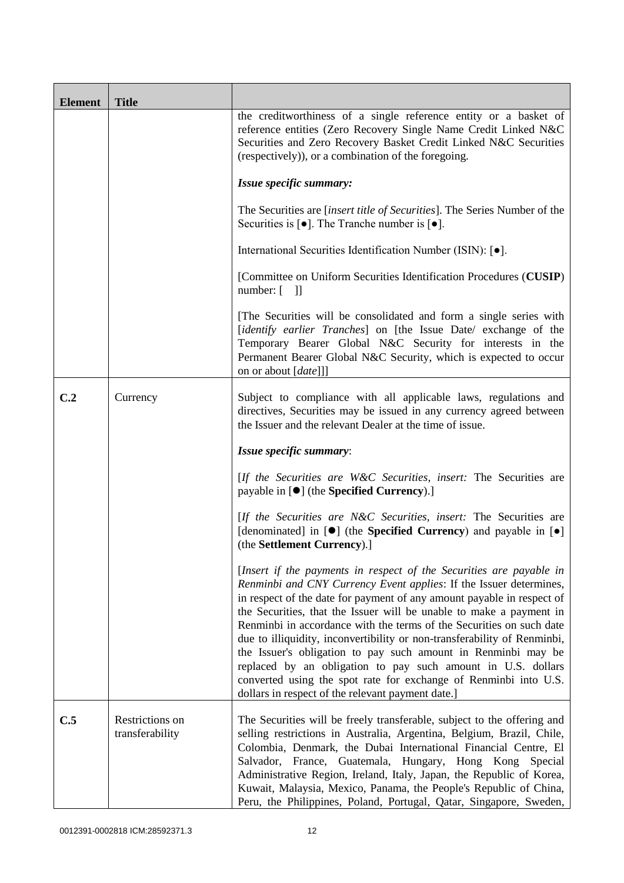| Element | Title | |
|---|---|---|
| | | the creditworthiness of a single reference entity or a basket of reference entities (Zero Recovery Single Name Credit Linked N&C Securities and Zero Recovery Basket Credit Linked N&C Securities (respectively)), or a combination of the foregoing.<br><br>***Issue specific summary:***<br><br>The Securities are [*insert title of Securities*]. The Series Number of the Securities is [●]. The Tranche number is [●].<br><br>International Securities Identification Number (ISIN): [●].<br><br>[Committee on Uniform Securities Identification Procedures (**CUSIP**) number: [ ]]<br><br>[The Securities will be consolidated and form a single series with [*identify earlier Tranches*] on [the Issue Date/ exchange of the Temporary Bearer Global N&C Security for interests in the Permanent Bearer Global N&C Security, which is expected to occur on or about [*date*]]] |
| **C.2** | Currency | Subject to compliance with all applicable laws, regulations and directives, Securities may be issued in any currency agreed between the Issuer and the relevant Dealer at the time of issue.<br><br>***Issue specific summary***:<br><br>[*If the Securities are W&C Securities, insert:* The Securities are payable in [●] (the **Specified Currency**).]<br><br>[*If the Securities are N&C Securities, insert:* The Securities are [denominated] in [●] (the **Specified Currency**) and payable in [●] (the **Settlement Currency**).]<br><br>[*Insert if the payments in respect of the Securities are payable in Renminbi and CNY Currency Event applies*: If the Issuer determines, in respect of the date for payment of any amount payable in respect of the Securities, that the Issuer will be unable to make a payment in Renminbi in accordance with the terms of the Securities on such date due to illiquidity, inconvertibility or non-transferability of Renminbi, the Issuer's obligation to pay such amount in Renminbi may be replaced by an obligation to pay such amount in U.S. dollars converted using the spot rate for exchange of Renminbi into U.S. dollars in respect of the relevant payment date.] |
| **C.5** | Restrictions on transferability | The Securities will be freely transferable, subject to the offering and selling restrictions in Australia, Argentina, Belgium, Brazil, Chile, Colombia, Denmark, the Dubai International Financial Centre, El Salvador, France, Guatemala, Hungary, Hong Kong Special Administrative Region, Ireland, Italy, Japan, the Republic of Korea, Kuwait, Malaysia, Mexico, Panama, the People's Republic of China, Peru, the Philippines, Poland, Portugal, Qatar, Singapore, Sweden, |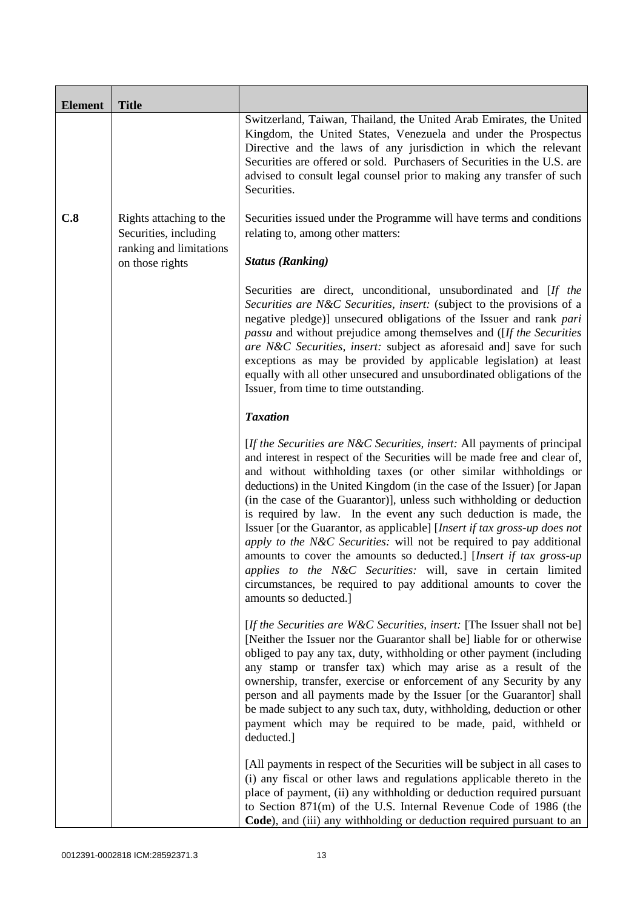| Element | Title | |
|---|---|---|
| | | Switzerland, Taiwan, Thailand, the United Arab Emirates, the United Kingdom, the United States, Venezuela and under the Prospectus Directive and the laws of any jurisdiction in which the relevant Securities are offered or sold. Purchasers of Securities in the U.S. are advised to consult legal counsel prior to making any transfer of such Securities. |
| **C.8** | Rights attaching to the Securities, including ranking and limitations on those rights | Securities issued under the Programme will have terms and conditions relating to, among other matters:<br><br>***Status (Ranking)***<br><br>Securities are direct, unconditional, unsubordinated and [*If the Securities are N&C Securities, insert:* (subject to the provisions of a negative pledge)] unsecured obligations of the Issuer and rank *pari passu* and without prejudice among themselves and ([*If the Securities are N&C Securities, insert:* subject as aforesaid and] save for such exceptions as may be provided by applicable legislation) at least equally with all other unsecured and unsubordinated obligations of the Issuer, from time to time outstanding.<br><br>***Taxation***<br><br>[*If the Securities are N&C Securities, insert:* All payments of principal and interest in respect of the Securities will be made free and clear of, and without withholding taxes (or other similar withholdings or deductions) in the United Kingdom (in the case of the Issuer) [or Japan (in the case of the Guarantor)], unless such withholding or deduction is required by law. In the event any such deduction is made, the Issuer [or the Guarantor, as applicable] [*Insert if tax gross-up does not apply to the N&C Securities:* will not be required to pay additional amounts to cover the amounts so deducted.] [*Insert if tax gross-up applies to the N&C Securities:* will, save in certain limited circumstances, be required to pay additional amounts to cover the amounts so deducted.]<br><br>[*If the Securities are W&C Securities, insert:* [The Issuer shall not be] [Neither the Issuer nor the Guarantor shall be] liable for or otherwise obliged to pay any tax, duty, withholding or other payment (including any stamp or transfer tax) which may arise as a result of the ownership, transfer, exercise or enforcement of any Security by any person and all payments made by the Issuer [or the Guarantor] shall be made subject to any such tax, duty, withholding, deduction or other payment which may be required to be made, paid, withheld or deducted.]<br><br>[All payments in respect of the Securities will be subject in all cases to (i) any fiscal or other laws and regulations applicable thereto in the place of payment, (ii) any withholding or deduction required pursuant to Section 871(m) of the U.S. Internal Revenue Code of 1986 (the **Code**), and (iii) any withholding or deduction required pursuant to an |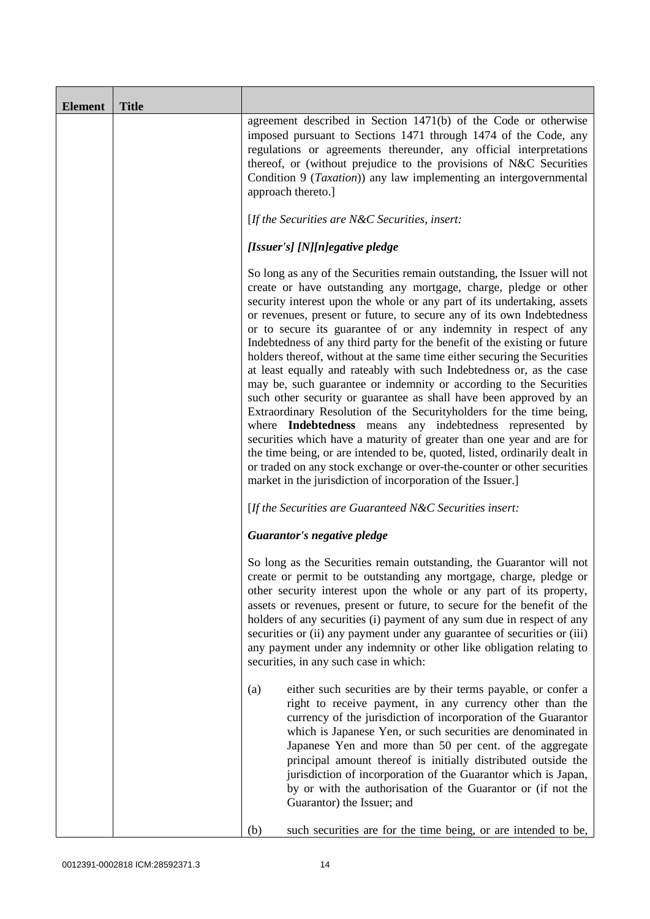| Element | Title | |
|---|---|---|
| | | agreement described in Section 1471(b) of the Code or otherwise imposed pursuant to Sections 1471 through 1474 of the Code, any regulations or agreements thereunder, any official interpretations thereof, or (without prejudice to the provisions of N&C Securities Condition 9 (*Taxation*)) any law implementing an intergovernmental approach thereto.]<br><br>[*If the Securities are N&C Securities, insert:*<br><br>***[Issuer's] [N][n]egative pledge***<br><br>So long as any of the Securities remain outstanding, the Issuer will not create or have outstanding any mortgage, charge, pledge or other security interest upon the whole or any part of its undertaking, assets or revenues, present or future, to secure any of its own Indebtedness or to secure its guarantee of or any indemnity in respect of any Indebtedness of any third party for the benefit of the existing or future holders thereof, without at the same time either securing the Securities at least equally and rateably with such Indebtedness or, as the case may be, such guarantee or indemnity or according to the Securities such other security or guarantee as shall have been approved by an Extraordinary Resolution of the Securityholders for the time being, where **Indebtedness** means any indebtedness represented by securities which have a maturity of greater than one year and are for the time being, or are intended to be, quoted, listed, ordinarily dealt in or traded on any stock exchange or over-the-counter or other securities market in the jurisdiction of incorporation of the Issuer.]<br><br>[*If the Securities are Guaranteed N&C Securities insert:*<br><br>***Guarantor's negative pledge***<br><br>So long as the Securities remain outstanding, the Guarantor will not create or permit to be outstanding any mortgage, charge, pledge or other security interest upon the whole or any part of its property, assets or revenues, present or future, to secure for the benefit of the holders of any securities (i) payment of any sum due in respect of any securities or (ii) any payment under any guarantee of securities or (iii) any payment under any indemnity or other like obligation relating to securities, in any such case in which:<br><br>(a) either such securities are by their terms payable, or confer a right to receive payment, in any currency other than the currency of the jurisdiction of incorporation of the Guarantor which is Japanese Yen, or such securities are denominated in Japanese Yen and more than 50 per cent. of the aggregate principal amount thereof is initially distributed outside the jurisdiction of incorporation of the Guarantor which is Japan, by or with the authorisation of the Guarantor or (if not the Guarantor) the Issuer; and<br><br>(b) such securities are for the time being, or are intended to be, |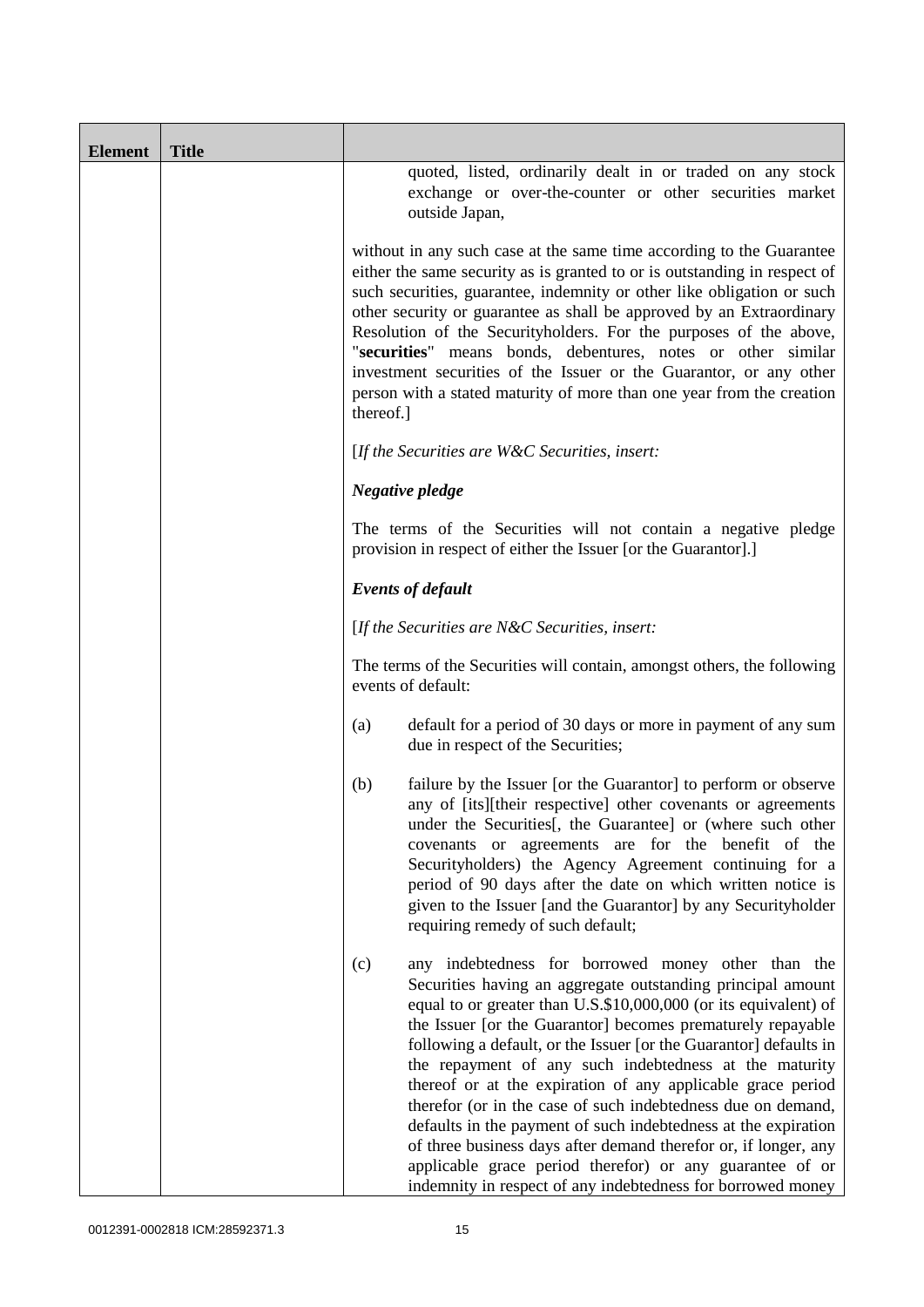| Element | Title | |
|---|---|---|
| | | quoted, listed, ordinarily dealt in or traded on any stock exchange or over-the-counter or other securities market outside Japan,<br><br>without in any such case at the same time according to the Guarantee either the same security as is granted to or is outstanding in respect of such securities, guarantee, indemnity or other like obligation or such other security or guarantee as shall be approved by an Extraordinary Resolution of the Securityholders. For the purposes of the above, "**securities**" means bonds, debentures, notes or other similar investment securities of the Issuer or the Guarantor, or any other person with a stated maturity of more than one year from the creation thereof.]<br><br>[*If the Securities are W&C Securities, insert:*<br><br>***Negative pledge***<br><br>The terms of the Securities will not contain a negative pledge provision in respect of either the Issuer [or the Guarantor].]<br><br>***Events of default***<br><br>[*If the Securities are N&C Securities, insert:*<br><br>The terms of the Securities will contain, amongst others, the following events of default:<br><br>(a) default for a period of 30 days or more in payment of any sum due in respect of the Securities;<br><br>(b) failure by the Issuer [or the Guarantor] to perform or observe any of [its][their respective] other covenants or agreements under the Securities[, the Guarantee] or (where such other covenants or agreements are for the benefit of the Securityholders) the Agency Agreement continuing for a period of 90 days after the date on which written notice is given to the Issuer [and the Guarantor] by any Securityholder requiring remedy of such default;<br><br>(c) any indebtedness for borrowed money other than the Securities having an aggregate outstanding principal amount equal to or greater than U.S.$10,000,000 (or its equivalent) of the Issuer [or the Guarantor] becomes prematurely repayable following a default, or the Issuer [or the Guarantor] defaults in the repayment of any such indebtedness at the maturity thereof or at the expiration of any applicable grace period therefor (or in the case of such indebtedness due on demand, defaults in the payment of such indebtedness at the expiration of three business days after demand therefor or, if longer, any applicable grace period therefor) or any guarantee of or indemnity in respect of any indebtedness for borrowed money |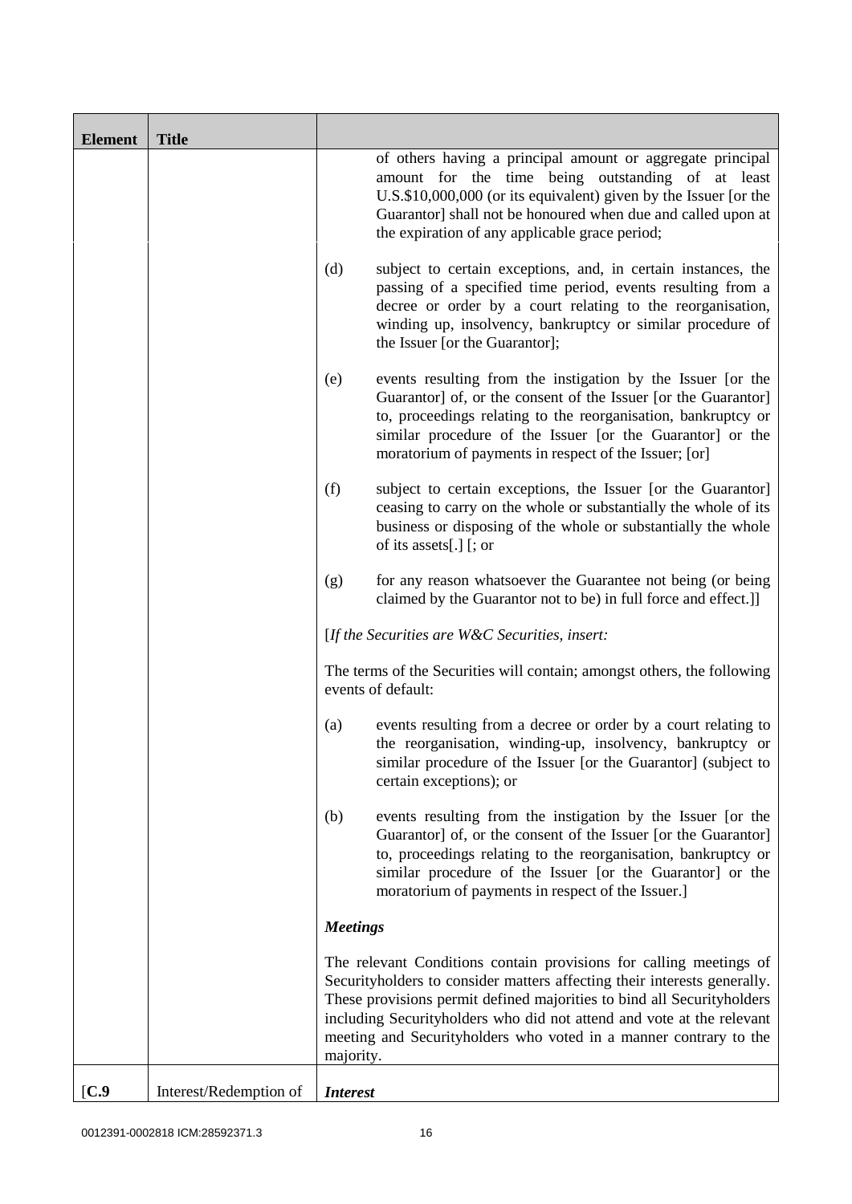| Element | Title | |
|---|---|---|
| | | of others having a principal amount or aggregate principal amount for the time being outstanding of at least U.S.$10,000,000 (or its equivalent) given by the Issuer [or the Guarantor] shall not be honoured when due and called upon at the expiration of any applicable grace period; |
| | | (d) subject to certain exceptions, and, in certain instances, the passing of a specified time period, events resulting from a decree or order by a court relating to the reorganisation, winding up, insolvency, bankruptcy or similar procedure of the Issuer [or the Guarantor];<br><br>(e) events resulting from the instigation by the Issuer [or the Guarantor] of, or the consent of the Issuer [or the Guarantor] to, proceedings relating to the reorganisation, bankruptcy or similar procedure of the Issuer [or the Guarantor] or the moratorium of payments in respect of the Issuer; [or]<br><br>(f) subject to certain exceptions, the Issuer [or the Guarantor] ceasing to carry on the whole or substantially the whole of its business or disposing of the whole or substantially the whole of its assets[.] [; or<br><br>(g) for any reason whatsoever the Guarantee not being (or being claimed by the Guarantor not to be) in full force and effect.]]<br><br>[*If the Securities are W&C Securities, insert:*<br><br>The terms of the Securities will contain; amongst others, the following events of default:<br><br>(a) events resulting from a decree or order by a court relating to the reorganisation, winding-up, insolvency, bankruptcy or similar procedure of the Issuer [or the Guarantor] (subject to certain exceptions); or<br><br>(b) events resulting from the instigation by the Issuer [or the Guarantor] of, or the consent of the Issuer [or the Guarantor] to, proceedings relating to the reorganisation, bankruptcy or similar procedure of the Issuer [or the Guarantor] or the moratorium of payments in respect of the Issuer.]<br><br>***Meetings***<br><br>The relevant Conditions contain provisions for calling meetings of Securityholders to consider matters affecting their interests generally. These provisions permit defined majorities to bind all Securityholders including Securityholders who did not attend and vote at the relevant meeting and Securityholders who voted in a manner contrary to the majority. |
| [**C.9** | Interest/Redemption of | ***Interest*** |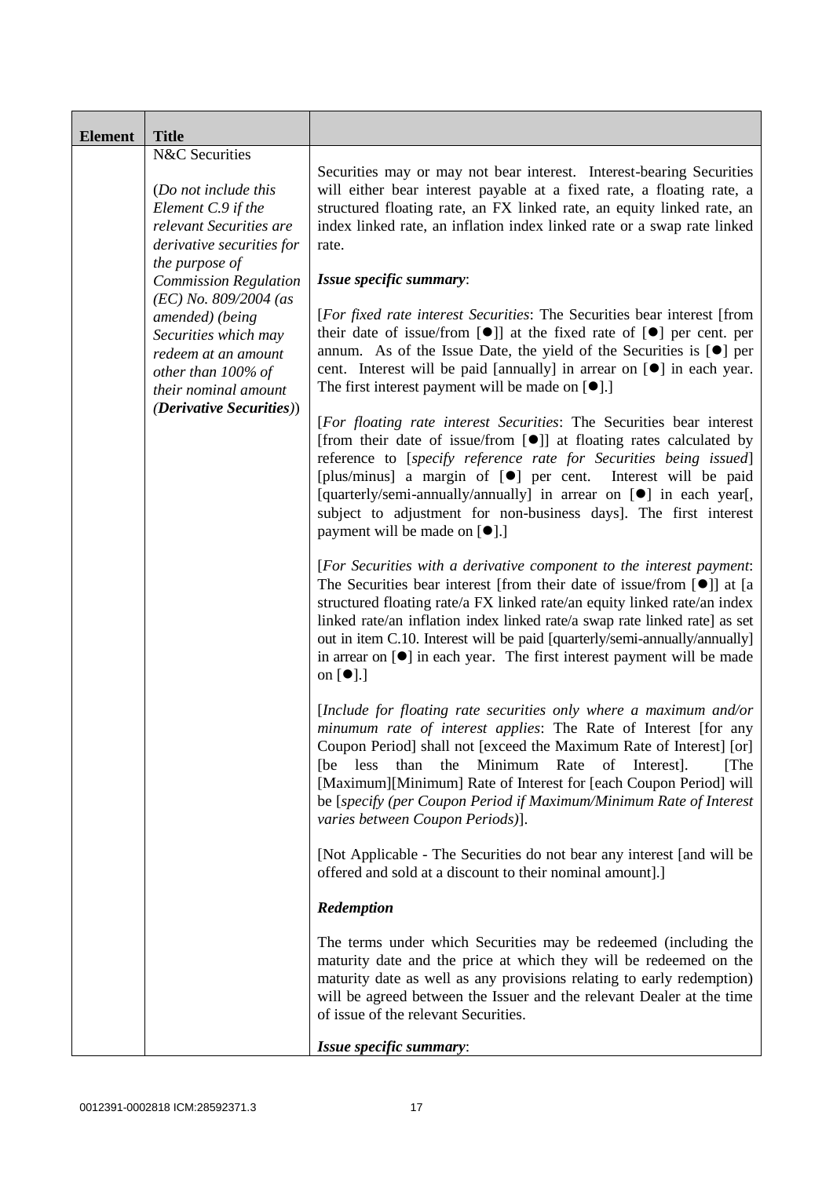| Element | Title | |
|---|---|---|
| | N&C Securities<br><br>(*Do not include this Element C.9 if the relevant Securities are derivative securities for the purpose of Commission Regulation (EC) No. 809/2004 (as amended) (being Securities which may redeem at an amount other than 100% of their nominal amount* (***Derivative Securities***)) | Securities may or may not bear interest. Interest-bearing Securities will either bear interest payable at a fixed rate, a floating rate, a structured floating rate, an FX linked rate, an equity linked rate, an index linked rate, an inflation index linked rate or a swap rate linked rate.<br><br>***Issue specific summary***:<br><br>[*For fixed rate interest Securities*: The Securities bear interest [from their date of issue/from [●]] at the fixed rate of [●] per cent. per annum. As of the Issue Date, the yield of the Securities is [●] per cent. Interest will be paid [annually] in arrear on [●] in each year. The first interest payment will be made on [●].]<br><br>[*For floating rate interest Securities*: The Securities bear interest [from their date of issue/from [●]] at floating rates calculated by reference to [*specify reference rate for Securities being issued*] [plus/minus] a margin of [●] per cent. Interest will be paid [quarterly/semi-annually/annually] in arrear on [●] in each year[, subject to adjustment for non-business days]. The first interest payment will be made on [●].]<br><br>[*For Securities with a derivative component to the interest payment*: The Securities bear interest [from their date of issue/from [●]] at [a structured floating rate/a FX linked rate/an equity linked rate/an index linked rate/an inflation index linked rate/a swap rate linked rate] as set out in item C.10. Interest will be paid [quarterly/semi-annually/annually] in arrear on [●] in each year. The first interest payment will be made on [●].]<br><br>[*Include for floating rate securities only where a maximum and/or minumum rate of interest applies*: The Rate of Interest [for any Coupon Period] shall not [exceed the Maximum Rate of Interest] [or] [be less than the Minimum Rate of Interest]. [The [Maximum][Minimum] Rate of Interest for [each Coupon Period] will be [*specify (per Coupon Period if Maximum/Minimum Rate of Interest varies between Coupon Periods)*].<br><br>[Not Applicable - The Securities do not bear any interest [and will be offered and sold at a discount to their nominal amount].]<br><br>***Redemption***<br><br>The terms under which Securities may be redeemed (including the maturity date and the price at which they will be redeemed on the maturity date as well as any provisions relating to early redemption) will be agreed between the Issuer and the relevant Dealer at the time of issue of the relevant Securities.<br><br>***Issue specific summary***: |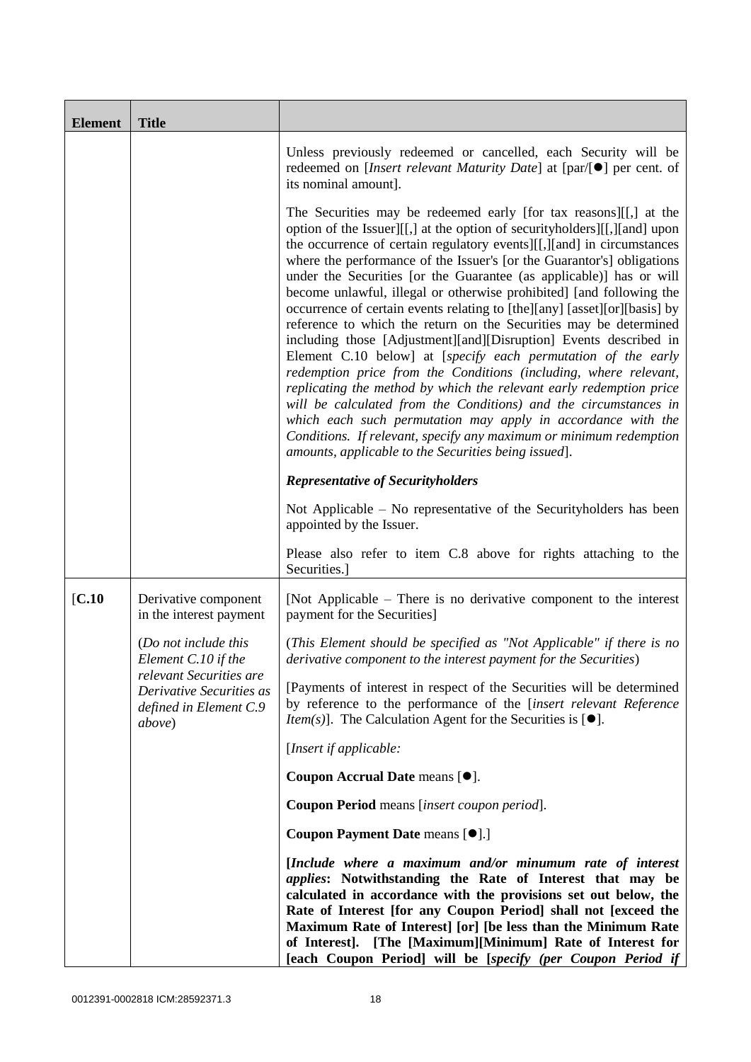| Element | Title | |
|---|---|---|
| | | Unless previously redeemed or cancelled, each Security will be redeemed on [*Insert relevant Maturity Date*] at [par/[●] per cent. of its nominal amount].<br><br>The Securities may be redeemed early [for tax reasons][[,] at the option of the Issuer][[,] at the option of securityholders][[,][and] upon the occurrence of certain regulatory events][[,][and] in circumstances where the performance of the Issuer's [or the Guarantor's] obligations under the Securities [or the Guarantee (as applicable)] has or will become unlawful, illegal or otherwise prohibited] [and following the occurrence of certain events relating to [the][any] [asset][or][basis] by reference to which the return on the Securities may be determined including those [Adjustment][and][Disruption] Events described in Element C.10 below] at [*specify each permutation of the early redemption price from the Conditions (including, where relevant, replicating the method by which the relevant early redemption price will be calculated from the Conditions) and the circumstances in which each such permutation may apply in accordance with the Conditions. If relevant, specify any maximum or minimum redemption amounts, applicable to the Securities being issued*].<br><br>***Representative of Securityholders***<br><br>Not Applicable – No representative of the Securityholders has been appointed by the Issuer.<br><br>Please also refer to item C.8 above for rights attaching to the Securities.] |
| [**C.10** | Derivative component in the interest payment<br><br>(*Do not include this Element C.10 if the relevant Securities are Derivative Securities as defined in Element C.9 above*) | [Not Applicable – There is no derivative component to the interest payment for the Securities]<br><br>(*This Element should be specified as "Not Applicable" if there is no derivative component to the interest payment for the Securities*)<br><br>[Payments of interest in respect of the Securities will be determined by reference to the performance of the [*insert relevant Reference Item(s)*]. The Calculation Agent for the Securities is [●].<br><br>[*Insert if applicable:*<br><br>**Coupon Accrual Date** means [●].<br><br>**Coupon Period** means [*insert coupon period*].<br><br>**Coupon Payment Date** means [●].]<br><br>**[*Include where a maximum and/or minumum rate of interest applies*: Notwithstanding the Rate of Interest that may be calculated in accordance with the provisions set out below, the Rate of Interest [for any Coupon Period] shall not [exceed the Maximum Rate of Interest] [or] [be less than the Minimum Rate of Interest]. [The [Maximum][Minimum] Rate of Interest for [each Coupon Period] will be [*specify (per Coupon Period if*** |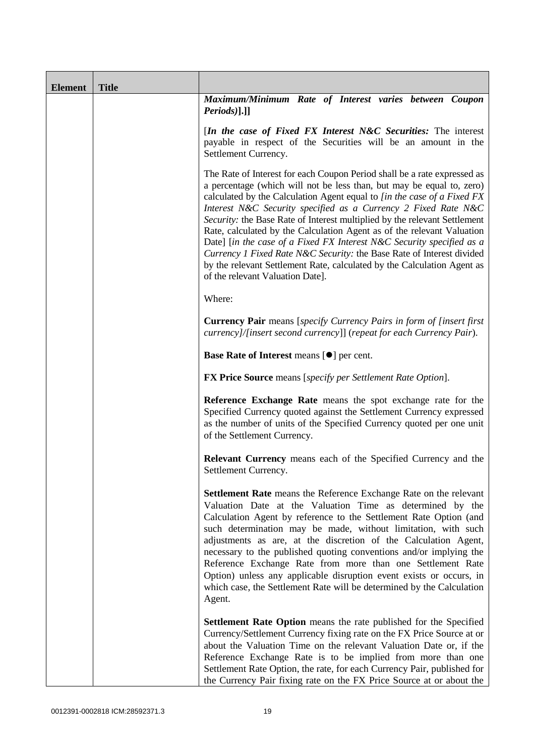| Element | Title | |
|---|---|---|
| | | ***Maximum/Minimum Rate of Interest varies between Coupon Periods)*].]]**<br><br>[***In the case of Fixed FX Interest N&C Securities:*** The interest payable in respect of the Securities will be an amount in the Settlement Currency.<br><br>The Rate of Interest for each Coupon Period shall be a rate expressed as a percentage (which will not be less than, but may be equal to, zero) calculated by the Calculation Agent equal to *[in the case of a Fixed FX Interest N&C Security specified as a Currency 2 Fixed Rate N&C Security:* the Base Rate of Interest multiplied by the relevant Settlement Rate, calculated by the Calculation Agent as of the relevant Valuation Date] [*in the case of a Fixed FX Interest N&C Security specified as a Currency 1 Fixed Rate N&C Security:* the Base Rate of Interest divided by the relevant Settlement Rate, calculated by the Calculation Agent as of the relevant Valuation Date].<br><br>Where:<br><br>**Currency Pair** means [*specify Currency Pairs in form of [insert first currency]/[insert second currency]*] (*repeat for each Currency Pair*).<br><br>**Base Rate of Interest** means [●] per cent.<br><br>**FX Price Source** means [*specify per Settlement Rate Option*].<br><br>**Reference Exchange Rate** means the spot exchange rate for the Specified Currency quoted against the Settlement Currency expressed as the number of units of the Specified Currency quoted per one unit of the Settlement Currency.<br><br>**Relevant Currency** means each of the Specified Currency and the Settlement Currency.<br><br>**Settlement Rate** means the Reference Exchange Rate on the relevant Valuation Date at the Valuation Time as determined by the Calculation Agent by reference to the Settlement Rate Option (and such determination may be made, without limitation, with such adjustments as are, at the discretion of the Calculation Agent, necessary to the published quoting conventions and/or implying the Reference Exchange Rate from more than one Settlement Rate Option) unless any applicable disruption event exists or occurs, in which case, the Settlement Rate will be determined by the Calculation Agent.<br><br>**Settlement Rate Option** means the rate published for the Specified Currency/Settlement Currency fixing rate on the FX Price Source at or about the Valuation Time on the relevant Valuation Date or, if the Reference Exchange Rate is to be implied from more than one Settlement Rate Option, the rate, for each Currency Pair, published for the Currency Pair fixing rate on the FX Price Source at or about the |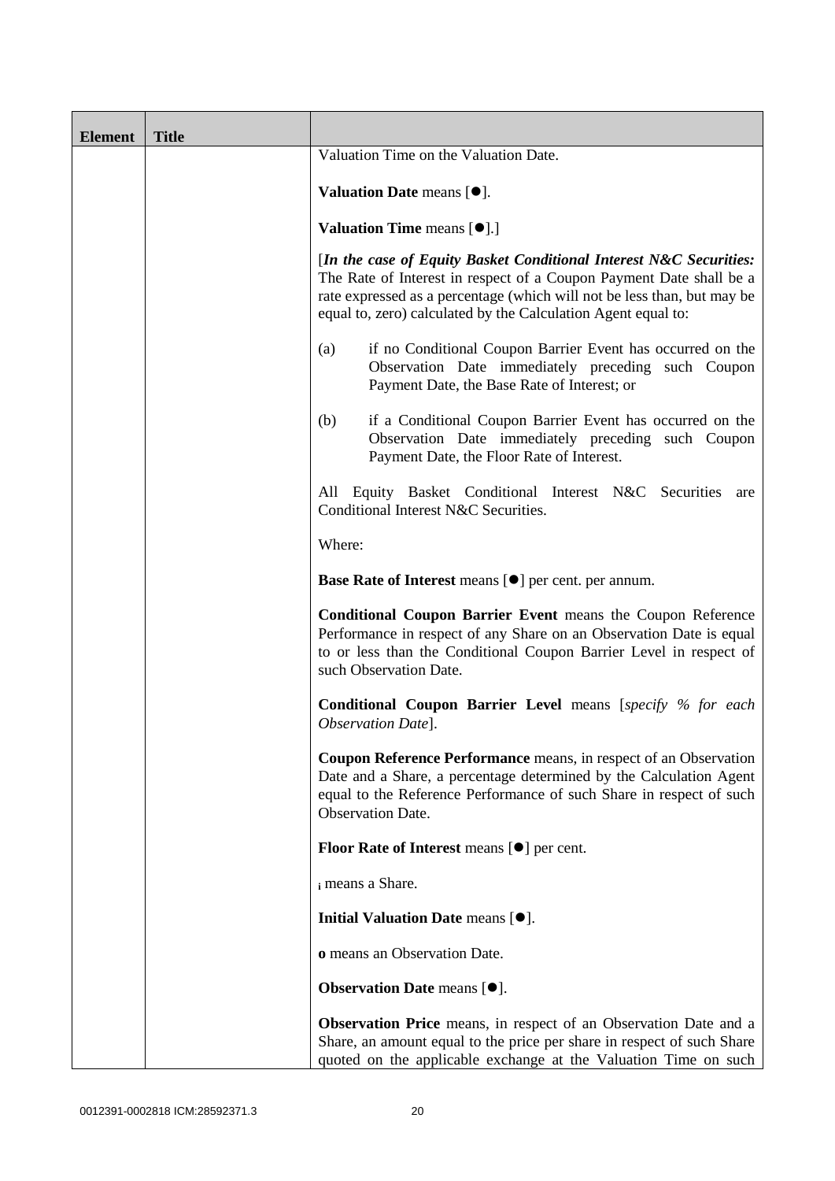| Element | Title | |
|---|---|---|
| | | Valuation Time on the Valuation Date.<br><br>**Valuation Date** means [●].<br><br>**Valuation Time** means [●].]<br><br>[***In the case of Equity Basket Conditional Interest N&C Securities:*** The Rate of Interest in respect of a Coupon Payment Date shall be a rate expressed as a percentage (which will not be less than, but may be equal to, zero) calculated by the Calculation Agent equal to:<br><br>(a) if no Conditional Coupon Barrier Event has occurred on the Observation Date immediately preceding such Coupon Payment Date, the Base Rate of Interest; or<br><br>(b) if a Conditional Coupon Barrier Event has occurred on the Observation Date immediately preceding such Coupon Payment Date, the Floor Rate of Interest.<br><br>All Equity Basket Conditional Interest N&C Securities are Conditional Interest N&C Securities.<br><br>Where:<br><br>**Base Rate of Interest** means [●] per cent. per annum.<br><br>**Conditional Coupon Barrier Event** means the Coupon Reference Performance in respect of any Share on an Observation Date is equal to or less than the Conditional Coupon Barrier Level in respect of such Observation Date.<br><br>**Conditional Coupon Barrier Level** means [*specify % for each Observation Date*].<br><br>**Coupon Reference Performance** means, in respect of an Observation Date and a Share, a percentage determined by the Calculation Agent equal to the Reference Performance of such Share in respect of such Observation Date.<br><br>**Floor Rate of Interest** means [●] per cent.<br><br>$_i$ means a Share.<br><br>**Initial Valuation Date** means [●].<br><br>**o** means an Observation Date.<br><br>**Observation Date** means [●].<br><br>**Observation Price** means, in respect of an Observation Date and a Share, an amount equal to the price per share in respect of such Share quoted on the applicable exchange at the Valuation Time on such |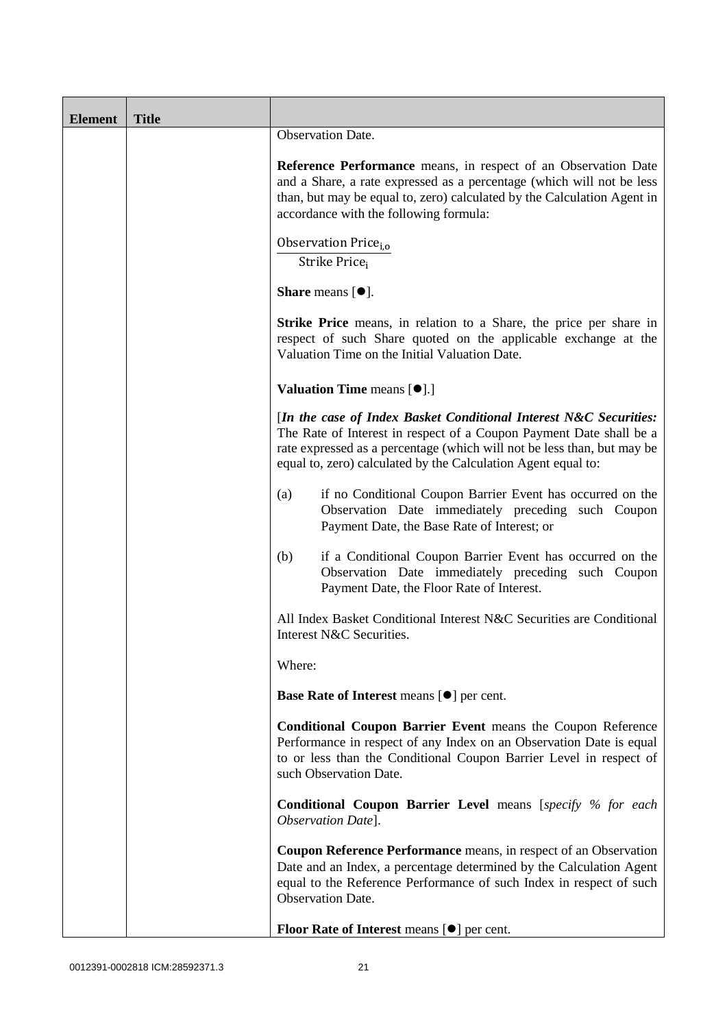| Element | Title | |
|---|---|---|
| | | Observation Date.<br><br>**Reference Performance** means, in respect of an Observation Date and a Share, a rate expressed as a percentage (which will not be less than, but may be equal to, zero) calculated by the Calculation Agent in accordance with the following formula:<br><br>$\frac{\text{Observation Price}_{i,o}}{\text{Strike Price}_{i}}$<br><br>**Share** means [●].<br><br>**Strike Price** means, in relation to a Share, the price per share in respect of such Share quoted on the applicable exchange at the Valuation Time on the Initial Valuation Date.<br><br>**Valuation Time** means [●].]<br><br>[***In the case of Index Basket Conditional Interest N&C Securities:*** The Rate of Interest in respect of a Coupon Payment Date shall be a rate expressed as a percentage (which will not be less than, but may be equal to, zero) calculated by the Calculation Agent equal to:<br><br>(a) if no Conditional Coupon Barrier Event has occurred on the Observation Date immediately preceding such Coupon Payment Date, the Base Rate of Interest; or<br><br>(b) if a Conditional Coupon Barrier Event has occurred on the Observation Date immediately preceding such Coupon Payment Date, the Floor Rate of Interest.<br><br>All Index Basket Conditional Interest N&C Securities are Conditional Interest N&C Securities.<br><br>Where:<br><br>**Base Rate of Interest** means [●] per cent.<br><br>**Conditional Coupon Barrier Event** means the Coupon Reference Performance in respect of any Index on an Observation Date is equal to or less than the Conditional Coupon Barrier Level in respect of such Observation Date.<br><br>**Conditional Coupon Barrier Level** means [*specify % for each Observation Date*].<br><br>**Coupon Reference Performance** means, in respect of an Observation Date and an Index, a percentage determined by the Calculation Agent equal to the Reference Performance of such Index in respect of such Observation Date.<br><br>**Floor Rate of Interest** means [●] per cent. |

0012391-0002818 ICM:28592371.3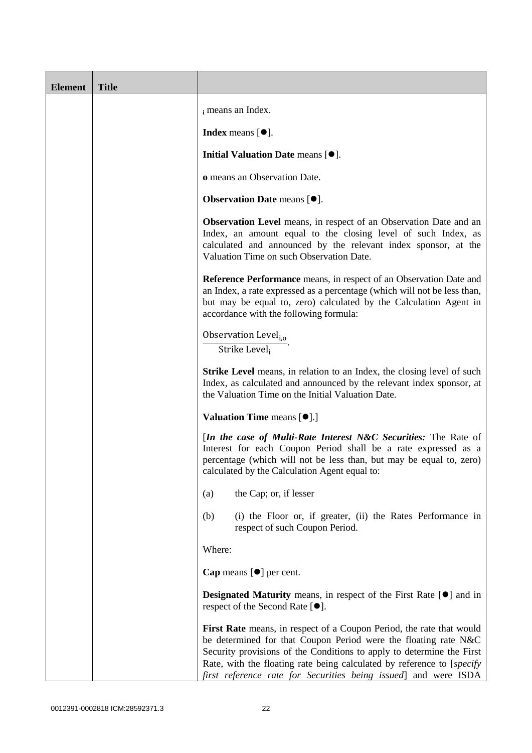| Element | Title | |
|---|---|---|
| | | $_i$ means an Index.<br><br>**Index** means [●].<br><br>**Initial Valuation Date** means [●].<br><br>**o** means an Observation Date.<br><br>**Observation Date** means [●].<br><br>**Observation Level** means, in respect of an Observation Date and an Index, an amount equal to the closing level of such Index, as calculated and announced by the relevant index sponsor, at the Valuation Time on such Observation Date.<br><br>**Reference Performance** means, in respect of an Observation Date and an Index, a rate expressed as a percentage (which will not be less than, but may be equal to, zero) calculated by the Calculation Agent in accordance with the following formula:<br><br>$\frac{\text{Observation Level}_{i,o}}{\text{Strike Level}_i}$.<br><br>**Strike Level** means, in relation to an Index, the closing level of such Index, as calculated and announced by the relevant index sponsor, at the Valuation Time on the Initial Valuation Date.<br><br>**Valuation Time** means [●].]<br><br>[***In the case of Multi-Rate Interest N&C Securities:*** The Rate of Interest for each Coupon Period shall be a rate expressed as a percentage (which will not be less than, but may be equal to, zero) calculated by the Calculation Agent equal to:<br><br>(a) the Cap; or, if lesser<br><br>(b) (i) the Floor or, if greater, (ii) the Rates Performance in respect of such Coupon Period.<br><br>Where:<br><br>**Cap** means [●] per cent.<br><br>**Designated Maturity** means, in respect of the First Rate [●] and in respect of the Second Rate [●].<br><br>**First Rate** means, in respect of a Coupon Period, the rate that would be determined for that Coupon Period were the floating rate N&C Security provisions of the Conditions to apply to determine the First Rate, with the floating rate being calculated by reference to [*specify first reference rate for Securities being issued*] and were ISDA |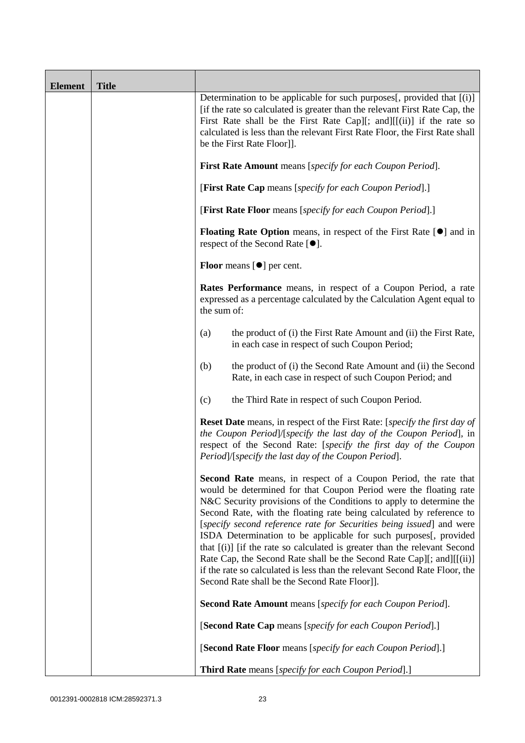| Element | Title | |
|---|---|---|
| | | Determination to be applicable for such purposes[, provided that [(i)] [if the rate so calculated is greater than the relevant First Rate Cap, the First Rate shall be the First Rate Cap][; and][[(ii)] if the rate so calculated is less than the relevant First Rate Floor, the First Rate shall be the First Rate Floor]].<br><br>**First Rate Amount** means [*specify for each Coupon Period*].<br><br>[**First Rate Cap** means [*specify for each Coupon Period*].]<br><br>[**First Rate Floor** means [*specify for each Coupon Period*].]<br><br>**Floating Rate Option** means, in respect of the First Rate [●] and in respect of the Second Rate [●].<br><br>**Floor** means [●] per cent.<br><br>**Rates Performance** means, in respect of a Coupon Period, a rate expressed as a percentage calculated by the Calculation Agent equal to the sum of:<br><br>(a) the product of (i) the First Rate Amount and (ii) the First Rate, in each case in respect of such Coupon Period;<br><br>(b) the product of (i) the Second Rate Amount and (ii) the Second Rate, in each case in respect of such Coupon Period; and<br><br>(c) the Third Rate in respect of such Coupon Period.<br><br>**Reset Date** means, in respect of the First Rate: [*specify the first day of the Coupon Period*]/[*specify the last day of the Coupon Period*], in respect of the Second Rate: [*specify the first day of the Coupon Period*]/[*specify the last day of the Coupon Period*].<br><br>**Second Rate** means, in respect of a Coupon Period, the rate that would be determined for that Coupon Period were the floating rate N&C Security provisions of the Conditions to apply to determine the Second Rate, with the floating rate being calculated by reference to [*specify second reference rate for Securities being issued*] and were ISDA Determination to be applicable for such purposes[, provided that [(i)] [if the rate so calculated is greater than the relevant Second Rate Cap, the Second Rate shall be the Second Rate Cap][; and][[(ii)] if the rate so calculated is less than the relevant Second Rate Floor, the Second Rate shall be the Second Rate Floor]].<br><br>**Second Rate Amount** means [*specify for each Coupon Period*].<br><br>[**Second Rate Cap** means [*specify for each Coupon Period*].]<br><br>[**Second Rate Floor** means [*specify for each Coupon Period*].]<br><br>**Third Rate** means [*specify for each Coupon Period*].] |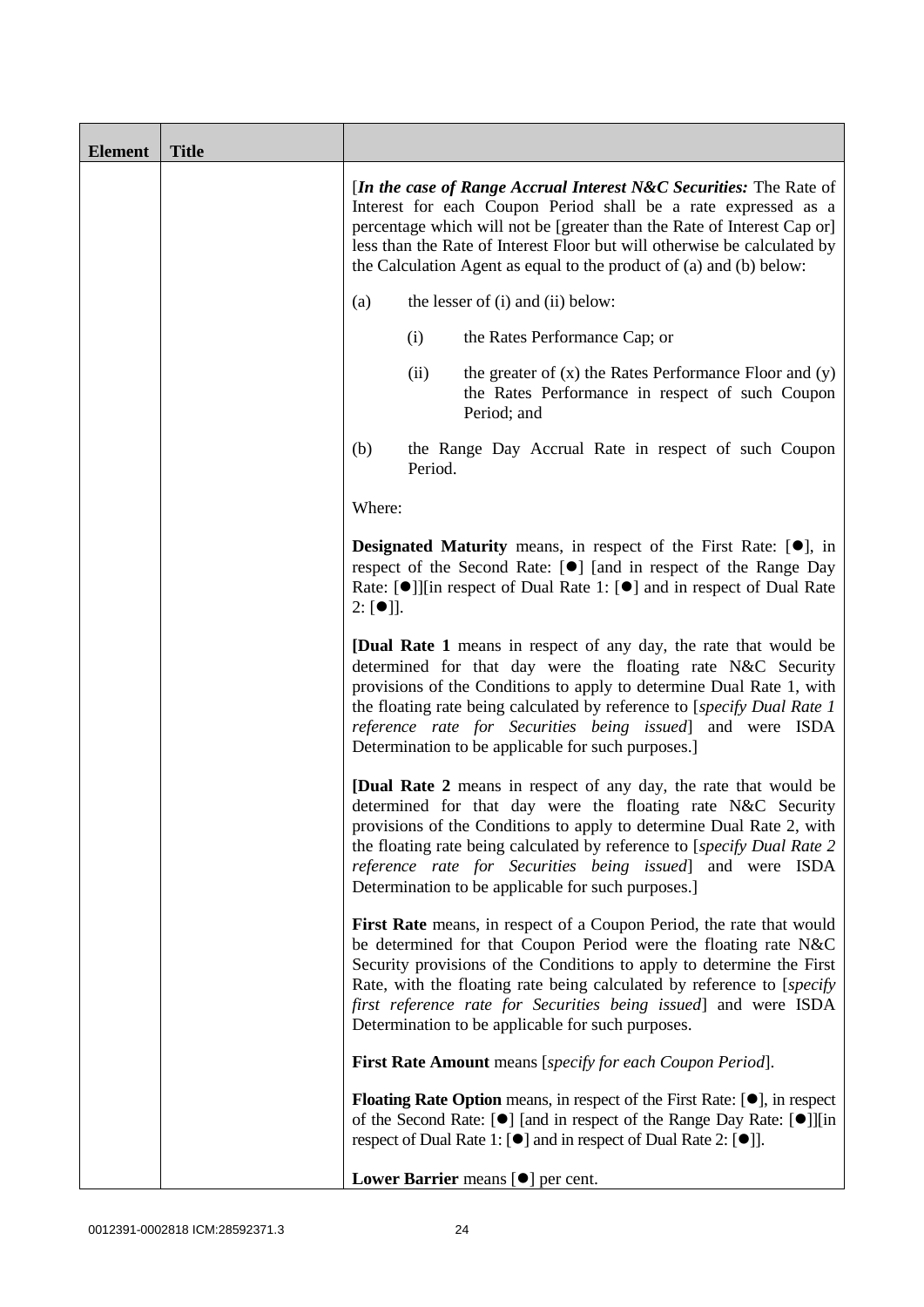| Element | Title | |
|---|---|---|
| | | [*In the case of Range Accrual Interest N&C Securities:* The Rate of Interest for each Coupon Period shall be a rate expressed as a percentage which will not be [greater than the Rate of Interest Cap or] less than the Rate of Interest Floor but will otherwise be calculated by the Calculation Agent as equal to the product of (a) and (b) below:<br><br>(a) the lesser of (i) and (ii) below:<br><br>(i) the Rates Performance Cap; or<br><br>(ii) the greater of (x) the Rates Performance Floor and (y) the Rates Performance in respect of such Coupon Period; and<br><br>(b) the Range Day Accrual Rate in respect of such Coupon Period.<br><br>Where:<br><br>**Designated Maturity** means, in respect of the First Rate: [●], in respect of the Second Rate: [●] [and in respect of the Range Day Rate: [●]][in respect of Dual Rate 1: [●] and in respect of Dual Rate 2: [●]].<br><br>[**Dual Rate 1** means in respect of any day, the rate that would be determined for that day were the floating rate N&C Security provisions of the Conditions to apply to determine Dual Rate 1, with the floating rate being calculated by reference to [*specify Dual Rate 1 reference rate for Securities being issued*] and were ISDA Determination to be applicable for such purposes.]<br><br>[**Dual Rate 2** means in respect of any day, the rate that would be determined for that day were the floating rate N&C Security provisions of the Conditions to apply to determine Dual Rate 2, with the floating rate being calculated by reference to [*specify Dual Rate 2 reference rate for Securities being issued*] and were ISDA Determination to be applicable for such purposes.]<br><br>**First Rate** means, in respect of a Coupon Period, the rate that would be determined for that Coupon Period were the floating rate N&C Security provisions of the Conditions to apply to determine the First Rate, with the floating rate being calculated by reference to [*specify first reference rate for Securities being issued*] and were ISDA Determination to be applicable for such purposes.<br><br>**First Rate Amount** means [*specify for each Coupon Period*].<br><br>**Floating Rate Option** means, in respect of the First Rate: [●], in respect of the Second Rate: [●] [and in respect of the Range Day Rate: [●]][in respect of Dual Rate 1: [●] and in respect of Dual Rate 2: [●]].<br><br>**Lower Barrier** means [●] per cent. |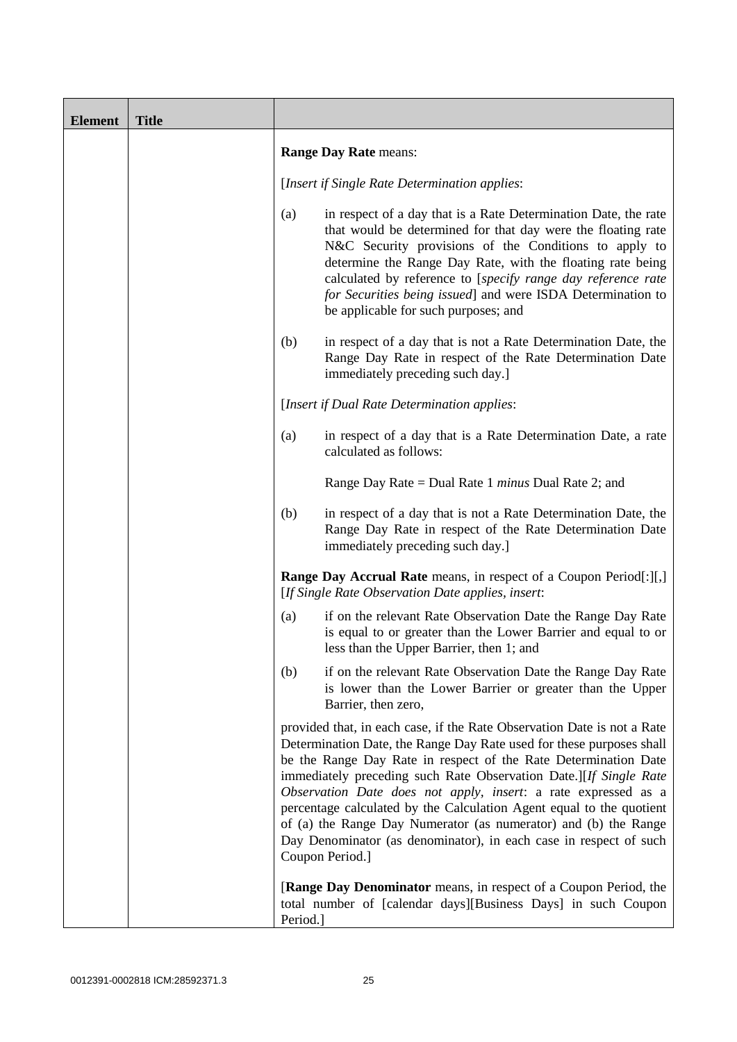| Element | Title | |
|---|---|---|
| | | **Range Day Rate** means:<br><br>[*Insert if Single Rate Determination applies*:<br><br>(a) in respect of a day that is a Rate Determination Date, the rate that would be determined for that day were the floating rate N&C Security provisions of the Conditions to apply to determine the Range Day Rate, with the floating rate being calculated by reference to [*specify range day reference rate for Securities being issued*] and were ISDA Determination to be applicable for such purposes; and<br><br>(b) in respect of a day that is not a Rate Determination Date, the Range Day Rate in respect of the Rate Determination Date immediately preceding such day.]<br><br>[*Insert if Dual Rate Determination applies*:<br><br>(a) in respect of a day that is a Rate Determination Date, a rate calculated as follows:<br><br>Range Day Rate = Dual Rate 1 *minus* Dual Rate 2; and<br><br>(b) in respect of a day that is not a Rate Determination Date, the Range Day Rate in respect of the Rate Determination Date immediately preceding such day.]<br><br>**Range Day Accrual Rate** means, in respect of a Coupon Period[:][,] [*If Single Rate Observation Date applies, insert*:<br><br>(a) if on the relevant Rate Observation Date the Range Day Rate is equal to or greater than the Lower Barrier and equal to or less than the Upper Barrier, then 1; and<br><br>(b) if on the relevant Rate Observation Date the Range Day Rate is lower than the Lower Barrier or greater than the Upper Barrier, then zero,<br><br>provided that, in each case, if the Rate Observation Date is not a Rate Determination Date, the Range Day Rate used for these purposes shall be the Range Day Rate in respect of the Rate Determination Date immediately preceding such Rate Observation Date.][*If Single Rate Observation Date does not apply, insert*: a rate expressed as a percentage calculated by the Calculation Agent equal to the quotient of (a) the Range Day Numerator (as numerator) and (b) the Range Day Denominator (as denominator), in each case in respect of such Coupon Period.]<br><br>[**Range Day Denominator** means, in respect of a Coupon Period, the total number of [calendar days][Business Days] in such Coupon Period.] |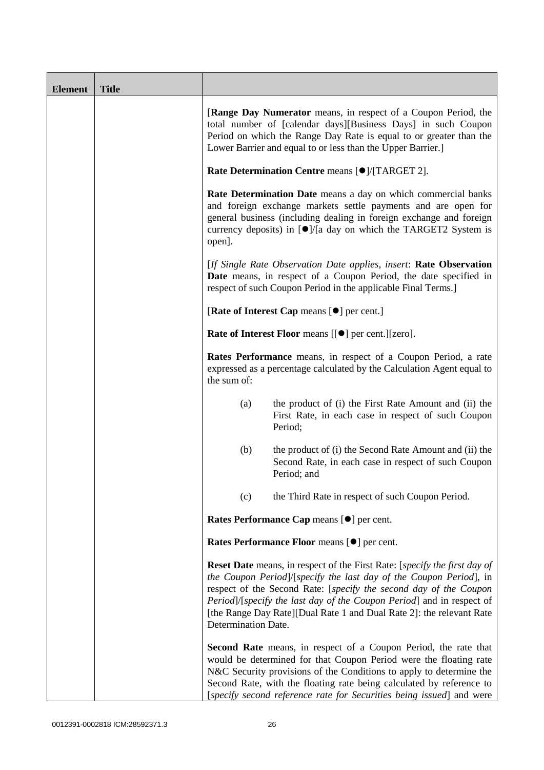| Element | Title | |
|---|---|---|
| | | [**Range Day Numerator** means, in respect of a Coupon Period, the total number of [calendar days][Business Days] in such Coupon Period on which the Range Day Rate is equal to or greater than the Lower Barrier and equal to or less than the Upper Barrier.]<br><br>**Rate Determination Centre** means [●]/[TARGET 2].<br><br>**Rate Determination Date** means a day on which commercial banks and foreign exchange markets settle payments and are open for general business (including dealing in foreign exchange and foreign currency deposits) in [●]/[a day on which the TARGET2 System is open].<br><br>[*If Single Rate Observation Date applies, insert*: **Rate Observation Date** means, in respect of a Coupon Period, the date specified in respect of such Coupon Period in the applicable Final Terms.]<br><br>[**Rate of Interest Cap** means [●] per cent.]<br><br>**Rate of Interest Floor** means [[●] per cent.][zero].<br><br>**Rates Performance** means, in respect of a Coupon Period, a rate expressed as a percentage calculated by the Calculation Agent equal to the sum of:<br><br>(a) the product of (i) the First Rate Amount and (ii) the First Rate, in each case in respect of such Coupon Period;<br><br>(b) the product of (i) the Second Rate Amount and (ii) the Second Rate, in each case in respect of such Coupon Period; and<br><br>(c) the Third Rate in respect of such Coupon Period.<br><br>**Rates Performance Cap** means [●] per cent.<br><br>**Rates Performance Floor** means [●] per cent.<br><br>**Reset Date** means, in respect of the First Rate: [*specify the first day of the Coupon Period*]/[*specify the last day of the Coupon Period*], in respect of the Second Rate: [*specify the second day of the Coupon Period*]/[*specify the last day of the Coupon Period*] and in respect of [the Range Day Rate][Dual Rate 1 and Dual Rate 2]: the relevant Rate Determination Date.<br><br>**Second Rate** means, in respect of a Coupon Period, the rate that would be determined for that Coupon Period were the floating rate N&C Security provisions of the Conditions to apply to determine the Second Rate, with the floating rate being calculated by reference to [*specify second reference rate for Securities being issued*] and were |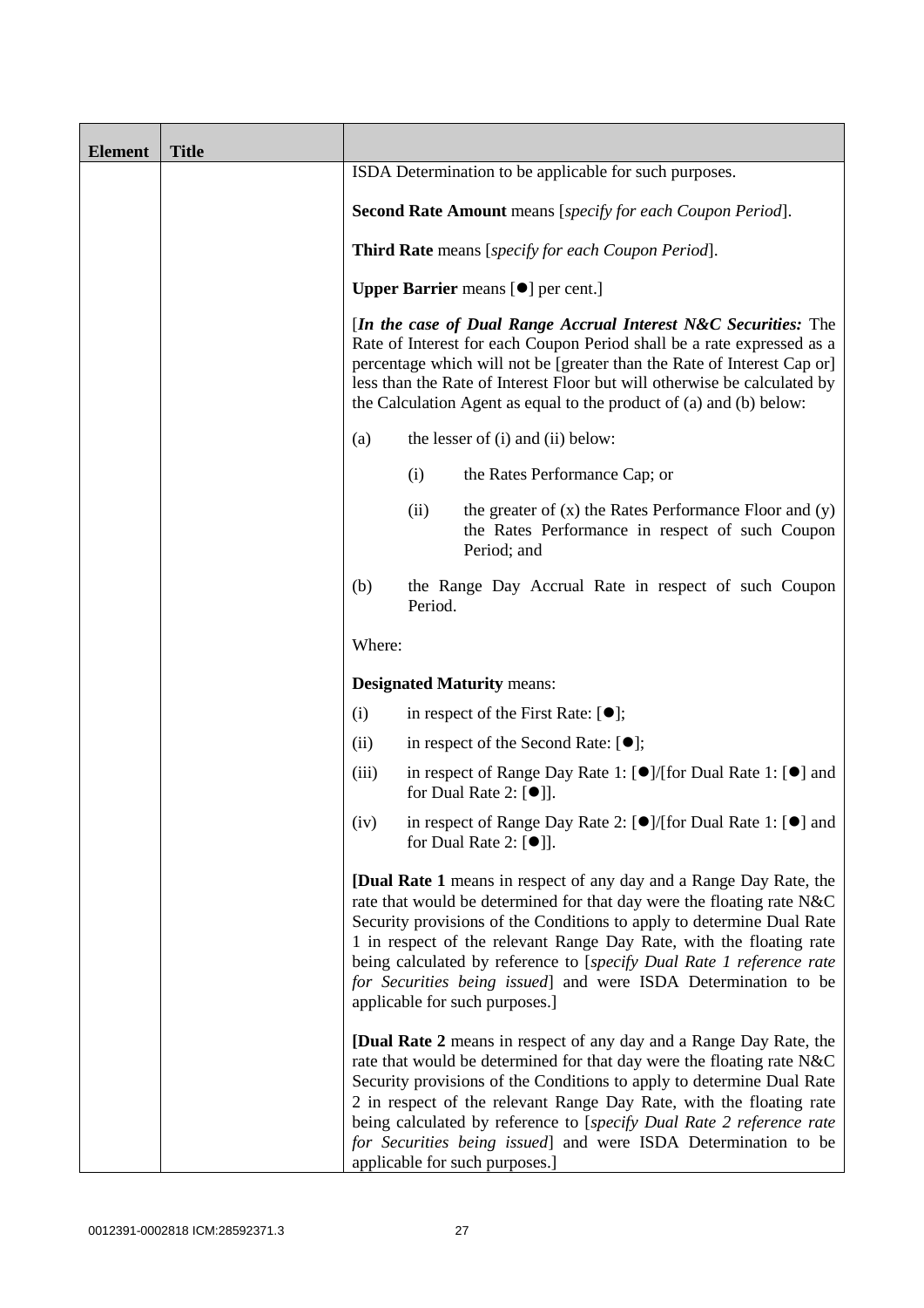| Element | Title | |
|---|---|---|
| | | ISDA Determination to be applicable for such purposes.<br><br>**Second Rate Amount** means [*specify for each Coupon Period*].<br><br>**Third Rate** means [*specify for each Coupon Period*].<br><br>**Upper Barrier** means [●] per cent.]<br><br>[***In the case of Dual Range Accrual Interest N&C Securities:*** The Rate of Interest for each Coupon Period shall be a rate expressed as a percentage which will not be [greater than the Rate of Interest Cap or] less than the Rate of Interest Floor but will otherwise be calculated by the Calculation Agent as equal to the product of (a) and (b) below:<br><br>(a) the lesser of (i) and (ii) below:<br><br>(i) the Rates Performance Cap; or<br><br>(ii) the greater of (x) the Rates Performance Floor and (y) the Rates Performance in respect of such Coupon Period; and<br><br>(b) the Range Day Accrual Rate in respect of such Coupon Period.<br><br>Where:<br><br>**Designated Maturity** means:<br><br>(i) in respect of the First Rate: [●];<br><br>(ii) in respect of the Second Rate: [●];<br><br>(iii) in respect of Range Day Rate 1: [●]/[for Dual Rate 1: [●] and for Dual Rate 2: [●]].<br><br>(iv) in respect of Range Day Rate 2: [●]/[for Dual Rate 1: [●] and for Dual Rate 2: [●]].<br><br>[**Dual Rate 1** means in respect of any day and a Range Day Rate, the rate that would be determined for that day were the floating rate N&C Security provisions of the Conditions to apply to determine Dual Rate 1 in respect of the relevant Range Day Rate, with the floating rate being calculated by reference to [*specify Dual Rate 1 reference rate for Securities being issued*] and were ISDA Determination to be applicable for such purposes.]<br><br>[**Dual Rate 2** means in respect of any day and a Range Day Rate, the rate that would be determined for that day were the floating rate N&C Security provisions of the Conditions to apply to determine Dual Rate 2 in respect of the relevant Range Day Rate, with the floating rate being calculated by reference to [*specify Dual Rate 2 reference rate for Securities being issued*] and were ISDA Determination to be applicable for such purposes.] |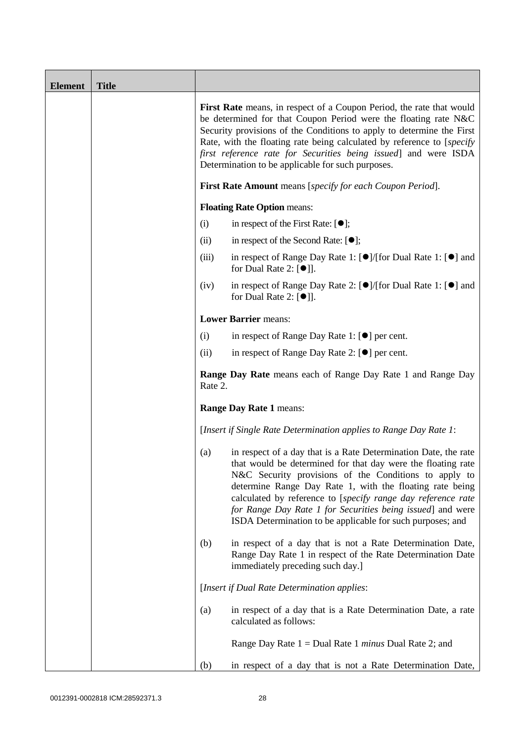| Element | Title | |
|---|---|---|
| | | **First Rate** means, in respect of a Coupon Period, the rate that would be determined for that Coupon Period were the floating rate N&C Security provisions of the Conditions to apply to determine the First Rate, with the floating rate being calculated by reference to [*specify first reference rate for Securities being issued*] and were ISDA Determination to be applicable for such purposes.<br><br>**First Rate Amount** means [*specify for each Coupon Period*].<br><br>**Floating Rate Option** means:<br><br>(i) in respect of the First Rate: [●];<br><br>(ii) in respect of the Second Rate: [●];<br><br>(iii) in respect of Range Day Rate 1: [●]/[for Dual Rate 1: [●] and for Dual Rate 2: [●]].<br><br>(iv) in respect of Range Day Rate 2: [●]/[for Dual Rate 1: [●] and for Dual Rate 2: [●]].<br><br>**Lower Barrier** means:<br><br>(i) in respect of Range Day Rate 1: [●] per cent.<br><br>(ii) in respect of Range Day Rate 2: [●] per cent.<br><br>**Range Day Rate** means each of Range Day Rate 1 and Range Day Rate 2.<br><br>**Range Day Rate 1** means:<br><br>[*Insert if Single Rate Determination applies to Range Day Rate 1*:<br><br>(a) in respect of a day that is a Rate Determination Date, the rate that would be determined for that day were the floating rate N&C Security provisions of the Conditions to apply to determine Range Day Rate 1, with the floating rate being calculated by reference to [*specify range day reference rate for Range Day Rate 1 for Securities being issued*] and were ISDA Determination to be applicable for such purposes; and<br><br>(b) in respect of a day that is not a Rate Determination Date, Range Day Rate 1 in respect of the Rate Determination Date immediately preceding such day.]<br><br>[*Insert if Dual Rate Determination applies*:<br><br>(a) in respect of a day that is a Rate Determination Date, a rate calculated as follows:<br><br>Range Day Rate 1 = Dual Rate 1 *minus* Dual Rate 2; and<br><br>(b) in respect of a day that is not a Rate Determination Date, |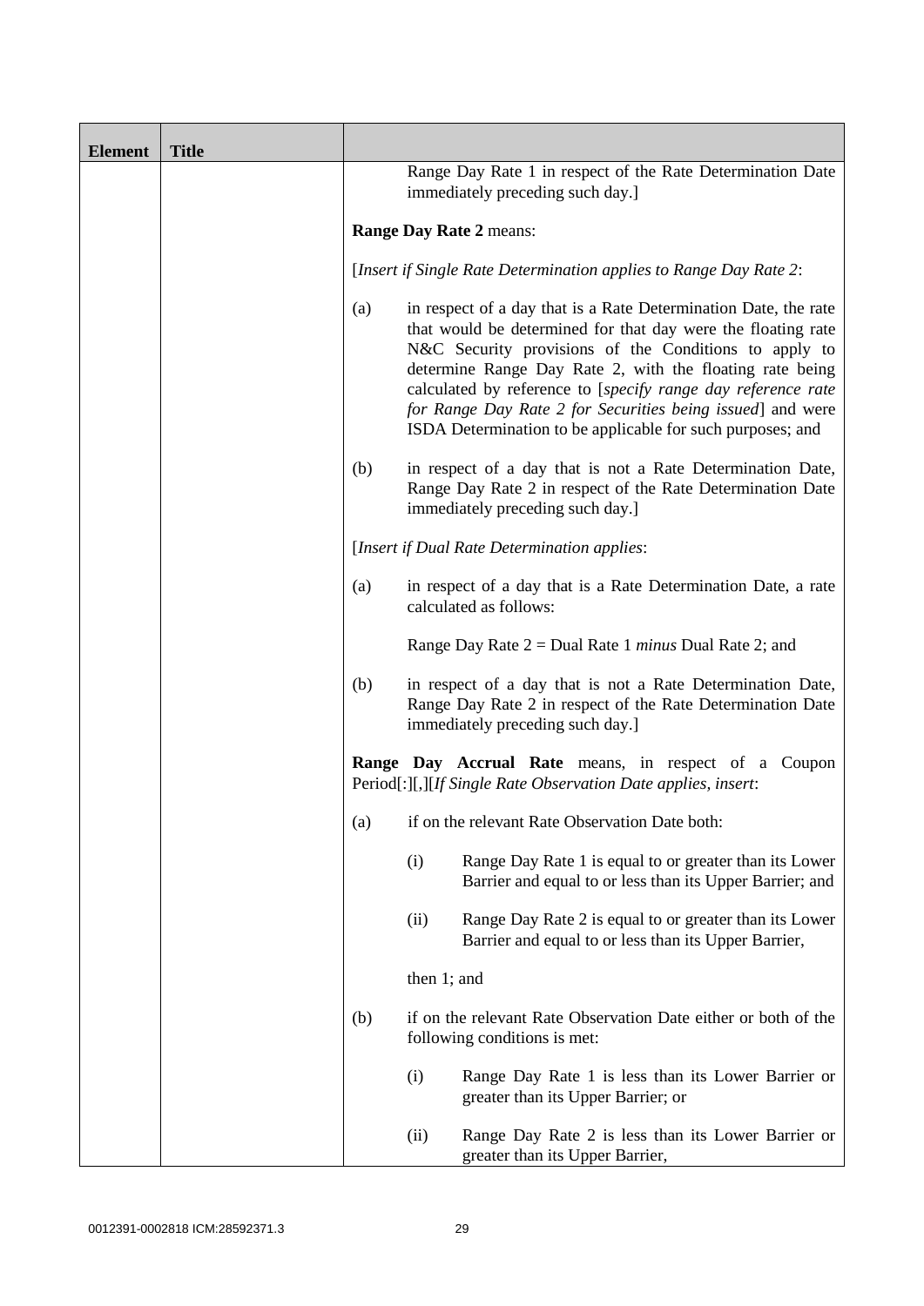| Element | Title | |
|---|---|---|
| | | Range Day Rate 1 in respect of the Rate Determination Date immediately preceding such day.]<br><br>**Range Day Rate 2** means:<br><br>[*Insert if Single Rate Determination applies to Range Day Rate 2*:<br><br>(a) in respect of a day that is a Rate Determination Date, the rate that would be determined for that day were the floating rate N&C Security provisions of the Conditions to apply to determine Range Day Rate 2, with the floating rate being calculated by reference to [*specify range day reference rate for Range Day Rate 2 for Securities being issued*] and were ISDA Determination to be applicable for such purposes; and<br><br>(b) in respect of a day that is not a Rate Determination Date, Range Day Rate 2 in respect of the Rate Determination Date immediately preceding such day.]<br><br>[*Insert if Dual Rate Determination applies*:<br><br>(a) in respect of a day that is a Rate Determination Date, a rate calculated as follows:<br><br>Range Day Rate 2 = Dual Rate 1 *minus* Dual Rate 2; and<br><br>(b) in respect of a day that is not a Rate Determination Date, Range Day Rate 2 in respect of the Rate Determination Date immediately preceding such day.]<br><br>**Range Day Accrual Rate** means, in respect of a Coupon Period[:][,][*If Single Rate Observation Date applies, insert*:<br><br>(a) if on the relevant Rate Observation Date both:<br><br>(i) Range Day Rate 1 is equal to or greater than its Lower Barrier and equal to or less than its Upper Barrier; and<br><br>(ii) Range Day Rate 2 is equal to or greater than its Lower Barrier and equal to or less than its Upper Barrier,<br><br>then 1; and<br><br>(b) if on the relevant Rate Observation Date either or both of the following conditions is met:<br><br>(i) Range Day Rate 1 is less than its Lower Barrier or greater than its Upper Barrier; or<br><br>(ii) Range Day Rate 2 is less than its Lower Barrier or greater than its Upper Barrier, |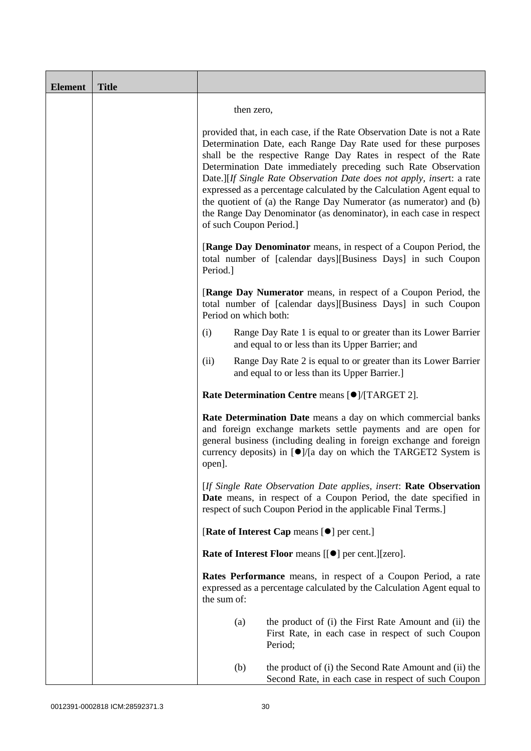| Element | Title | |
|---|---|---|
| | | then zero,<br><br>provided that, in each case, if the Rate Observation Date is not a Rate Determination Date, each Range Day Rate used for these purposes shall be the respective Range Day Rates in respect of the Rate Determination Date immediately preceding such Rate Observation Date.][*If Single Rate Observation Date does not apply, insert*: a rate expressed as a percentage calculated by the Calculation Agent equal to the quotient of (a) the Range Day Numerator (as numerator) and (b) the Range Day Denominator (as denominator), in each case in respect of such Coupon Period.]<br><br>[**Range Day Denominator** means, in respect of a Coupon Period, the total number of [calendar days][Business Days] in such Coupon Period.]<br><br>[**Range Day Numerator** means, in respect of a Coupon Period, the total number of [calendar days][Business Days] in such Coupon Period on which both:<br><br>(i) Range Day Rate 1 is equal to or greater than its Lower Barrier and equal to or less than its Upper Barrier; and<br><br>(ii) Range Day Rate 2 is equal to or greater than its Lower Barrier and equal to or less than its Upper Barrier.]<br><br>**Rate Determination Centre** means [●]/[TARGET 2].<br><br>**Rate Determination Date** means a day on which commercial banks and foreign exchange markets settle payments and are open for general business (including dealing in foreign exchange and foreign currency deposits) in [●]/[a day on which the TARGET2 System is open].<br><br>[*If Single Rate Observation Date applies, insert*: **Rate Observation Date** means, in respect of a Coupon Period, the date specified in respect of such Coupon Period in the applicable Final Terms.]<br><br>[**Rate of Interest Cap** means [●] per cent.]<br><br>**Rate of Interest Floor** means [[●] per cent.][zero].<br><br>**Rates Performance** means, in respect of a Coupon Period, a rate expressed as a percentage calculated by the Calculation Agent equal to the sum of:<br><br>(a) the product of (i) the First Rate Amount and (ii) the First Rate, in each case in respect of such Coupon Period;<br><br>(b) the product of (i) the Second Rate Amount and (ii) the Second Rate, in each case in respect of such Coupon |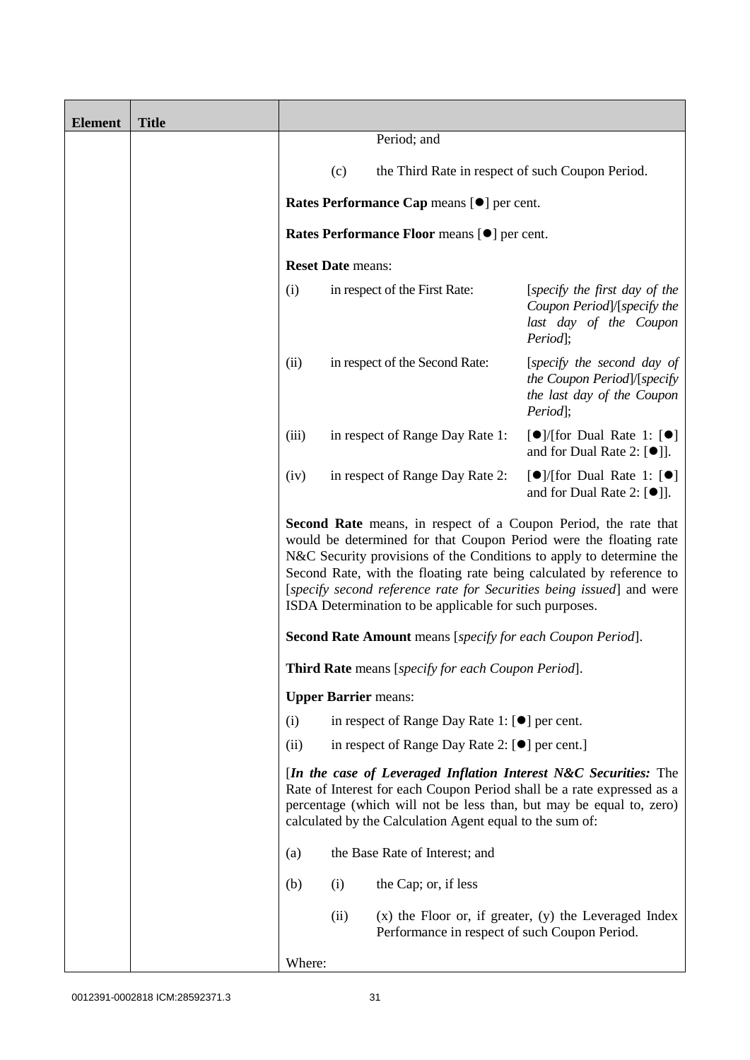| Element | Title | |
|---|---|---|
| | | Period; and<br><br>(c) the Third Rate in respect of such Coupon Period.<br><br>**Rates Performance Cap** means [●] per cent.<br><br>**Rates Performance Floor** means [●] per cent.<br><br>**Reset Date** means:<br><br>(i) in respect of the First Rate: [*specify the first day of the Coupon Period*]/[*specify the last day of the Coupon Period*];<br><br>(ii) in respect of the Second Rate: [*specify the second day of the Coupon Period*]/[*specify the last day of the Coupon Period*];<br><br>(iii) in respect of Range Day Rate 1: [●]/[for Dual Rate 1: [●] and for Dual Rate 2: [●]].<br><br>(iv) in respect of Range Day Rate 2: [●]/[for Dual Rate 1: [●] and for Dual Rate 2: [●]].<br><br>**Second Rate** means, in respect of a Coupon Period, the rate that would be determined for that Coupon Period were the floating rate N&C Security provisions of the Conditions to apply to determine the Second Rate, with the floating rate being calculated by reference to [*specify second reference rate for Securities being issued*] and were ISDA Determination to be applicable for such purposes.<br><br>**Second Rate Amount** means [*specify for each Coupon Period*].<br><br>**Third Rate** means [*specify for each Coupon Period*].<br><br>**Upper Barrier** means:<br><br>(i) in respect of Range Day Rate 1: [●] per cent.<br><br>(ii) in respect of Range Day Rate 2: [●] per cent.]<br><br>[***In the case of Leveraged Inflation Interest N&C Securities:*** The Rate of Interest for each Coupon Period shall be a rate expressed as a percentage (which will not be less than, but may be equal to, zero) calculated by the Calculation Agent equal to the sum of:<br><br>(a) the Base Rate of Interest; and<br><br>(b) (i) the Cap; or, if less<br><br>(ii) (x) the Floor or, if greater, (y) the Leveraged Index Performance in respect of such Coupon Period.<br><br>Where: |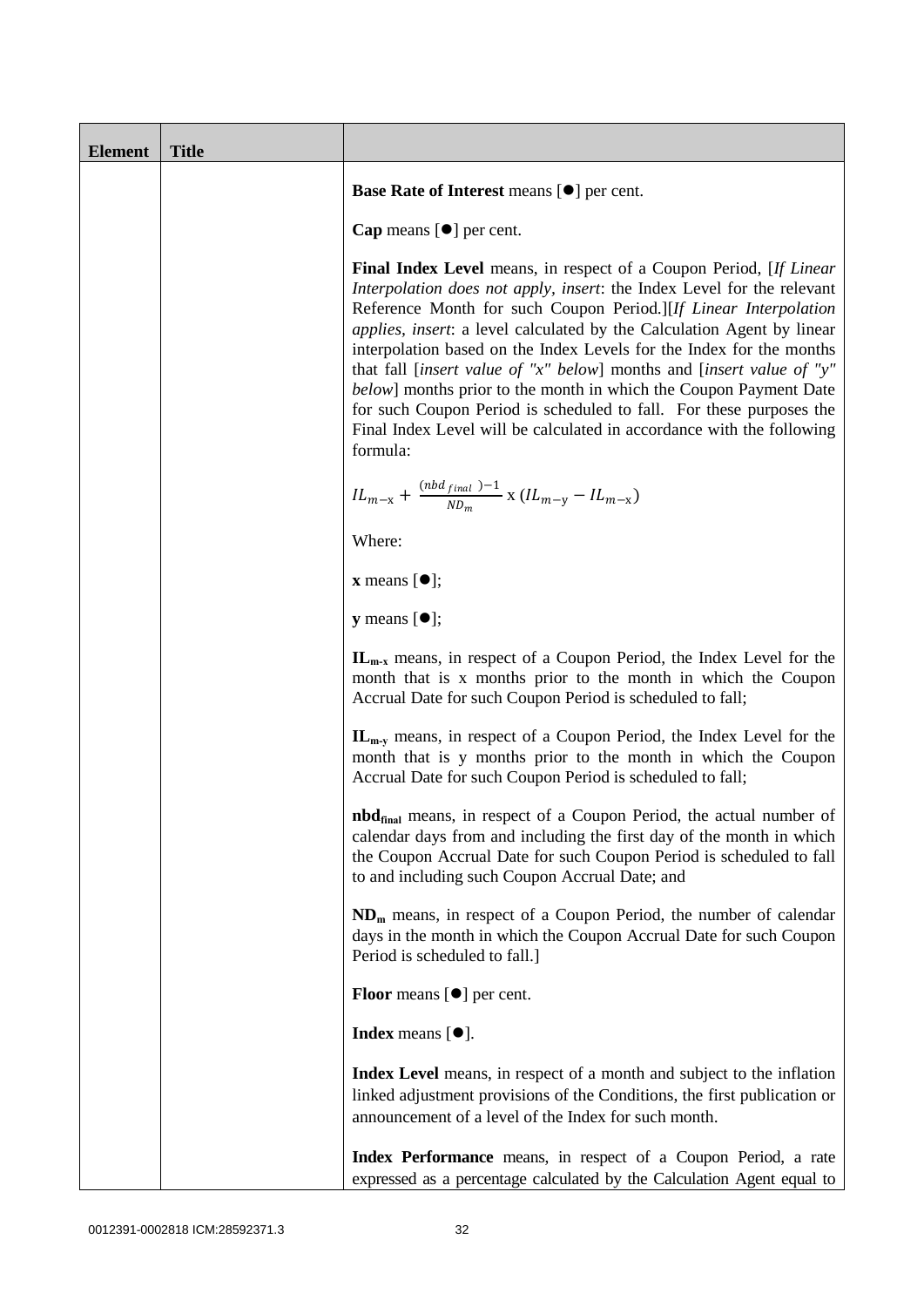| Element | Title | |
|---|---|---|
| | | **Base Rate of Interest** means [●] per cent.<br><br>**Cap** means [●] per cent.<br><br>**Final Index Level** means, in respect of a Coupon Period, [*If Linear Interpolation does not apply, insert*: the Index Level for the relevant Reference Month for such Coupon Period.][*If Linear Interpolation applies, insert*: a level calculated by the Calculation Agent by linear interpolation based on the Index Levels for the Index for the months that fall [*insert value of "x" below*] months and [*insert value of "y" below*] months prior to the month in which the Coupon Payment Date for such Coupon Period is scheduled to fall. For these purposes the Final Index Level will be calculated in accordance with the following formula:<br><br>$IL_{m-x} + \frac{(nbd_{final})-1}{ND_m} \text{ x } (IL_{m-y} - IL_{m-x})$<br><br>Where:<br><br>**x** means [●];<br><br>**y** means [●];<br><br>$IL_{m-x}$ means, in respect of a Coupon Period, the Index Level for the month that is x months prior to the month in which the Coupon Accrual Date for such Coupon Period is scheduled to fall;<br><br>$IL_{m-y}$ means, in respect of a Coupon Period, the Index Level for the month that is y months prior to the month in which the Coupon Accrual Date for such Coupon Period is scheduled to fall;<br><br>$nbd_{final}$ means, in respect of a Coupon Period, the actual number of calendar days from and including the first day of the month in which the Coupon Accrual Date for such Coupon Period is scheduled to fall to and including such Coupon Accrual Date; and<br><br>$ND_m$ means, in respect of a Coupon Period, the number of calendar days in the month in which the Coupon Accrual Date for such Coupon Period is scheduled to fall.]<br><br>**Floor** means [●] per cent.<br><br>**Index** means [●].<br><br>**Index Level** means, in respect of a month and subject to the inflation linked adjustment provisions of the Conditions, the first publication or announcement of a level of the Index for such month.<br><br>**Index Performance** means, in respect of a Coupon Period, a rate expressed as a percentage calculated by the Calculation Agent equal to |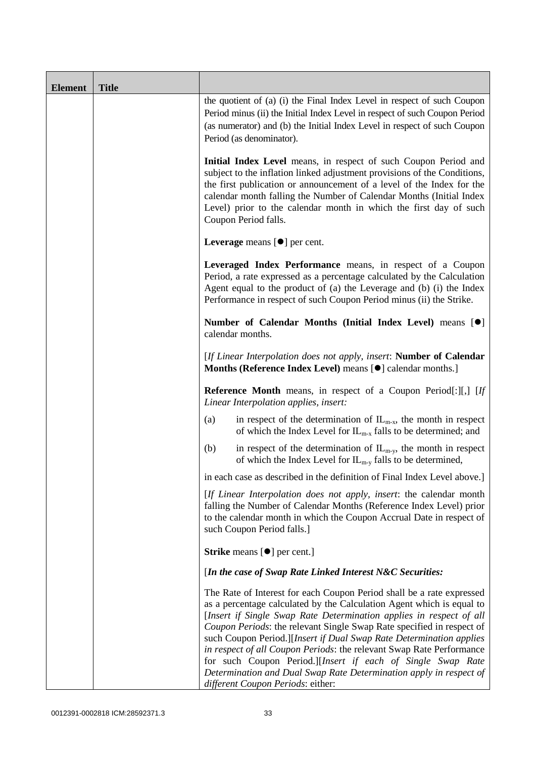| Element | Title | |
|---|---|---|
| | | the quotient of (a) (i) the Final Index Level in respect of such Coupon Period minus (ii) the Initial Index Level in respect of such Coupon Period (as numerator) and (b) the Initial Index Level in respect of such Coupon Period (as denominator).<br><br>**Initial Index Level** means, in respect of such Coupon Period and subject to the inflation linked adjustment provisions of the Conditions, the first publication or announcement of a level of the Index for the calendar month falling the Number of Calendar Months (Initial Index Level) prior to the calendar month in which the first day of such Coupon Period falls.<br><br>**Leverage** means [●] per cent.<br><br>**Leveraged Index Performance** means, in respect of a Coupon Period, a rate expressed as a percentage calculated by the Calculation Agent equal to the product of (a) the Leverage and (b) (i) the Index Performance in respect of such Coupon Period minus (ii) the Strike.<br><br>**Number of Calendar Months (Initial Index Level)** means [●] calendar months.<br><br>[*If Linear Interpolation does not apply, insert*: **Number of Calendar Months (Reference Index Level)** means [●] calendar months.]<br><br>**Reference Month** means, in respect of a Coupon Period[:][,] [*If Linear Interpolation applies, insert:*<br><br>(a) in respect of the determination of $IL_{m-x}$, the month in respect of which the Index Level for $IL_{m-x}$ falls to be determined; and<br><br>(b) in respect of the determination of $IL_{m-y}$, the month in respect of which the Index Level for $IL_{m-y}$ falls to be determined,<br><br>in each case as described in the definition of Final Index Level above.]<br><br>[*If Linear Interpolation does not apply, insert*: the calendar month falling the Number of Calendar Months (Reference Index Level) prior to the calendar month in which the Coupon Accrual Date in respect of such Coupon Period falls.]<br><br>**Strike** means [●] per cent.]<br><br>[***In the case of Swap Rate Linked Interest N&C Securities:***<br><br>The Rate of Interest for each Coupon Period shall be a rate expressed as a percentage calculated by the Calculation Agent which is equal to [*Insert if Single Swap Rate Determination applies in respect of all Coupon Periods*: the relevant Single Swap Rate specified in respect of such Coupon Period.][*Insert if Dual Swap Rate Determination applies in respect of all Coupon Periods*: the relevant Swap Rate Performance for such Coupon Period.][*Insert if each of Single Swap Rate Determination and Dual Swap Rate Determination apply in respect of different Coupon Periods*: either: |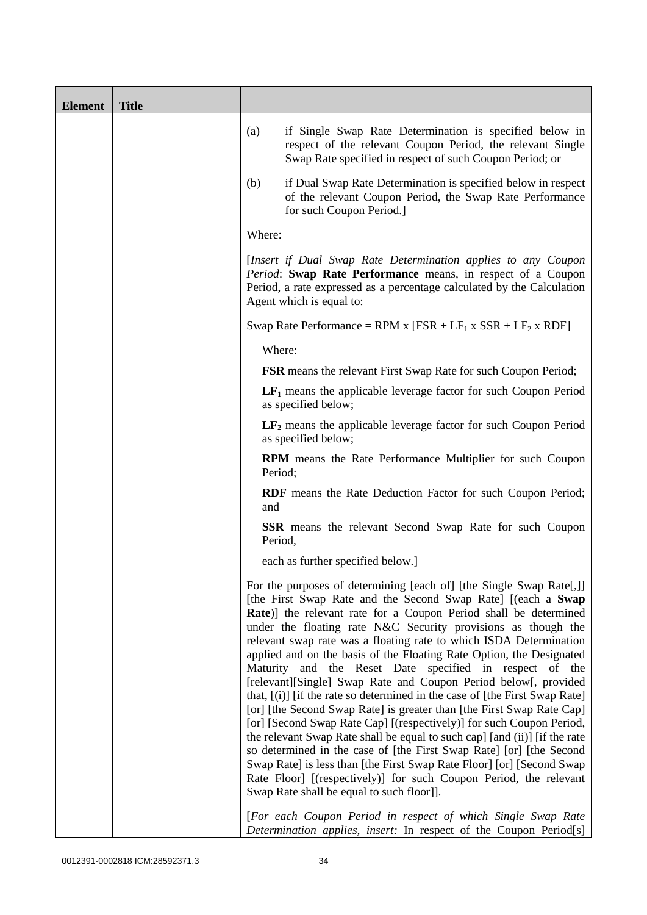| Element | Title | |
|---|---|---|
| | | (a) if Single Swap Rate Determination is specified below in respect of the relevant Coupon Period, the relevant Single Swap Rate specified in respect of such Coupon Period; or<br><br>(b) if Dual Swap Rate Determination is specified below in respect of the relevant Coupon Period, the Swap Rate Performance for such Coupon Period.]<br><br>Where:<br><br>[*Insert if Dual Swap Rate Determination applies to any Coupon Period*: **Swap Rate Performance** means, in respect of a Coupon Period, a rate expressed as a percentage calculated by the Calculation Agent which is equal to:<br><br>Swap Rate Performance = RPM x [FSR + $LF_1$ x SSR + $LF_2$ x RDF]<br><br>Where:<br><br>**FSR** means the relevant First Swap Rate for such Coupon Period;<br><br>**$LF_1$** means the applicable leverage factor for such Coupon Period as specified below;<br><br>**$LF_2$** means the applicable leverage factor for such Coupon Period as specified below;<br><br>**RPM** means the Rate Performance Multiplier for such Coupon Period;<br><br>**RDF** means the Rate Deduction Factor for such Coupon Period; and<br><br>**SSR** means the relevant Second Swap Rate for such Coupon Period,<br><br>each as further specified below.]<br><br>For the purposes of determining [each of] [the Single Swap Rate[,]] [the First Swap Rate and the Second Swap Rate] [(each a **Swap Rate**)] the relevant rate for a Coupon Period shall be determined under the floating rate N&C Security provisions as though the relevant swap rate was a floating rate to which ISDA Determination applied and on the basis of the Floating Rate Option, the Designated Maturity and the Reset Date specified in respect of the [relevant][Single] Swap Rate and Coupon Period below[, provided that, [(i)] [if the rate so determined in the case of [the First Swap Rate] [or] [the Second Swap Rate] is greater than [the First Swap Rate Cap] [or] [Second Swap Rate Cap] [(respectively)] for such Coupon Period, the relevant Swap Rate shall be equal to such cap] [and (ii)] [if the rate so determined in the case of [the First Swap Rate] [or] [the Second Swap Rate] is less than [the First Swap Rate Floor] [or] [Second Swap Rate Floor] [(respectively)] for such Coupon Period, the relevant Swap Rate shall be equal to such floor]].<br><br>[*For each Coupon Period in respect of which Single Swap Rate Determination applies, insert:* In respect of the Coupon Period[s] |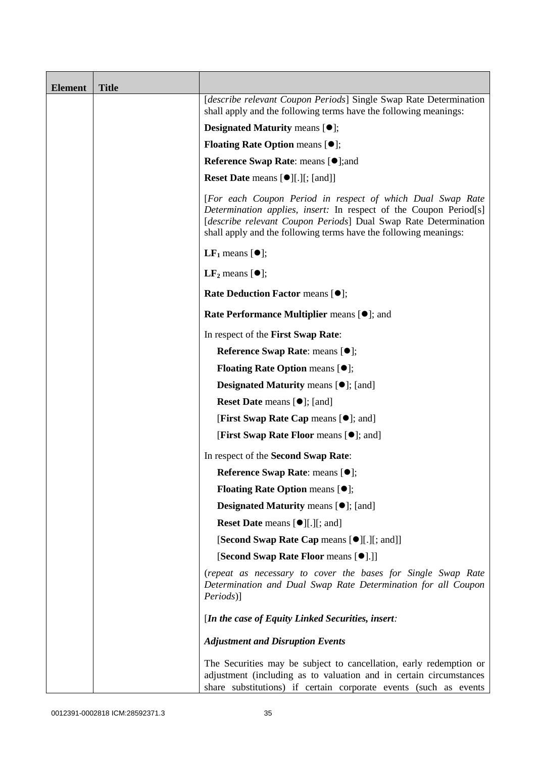| Element | Title | |
|---|---|---|
| | | [*describe relevant Coupon Periods*] Single Swap Rate Determination shall apply and the following terms have the following meanings:<br><br>**Designated Maturity** means [●];<br><br>**Floating Rate Option** means [●];<br><br>**Reference Swap Rate**: means [●];and<br><br>**Reset Date** means [●][.][; [and]]<br><br>[*For each Coupon Period in respect of which Dual Swap Rate Determination applies, insert:* In respect of the Coupon Period[s] [*describe relevant Coupon Periods*] Dual Swap Rate Determination shall apply and the following terms have the following meanings:<br><br>$\mathbf{LF_1}$ means [●];<br><br>$\mathbf{LF_2}$ means [●];<br><br>**Rate Deduction Factor** means [●];<br><br>**Rate Performance Multiplier** means [●]; and<br><br>In respect of the **First Swap Rate**:<br><br>**Reference Swap Rate**: means [●];<br><br>**Floating Rate Option** means [●];<br><br>**Designated Maturity** means [●]; [and]<br><br>**Reset Date** means [●]; [and]<br><br>[**First Swap Rate Cap** means [●]; and]<br><br>[**First Swap Rate Floor** means [●]; and]<br><br>In respect of the **Second Swap Rate**:<br><br>**Reference Swap Rate**: means [●];<br><br>**Floating Rate Option** means [●];<br><br>**Designated Maturity** means [●]; [and]<br><br>**Reset Date** means [●][.][; and]<br><br>[**Second Swap Rate Cap** means [●][.][; and]]<br><br>[**Second Swap Rate Floor** means [●].]]<br><br>(*repeat as necessary to cover the bases for Single Swap Rate Determination and Dual Swap Rate Determination for all Coupon Periods*)]<br><br>[***In the case of Equity Linked Securities, insert:***<br><br>***Adjustment and Disruption Events***<br><br>The Securities may be subject to cancellation, early redemption or adjustment (including as to valuation and in certain circumstances share substitutions) if certain corporate events (such as events |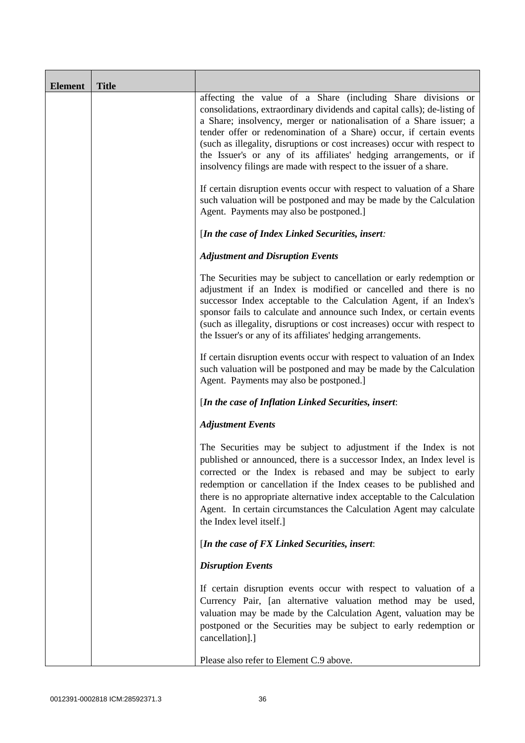| Element | Title | |
|---|---|---|
| | | affecting the value of a Share (including Share divisions or consolidations, extraordinary dividends and capital calls); de-listing of a Share; insolvency, merger or nationalisation of a Share issuer; a tender offer or redenomination of a Share) occur, if certain events (such as illegality, disruptions or cost increases) occur with respect to the Issuer's or any of its affiliates' hedging arrangements, or if insolvency filings are made with respect to the issuer of a share.<br><br>If certain disruption events occur with respect to valuation of a Share such valuation will be postponed and may be made by the Calculation Agent. Payments may also be postponed.]<br><br>[***In the case of Index Linked Securities, insert:***<br><br>***Adjustment and Disruption Events***<br><br>The Securities may be subject to cancellation or early redemption or adjustment if an Index is modified or cancelled and there is no successor Index acceptable to the Calculation Agent, if an Index's sponsor fails to calculate and announce such Index, or certain events (such as illegality, disruptions or cost increases) occur with respect to the Issuer's or any of its affiliates' hedging arrangements.<br><br>If certain disruption events occur with respect to valuation of an Index such valuation will be postponed and may be made by the Calculation Agent. Payments may also be postponed.]<br><br>[***In the case of Inflation Linked Securities, insert***:<br><br>***Adjustment Events***<br><br>The Securities may be subject to adjustment if the Index is not published or announced, there is a successor Index, an Index level is corrected or the Index is rebased and may be subject to early redemption or cancellation if the Index ceases to be published and there is no appropriate alternative index acceptable to the Calculation Agent. In certain circumstances the Calculation Agent may calculate the Index level itself.]<br><br>[***In the case of FX Linked Securities, insert***:<br><br>***Disruption Events***<br><br>If certain disruption events occur with respect to valuation of a Currency Pair, [an alternative valuation method may be used, valuation may be made by the Calculation Agent, valuation may be postponed or the Securities may be subject to early redemption or cancellation].]<br><br>Please also refer to Element C.9 above. |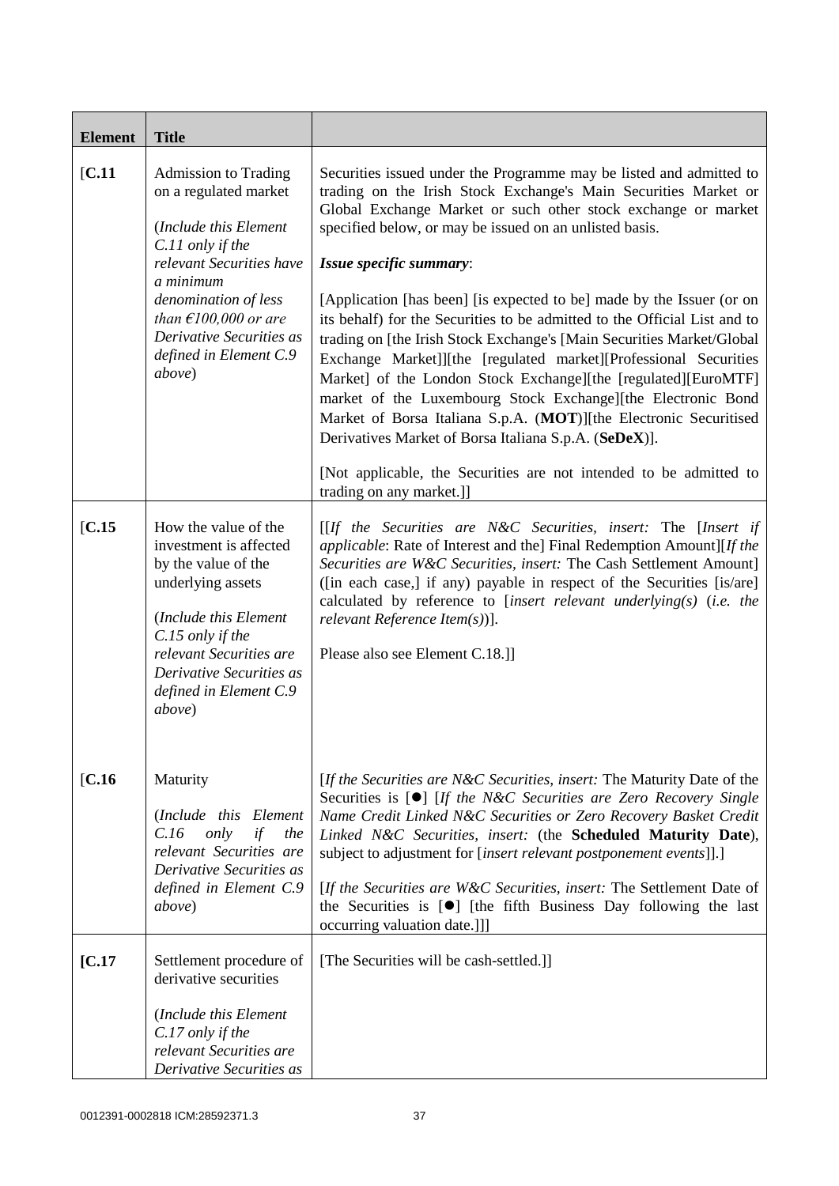| Element | Title | |
|---|---|---|
| [C.11 | Admission to Trading on a regulated market<br><br>(*Include this Element C.11 only if the relevant Securities have a minimum denomination of less than €100,000 or are Derivative Securities as defined in Element C.9 above*) | Securities issued under the Programme may be listed and admitted to trading on the Irish Stock Exchange's Main Securities Market or Global Exchange Market or such other stock exchange or market specified below, or may be issued on an unlisted basis.<br><br>***Issue specific summary***:<br><br>[Application [has been] [is expected to be] made by the Issuer (or on its behalf) for the Securities to be admitted to the Official List and to trading on [the Irish Stock Exchange's [Main Securities Market/Global Exchange Market]][the [regulated market][Professional Securities Market] of the London Stock Exchange][the [regulated][EuroMTF] market of the Luxembourg Stock Exchange][the Electronic Bond Market of Borsa Italiana S.p.A. (**MOT**)][the Electronic Securitised Derivatives Market of Borsa Italiana S.p.A. (**SeDeX**)].<br><br>[Not applicable, the Securities are not intended to be admitted to trading on any market.]] |
| [C.15 | How the value of the investment is affected by the value of the underlying assets<br><br>(*Include this Element C.15 only if the relevant Securities are Derivative Securities as defined in Element C.9 above*) | [[*If the Securities are N&C Securities, insert:* The [*Insert if applicable*: Rate of Interest and the] Final Redemption Amount][*If the Securities are W&C Securities, insert:* The Cash Settlement Amount] ([in each case,] if any) payable in respect of the Securities [is/are] calculated by reference to [*insert relevant underlying(s)* (*i.e. the relevant Reference Item(s)*)].<br><br>Please also see Element C.18.]] |
| [C.16 | Maturity<br><br>(*Include this Element C.16 only if the relevant Securities are Derivative Securities as defined in Element C.9 above*) | [*If the Securities are N&C Securities, insert:* The Maturity Date of the Securities is [●] [*If the N&C Securities are Zero Recovery Single Name Credit Linked N&C Securities or Zero Recovery Basket Credit Linked N&C Securities, insert:* (the **Scheduled Maturity Date**), subject to adjustment for [*insert relevant postponement events*]].]<br><br>[*If the Securities are W&C Securities, insert:* The Settlement Date of the Securities is [●] [the fifth Business Day following the last occurring valuation date.]]] |
| [C.17 | Settlement procedure of derivative securities<br><br>(*Include this Element C.17 only if the relevant Securities are Derivative Securities as* | [The Securities will be cash-settled.]] |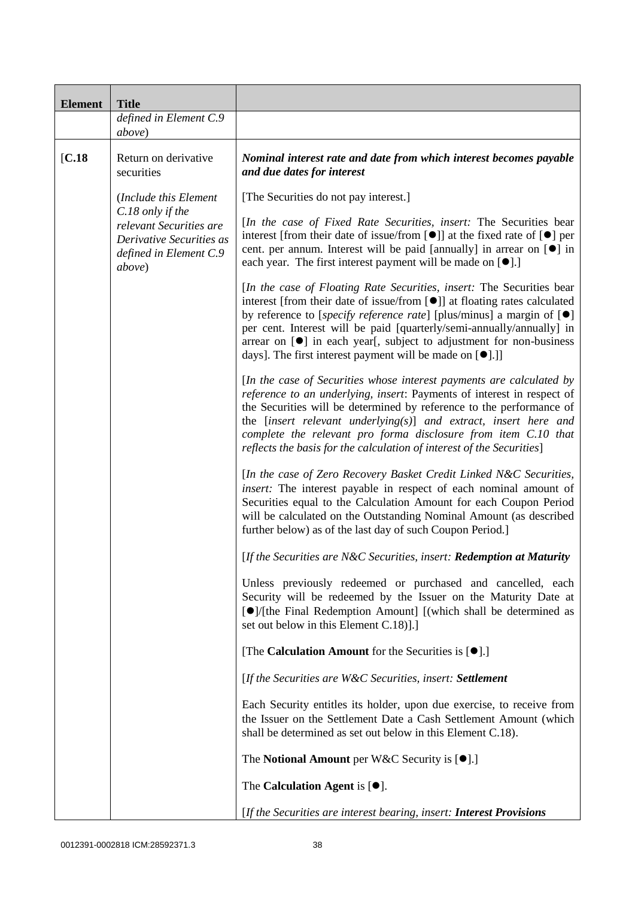| Element | Title | |
|---|---|---|
| | *defined in Element C.9 above*) | |
| [C.18 | Return on derivative securities<br><br>(*Include this Element C.18 only if the relevant Securities are Derivative Securities as defined in Element C.9 above*) | ***Nominal interest rate and date from which interest becomes payable and due dates for interest***<br><br>[The Securities do not pay interest.]<br><br>[*In the case of Fixed Rate Securities, insert:* The Securities bear interest [from their date of issue/from [●]] at the fixed rate of [●] per cent. per annum. Interest will be paid [annually] in arrear on [●] in each year. The first interest payment will be made on [●].]<br><br>[*In the case of Floating Rate Securities, insert:* The Securities bear interest [from their date of issue/from [●]] at floating rates calculated by reference to [*specify reference rate*] [plus/minus] a margin of [●] per cent. Interest will be paid [quarterly/semi-annually/annually] in arrear on [●] in each year[, subject to adjustment for non-business days]. The first interest payment will be made on [●].]]<br><br>[*In the case of Securities whose interest payments are calculated by reference to an underlying, insert*: Payments of interest in respect of the Securities will be determined by reference to the performance of the [*insert relevant underlying(s)*] *and extract, insert here and complete the relevant pro forma disclosure from item C.10 that reflects the basis for the calculation of interest of the Securities*]<br><br>[*In the case of Zero Recovery Basket Credit Linked N&C Securities, insert:* The interest payable in respect of each nominal amount of Securities equal to the Calculation Amount for each Coupon Period will be calculated on the Outstanding Nominal Amount (as described further below) as of the last day of such Coupon Period.]<br><br>[*If the Securities are N&C Securities, insert:* ***Redemption at Maturity***<br><br>Unless previously redeemed or purchased and cancelled, each Security will be redeemed by the Issuer on the Maturity Date at [●]/[the Final Redemption Amount] [(which shall be determined as set out below in this Element C.18)].]<br><br>[The **Calculation Amount** for the Securities is [●].]<br><br>[*If the Securities are W&C Securities, insert:* ***Settlement***<br><br>Each Security entitles its holder, upon due exercise, to receive from the Issuer on the Settlement Date a Cash Settlement Amount (which shall be determined as set out below in this Element C.18).<br><br>The **Notional Amount** per W&C Security is [●].]<br><br>The **Calculation Agent** is [●].<br><br>[*If the Securities are interest bearing, insert:* ***Interest Provisions*** |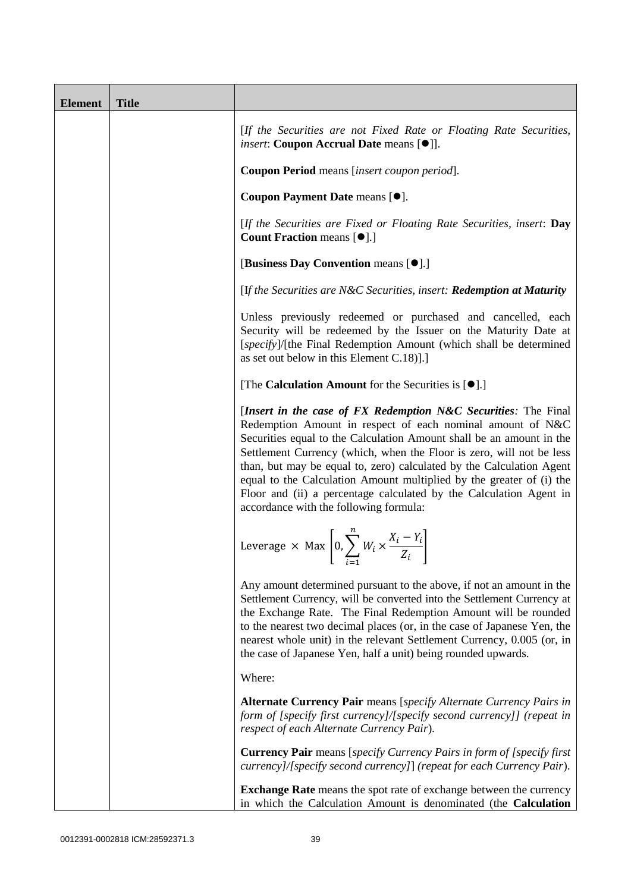| Element | Title | |
|---|---|---|
| | | [*If the Securities are not Fixed Rate or Floating Rate Securities, insert*: **Coupon Accrual Date** means [●]].<br><br>**Coupon Period** means [*insert coupon period*].<br><br>**Coupon Payment Date** means [●].<br><br>[*If the Securities are Fixed or Floating Rate Securities, insert*: **Day Count Fraction** means [●].]<br><br>[**Business Day Convention** means [●].]<br><br>[*If the Securities are N&C Securities, insert: **Redemption at Maturity***<br><br>Unless previously redeemed or purchased and cancelled, each Security will be redeemed by the Issuer on the Maturity Date at [*specify*]/[the Final Redemption Amount (which shall be determined as set out below in this Element C.18)].]<br><br>[The **Calculation Amount** for the Securities is [●].]<br><br>[***Insert in the case of FX Redemption N&C Securities**:* The Final Redemption Amount in respect of each nominal amount of N&C Securities equal to the Calculation Amount shall be an amount in the Settlement Currency (which, when the Floor is zero, will not be less than, but may be equal to, zero) calculated by the Calculation Agent equal to the Calculation Amount multiplied by the greater of (i) the Floor and (ii) a percentage calculated by the Calculation Agent in accordance with the following formula:<br><br>$\text{Leverage} \times \text{Max}\left[0, \sum_{i=1}^{n} W_i \times \frac{X_i - Y_i}{Z_i}\right]$<br><br>Any amount determined pursuant to the above, if not an amount in the Settlement Currency, will be converted into the Settlement Currency at the Exchange Rate. The Final Redemption Amount will be rounded to the nearest two decimal places (or, in the case of Japanese Yen, the nearest whole unit) in the relevant Settlement Currency, 0.005 (or, in the case of Japanese Yen, half a unit) being rounded upwards.<br><br>Where:<br><br>**Alternate Currency Pair** means [*specify Alternate Currency Pairs in form of [specify first currency]/[specify second currency]] (repeat in respect of each Alternate Currency Pair*).<br><br>**Currency Pair** means [*specify Currency Pairs in form of [specify first currency]/[specify second currency]*] *(repeat for each Currency Pair*).<br><br>**Exchange Rate** means the spot rate of exchange between the currency in which the Calculation Amount is denominated (the **Calculation** |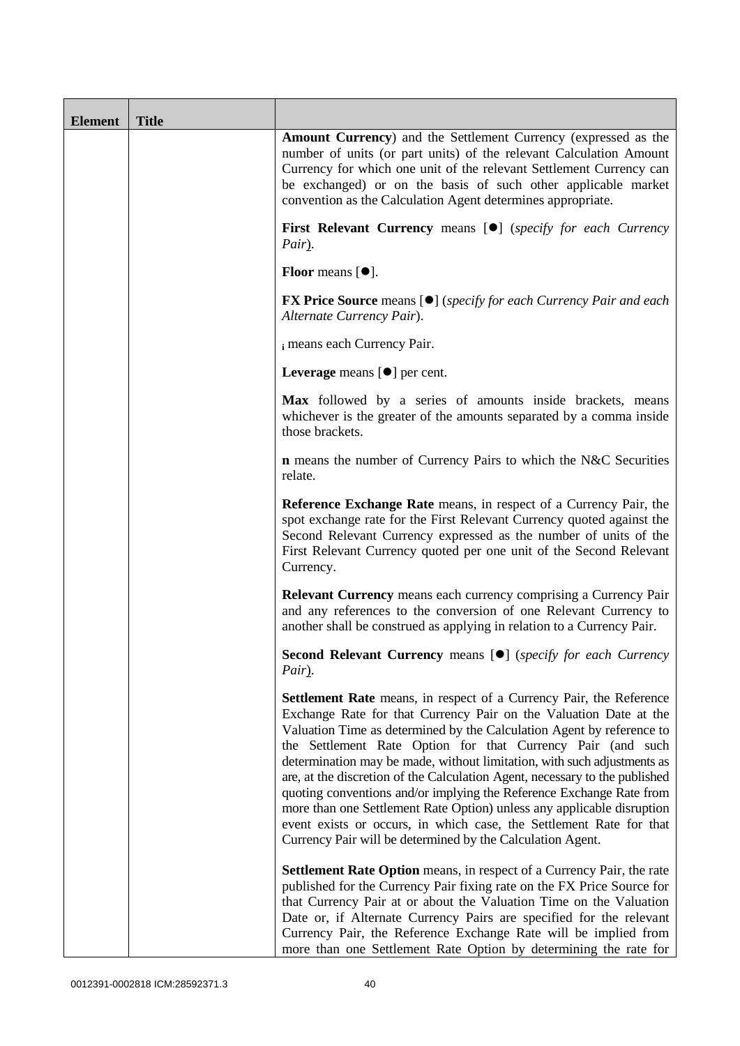| Element | Title | |
|---|---|---|
| | | **Amount Currency**) and the Settlement Currency (expressed as the number of units (or part units) of the relevant Calculation Amount Currency for which one unit of the relevant Settlement Currency can be exchanged) or on the basis of such other applicable market convention as the Calculation Agent determines appropriate.<br><br>**First Relevant Currency** means [●] (*specify for each Currency Pair*).<br><br>**Floor** means [●].<br><br>**FX Price Source** means [●] (*specify for each Currency Pair and each Alternate Currency Pair*).<br><br>$_i$ means each Currency Pair.<br><br>**Leverage** means [●] per cent.<br><br>**Max** followed by a series of amounts inside brackets, means whichever is the greater of the amounts separated by a comma inside those brackets.<br><br>**n** means the number of Currency Pairs to which the N&C Securities relate.<br><br>**Reference Exchange Rate** means, in respect of a Currency Pair, the spot exchange rate for the First Relevant Currency quoted against the Second Relevant Currency expressed as the number of units of the First Relevant Currency quoted per one unit of the Second Relevant Currency.<br><br>**Relevant Currency** means each currency comprising a Currency Pair and any references to the conversion of one Relevant Currency to another shall be construed as applying in relation to a Currency Pair.<br><br>**Second Relevant Currency** means [●] (*specify for each Currency Pair*).<br><br>**Settlement Rate** means, in respect of a Currency Pair, the Reference Exchange Rate for that Currency Pair on the Valuation Date at the Valuation Time as determined by the Calculation Agent by reference to the Settlement Rate Option for that Currency Pair (and such determination may be made, without limitation, with such adjustments as are, at the discretion of the Calculation Agent, necessary to the published quoting conventions and/or implying the Reference Exchange Rate from more than one Settlement Rate Option) unless any applicable disruption event exists or occurs, in which case, the Settlement Rate for that Currency Pair will be determined by the Calculation Agent.<br><br>**Settlement Rate Option** means, in respect of a Currency Pair, the rate published for the Currency Pair fixing rate on the FX Price Source for that Currency Pair at or about the Valuation Time on the Valuation Date or, if Alternate Currency Pairs are specified for the relevant Currency Pair, the Reference Exchange Rate will be implied from more than one Settlement Rate Option by determining the rate for |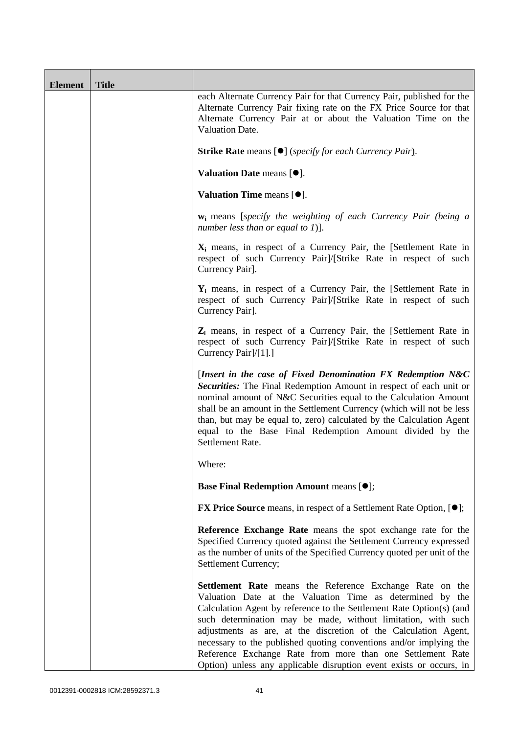| Element | Title | |
|---|---|---|
| | | each Alternate Currency Pair for that Currency Pair, published for the Alternate Currency Pair fixing rate on the FX Price Source for that Alternate Currency Pair at or about the Valuation Time on the Valuation Date.<br><br>**Strike Rate** means [●] (*specify for each Currency Pair*).<br><br>**Valuation Date** means [●].<br><br>**Valuation Time** means [●].<br><br>$\mathbf{w_i}$ means [*specify the weighting of each Currency Pair (being a number less than or equal to 1)*].<br><br>$\mathbf{X_i}$ means, in respect of a Currency Pair, the [Settlement Rate in respect of such Currency Pair]/[Strike Rate in respect of such Currency Pair].<br><br>$\mathbf{Y_i}$ means, in respect of a Currency Pair, the [Settlement Rate in respect of such Currency Pair]/[Strike Rate in respect of such Currency Pair].<br><br>$\mathbf{Z_i}$ means, in respect of a Currency Pair, the [Settlement Rate in respect of such Currency Pair]/[Strike Rate in respect of such Currency Pair]/[1].]<br><br>[***Insert in the case of Fixed Denomination FX Redemption N&C Securities:*** The Final Redemption Amount in respect of each unit or nominal amount of N&C Securities equal to the Calculation Amount shall be an amount in the Settlement Currency (which will not be less than, but may be equal to, zero) calculated by the Calculation Agent equal to the Base Final Redemption Amount divided by the Settlement Rate.<br><br>Where:<br><br>**Base Final Redemption Amount** means [●];<br><br>**FX Price Source** means, in respect of a Settlement Rate Option, [●];<br><br>**Reference Exchange Rate** means the spot exchange rate for the Specified Currency quoted against the Settlement Currency expressed as the number of units of the Specified Currency quoted per unit of the Settlement Currency;<br><br>**Settlement Rate** means the Reference Exchange Rate on the Valuation Date at the Valuation Time as determined by the Calculation Agent by reference to the Settlement Rate Option(s) (and such determination may be made, without limitation, with such adjustments as are, at the discretion of the Calculation Agent, necessary to the published quoting conventions and/or implying the Reference Exchange Rate from more than one Settlement Rate Option) unless any applicable disruption event exists or occurs, in |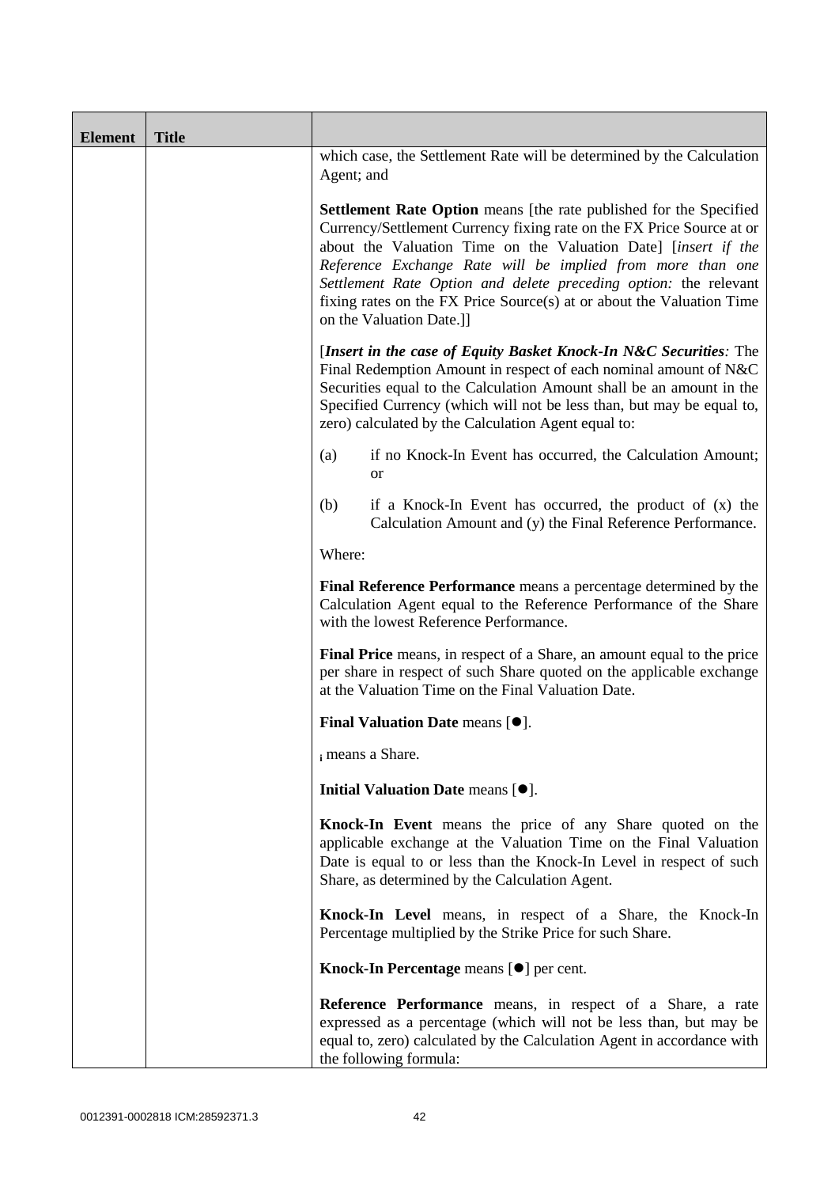| Element | Title | |
|---|---|---|
| | | which case, the Settlement Rate will be determined by the Calculation Agent; and<br><br>**Settlement Rate Option** means [the rate published for the Specified Currency/Settlement Currency fixing rate on the FX Price Source at or about the Valuation Time on the Valuation Date] [*insert if the Reference Exchange Rate will be implied from more than one Settlement Rate Option and delete preceding option:* the relevant fixing rates on the FX Price Source(s) at or about the Valuation Time on the Valuation Date.]]<br><br>[***Insert in the case of Equity Basket Knock-In N&C Securities****:* The Final Redemption Amount in respect of each nominal amount of N&C Securities equal to the Calculation Amount shall be an amount in the Specified Currency (which will not be less than, but may be equal to, zero) calculated by the Calculation Agent equal to:<br><br>(a) if no Knock-In Event has occurred, the Calculation Amount; or<br><br>(b) if a Knock-In Event has occurred, the product of (x) the Calculation Amount and (y) the Final Reference Performance.<br><br>Where:<br><br>**Final Reference Performance** means a percentage determined by the Calculation Agent equal to the Reference Performance of the Share with the lowest Reference Performance.<br><br>**Final Price** means, in respect of a Share, an amount equal to the price per share in respect of such Share quoted on the applicable exchange at the Valuation Time on the Final Valuation Date.<br><br>**Final Valuation Date** means [●].<br><br>$_i$ means a Share.<br><br>**Initial Valuation Date** means [●].<br><br>**Knock-In Event** means the price of any Share quoted on the applicable exchange at the Valuation Time on the Final Valuation Date is equal to or less than the Knock-In Level in respect of such Share, as determined by the Calculation Agent.<br><br>**Knock-In Level** means, in respect of a Share, the Knock-In Percentage multiplied by the Strike Price for such Share.<br><br>**Knock-In Percentage** means [●] per cent.<br><br>**Reference Performance** means, in respect of a Share, a rate expressed as a percentage (which will not be less than, but may be equal to, zero) calculated by the Calculation Agent in accordance with the following formula: |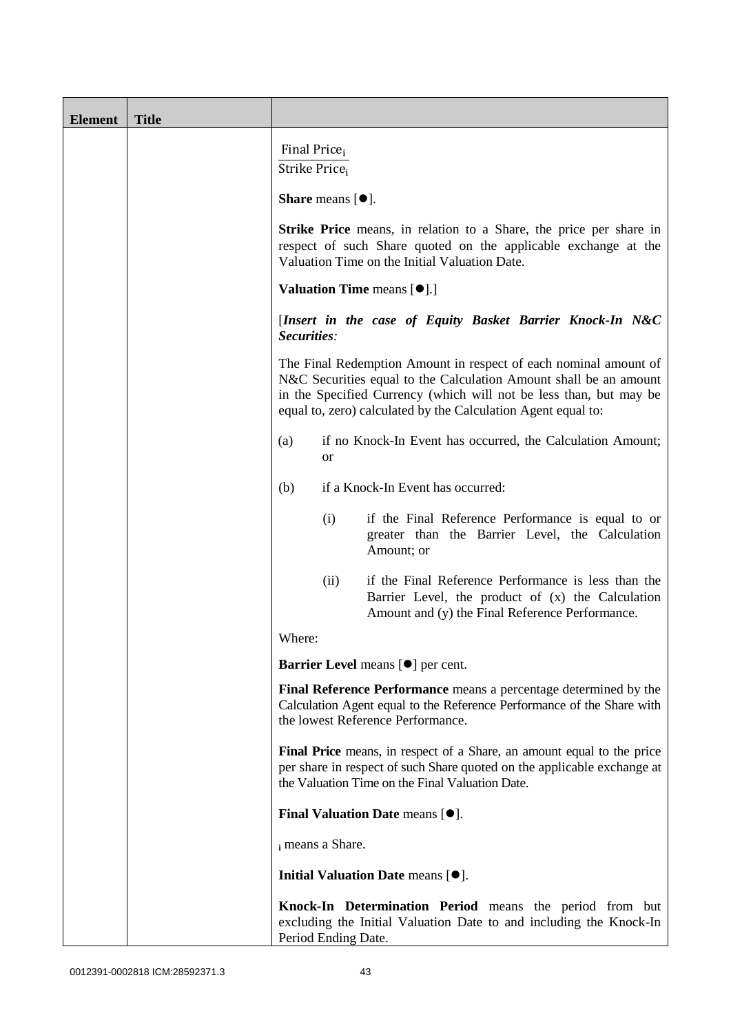| Element | Title | |
|---|---|---|
| | | $\frac{\text{Final Price}_i}{\text{Strike Price}_i}$<br><br>**Share** means [●].<br><br>**Strike Price** means, in relation to a Share, the price per share in respect of such Share quoted on the applicable exchange at the Valuation Time on the Initial Valuation Date.<br><br>**Valuation Time** means [●].]<br><br>[***Insert in the case of Equity Basket Barrier Knock-In N&C Securities:***<br><br>The Final Redemption Amount in respect of each nominal amount of N&C Securities equal to the Calculation Amount shall be an amount in the Specified Currency (which will not be less than, but may be equal to, zero) calculated by the Calculation Agent equal to:<br><br>(a) if no Knock-In Event has occurred, the Calculation Amount; or<br><br>(b) if a Knock-In Event has occurred:<br><br>(i) if the Final Reference Performance is equal to or greater than the Barrier Level, the Calculation Amount; or<br><br>(ii) if the Final Reference Performance is less than the Barrier Level, the product of (x) the Calculation Amount and (y) the Final Reference Performance.<br><br>Where:<br><br>**Barrier Level** means [●] per cent.<br><br>**Final Reference Performance** means a percentage determined by the Calculation Agent equal to the Reference Performance of the Share with the lowest Reference Performance.<br><br>**Final Price** means, in respect of a Share, an amount equal to the price per share in respect of such Share quoted on the applicable exchange at the Valuation Time on the Final Valuation Date.<br><br>**Final Valuation Date** means [●].<br><br>$_i$ means a Share.<br><br>**Initial Valuation Date** means [●].<br><br>**Knock-In Determination Period** means the period from but excluding the Initial Valuation Date to and including the Knock-In Period Ending Date. |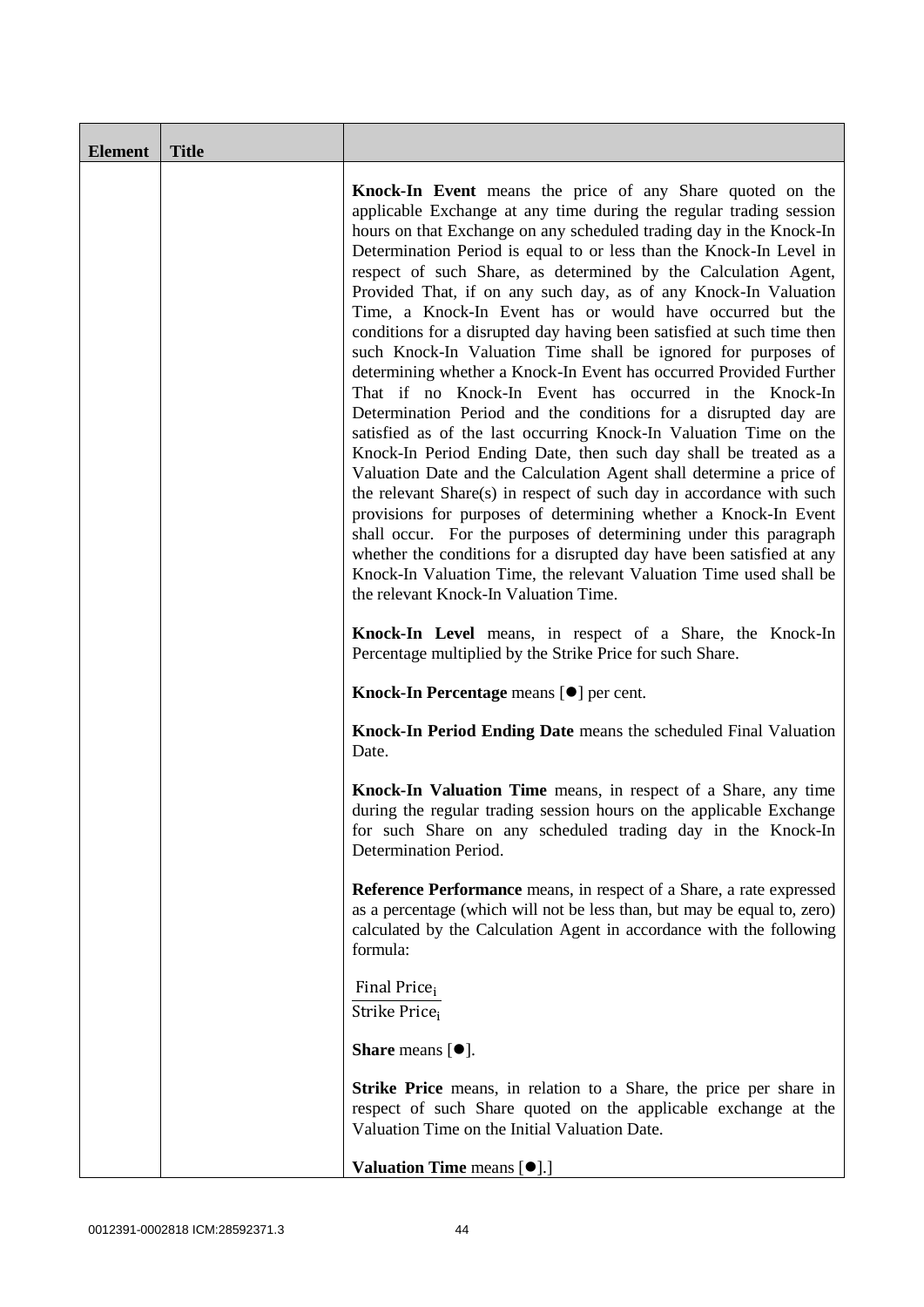| Element | Title | |
|---|---|---|
| | | **Knock-In Event** means the price of any Share quoted on the applicable Exchange at any time during the regular trading session hours on that Exchange on any scheduled trading day in the Knock-In Determination Period is equal to or less than the Knock-In Level in respect of such Share, as determined by the Calculation Agent, Provided That, if on any such day, as of any Knock-In Valuation Time, a Knock-In Event has or would have occurred but the conditions for a disrupted day having been satisfied at such time then such Knock-In Valuation Time shall be ignored for purposes of determining whether a Knock-In Event has occurred Provided Further That if no Knock-In Event has occurred in the Knock-In Determination Period and the conditions for a disrupted day are satisfied as of the last occurring Knock-In Valuation Time on the Knock-In Period Ending Date, then such day shall be treated as a Valuation Date and the Calculation Agent shall determine a price of the relevant Share(s) in respect of such day in accordance with such provisions for purposes of determining whether a Knock-In Event shall occur. For the purposes of determining under this paragraph whether the conditions for a disrupted day have been satisfied at any Knock-In Valuation Time, the relevant Valuation Time used shall be the relevant Knock-In Valuation Time.<br><br>**Knock-In Level** means, in respect of a Share, the Knock-In Percentage multiplied by the Strike Price for such Share.<br><br>**Knock-In Percentage** means [●] per cent.<br><br>**Knock-In Period Ending Date** means the scheduled Final Valuation Date.<br><br>**Knock-In Valuation Time** means, in respect of a Share, any time during the regular trading session hours on the applicable Exchange for such Share on any scheduled trading day in the Knock-In Determination Period.<br><br>**Reference Performance** means, in respect of a Share, a rate expressed as a percentage (which will not be less than, but may be equal to, zero) calculated by the Calculation Agent in accordance with the following formula:<br><br>$\frac{\text{Final Price}_i}{\text{Strike Price}_i}$<br><br>**Share** means [●].<br><br>**Strike Price** means, in relation to a Share, the price per share in respect of such Share quoted on the applicable exchange at the Valuation Time on the Initial Valuation Date.<br><br>**Valuation Time** means [●].] |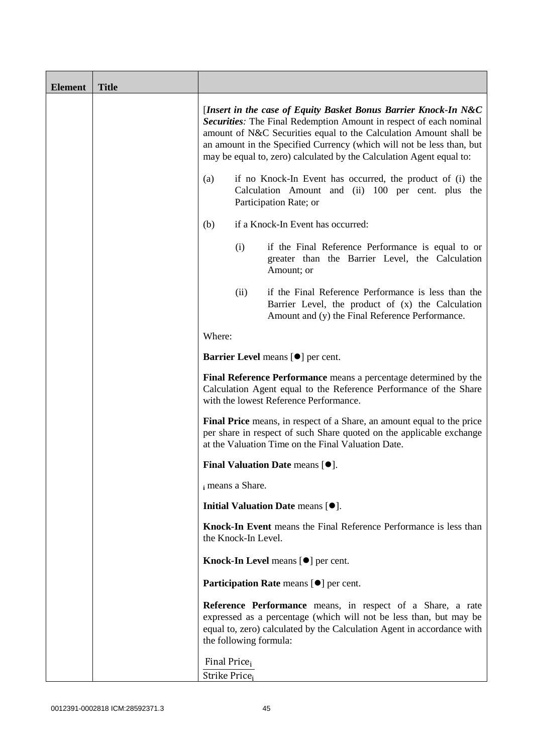| Element | Title | |
|---|---|---|
| | | [*Insert in the case of Equity Basket Bonus Barrier Knock-In N&C Securities:* The Final Redemption Amount in respect of each nominal amount of N&C Securities equal to the Calculation Amount shall be an amount in the Specified Currency (which will not be less than, but may be equal to, zero) calculated by the Calculation Agent equal to:<br><br>(a) if no Knock-In Event has occurred, the product of (i) the Calculation Amount and (ii) 100 per cent. plus the Participation Rate; or<br><br>(b) if a Knock-In Event has occurred:<br><br>(i) if the Final Reference Performance is equal to or greater than the Barrier Level, the Calculation Amount; or<br><br>(ii) if the Final Reference Performance is less than the Barrier Level, the product of (x) the Calculation Amount and (y) the Final Reference Performance.<br><br>Where:<br><br>**Barrier Level** means [●] per cent.<br><br>**Final Reference Performance** means a percentage determined by the Calculation Agent equal to the Reference Performance of the Share with the lowest Reference Performance.<br><br>**Final Price** means, in respect of a Share, an amount equal to the price per share in respect of such Share quoted on the applicable exchange at the Valuation Time on the Final Valuation Date.<br><br>**Final Valuation Date** means [●].<br><br>$_i$ means a Share.<br><br>**Initial Valuation Date** means [●].<br><br>**Knock-In Event** means the Final Reference Performance is less than the Knock-In Level.<br><br>**Knock-In Level** means [●] per cent.<br><br>**Participation Rate** means [●] per cent.<br><br>**Reference Performance** means, in respect of a Share, a rate expressed as a percentage (which will not be less than, but may be equal to, zero) calculated by the Calculation Agent in accordance with the following formula:<br><br>$\frac{\text{Final Price}_i}{\text{Strike Price}_i}$ |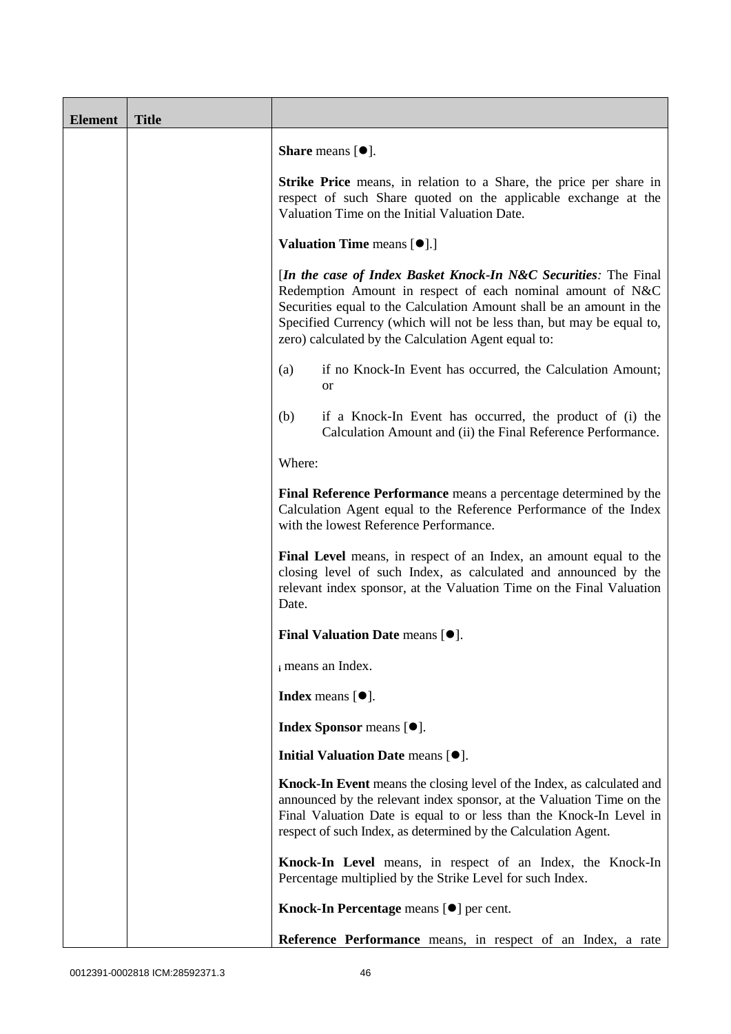| Element | Title | |
|---|---|---|
| | | **Share** means [●].<br><br>**Strike Price** means, in relation to a Share, the price per share in respect of such Share quoted on the applicable exchange at the Valuation Time on the Initial Valuation Date.<br><br>**Valuation Time** means [●].]<br><br>[***In the case of Index Basket Knock-In N&C Securities**:* The Final Redemption Amount in respect of each nominal amount of N&C Securities equal to the Calculation Amount shall be an amount in the Specified Currency (which will not be less than, but may be equal to, zero) calculated by the Calculation Agent equal to:<br><br>(a) if no Knock-In Event has occurred, the Calculation Amount; or<br><br>(b) if a Knock-In Event has occurred, the product of (i) the Calculation Amount and (ii) the Final Reference Performance.<br><br>Where:<br><br>**Final Reference Performance** means a percentage determined by the Calculation Agent equal to the Reference Performance of the Index with the lowest Reference Performance.<br><br>**Final Level** means, in respect of an Index, an amount equal to the closing level of such Index, as calculated and announced by the relevant index sponsor, at the Valuation Time on the Final Valuation Date.<br><br>**Final Valuation Date** means [●].<br><br>$_i$ means an Index.<br><br>**Index** means [●].<br><br>**Index Sponsor** means [●].<br><br>**Initial Valuation Date** means [●].<br><br>**Knock-In Event** means the closing level of the Index, as calculated and announced by the relevant index sponsor, at the Valuation Time on the Final Valuation Date is equal to or less than the Knock-In Level in respect of such Index, as determined by the Calculation Agent.<br><br>**Knock-In Level** means, in respect of an Index, the Knock-In Percentage multiplied by the Strike Level for such Index.<br><br>**Knock-In Percentage** means [●] per cent.<br><br>**Reference Performance** means, in respect of an Index, a rate |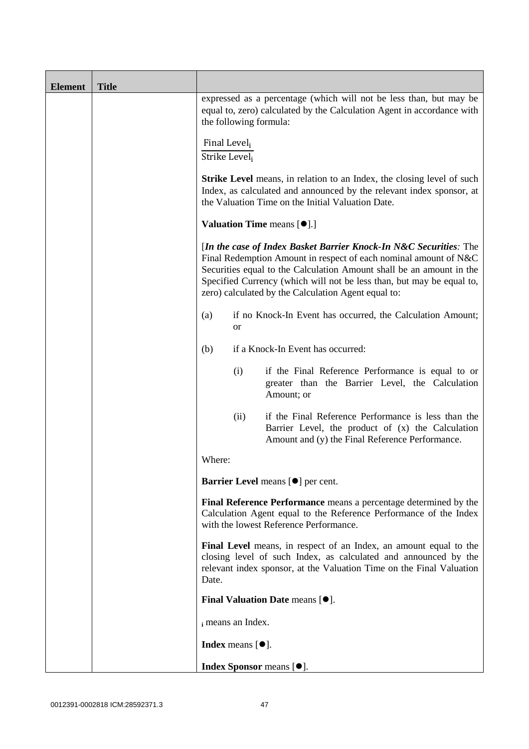| Element | Title | |
|---|---|---|
| | | expressed as a percentage (which will not be less than, but may be equal to, zero) calculated by the Calculation Agent in accordance with the following formula:<br><br>$\frac{\text{Final Level}_i}{\text{Strike Level}_i}$<br><br>**Strike Level** means, in relation to an Index, the closing level of such Index, as calculated and announced by the relevant index sponsor, at the Valuation Time on the Initial Valuation Date.<br><br>**Valuation Time** means [●].]<br><br>[***In the case of Index Basket Barrier Knock-In N&C Securities****:* The Final Redemption Amount in respect of each nominal amount of N&C Securities equal to the Calculation Amount shall be an amount in the Specified Currency (which will not be less than, but may be equal to, zero) calculated by the Calculation Agent equal to:<br><br>(a) if no Knock-In Event has occurred, the Calculation Amount; or<br><br>(b) if a Knock-In Event has occurred:<br><br>(i) if the Final Reference Performance is equal to or greater than the Barrier Level, the Calculation Amount; or<br><br>(ii) if the Final Reference Performance is less than the Barrier Level, the product of (x) the Calculation Amount and (y) the Final Reference Performance.<br><br>Where:<br><br>**Barrier Level** means [●] per cent.<br><br>**Final Reference Performance** means a percentage determined by the Calculation Agent equal to the Reference Performance of the Index with the lowest Reference Performance.<br><br>**Final Level** means, in respect of an Index, an amount equal to the closing level of such Index, as calculated and announced by the relevant index sponsor, at the Valuation Time on the Final Valuation Date.<br><br>**Final Valuation Date** means [●].<br><br>$_i$ means an Index.<br><br>**Index** means [●].<br><br>**Index Sponsor** means [●]. |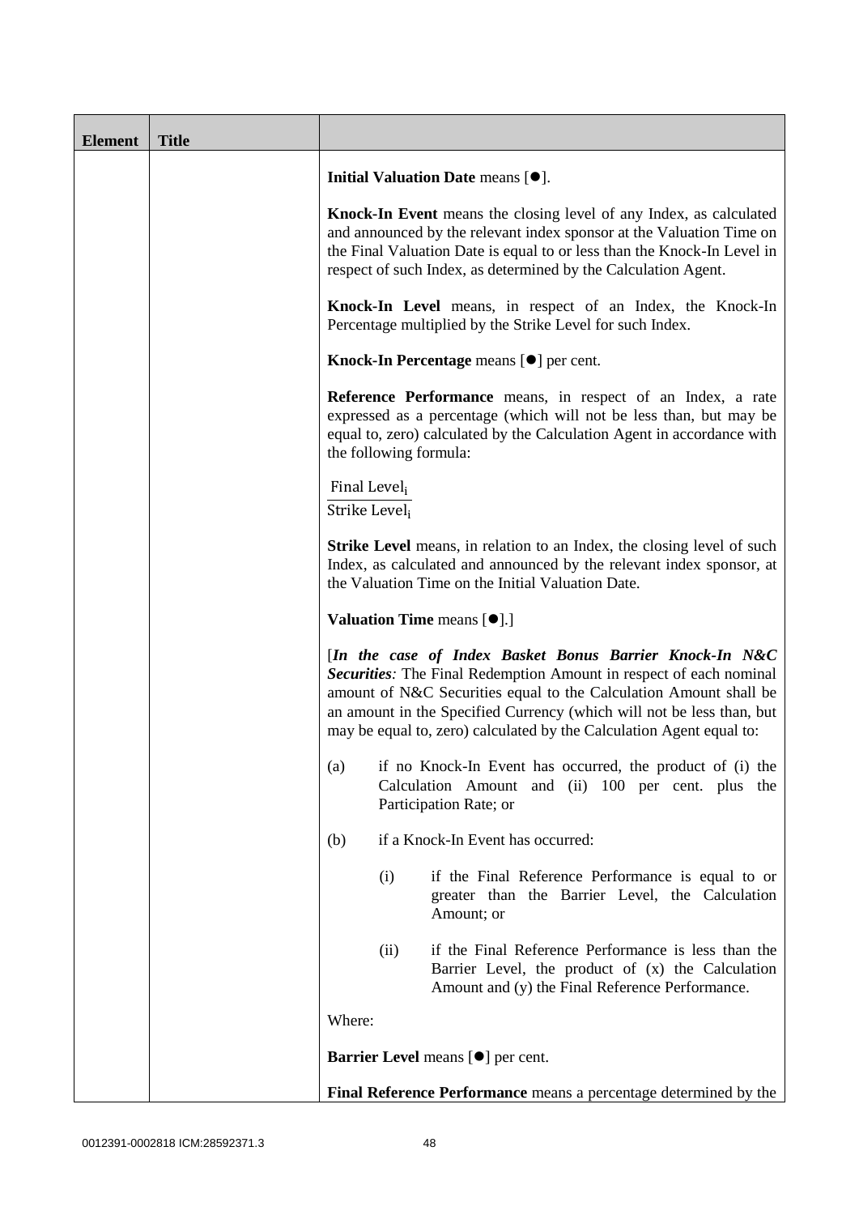| Element | Title | |
|---|---|---|
| | | **Initial Valuation Date** means [●].<br><br>**Knock-In Event** means the closing level of any Index, as calculated and announced by the relevant index sponsor at the Valuation Time on the Final Valuation Date is equal to or less than the Knock-In Level in respect of such Index, as determined by the Calculation Agent.<br><br>**Knock-In Level** means, in respect of an Index, the Knock-In Percentage multiplied by the Strike Level for such Index.<br><br>**Knock-In Percentage** means [●] per cent.<br><br>**Reference Performance** means, in respect of an Index, a rate expressed as a percentage (which will not be less than, but may be equal to, zero) calculated by the Calculation Agent in accordance with the following formula:<br><br>$\frac{\text{Final Level}_i}{\text{Strike Level}_i}$<br><br>**Strike Level** means, in relation to an Index, the closing level of such Index, as calculated and announced by the relevant index sponsor, at the Valuation Time on the Initial Valuation Date.<br><br>**Valuation Time** means [●].]<br><br>[***In the case of Index Basket Bonus Barrier Knock-In N&C Securities:*** The Final Redemption Amount in respect of each nominal amount of N&C Securities equal to the Calculation Amount shall be an amount in the Specified Currency (which will not be less than, but may be equal to, zero) calculated by the Calculation Agent equal to:<br><br>(a) if no Knock-In Event has occurred, the product of (i) the Calculation Amount and (ii) 100 per cent. plus the Participation Rate; or<br><br>(b) if a Knock-In Event has occurred:<br><br>(i) if the Final Reference Performance is equal to or greater than the Barrier Level, the Calculation Amount; or<br><br>(ii) if the Final Reference Performance is less than the Barrier Level, the product of (x) the Calculation Amount and (y) the Final Reference Performance.<br><br>Where:<br><br>**Barrier Level** means [●] per cent.<br><br>**Final Reference Performance** means a percentage determined by the |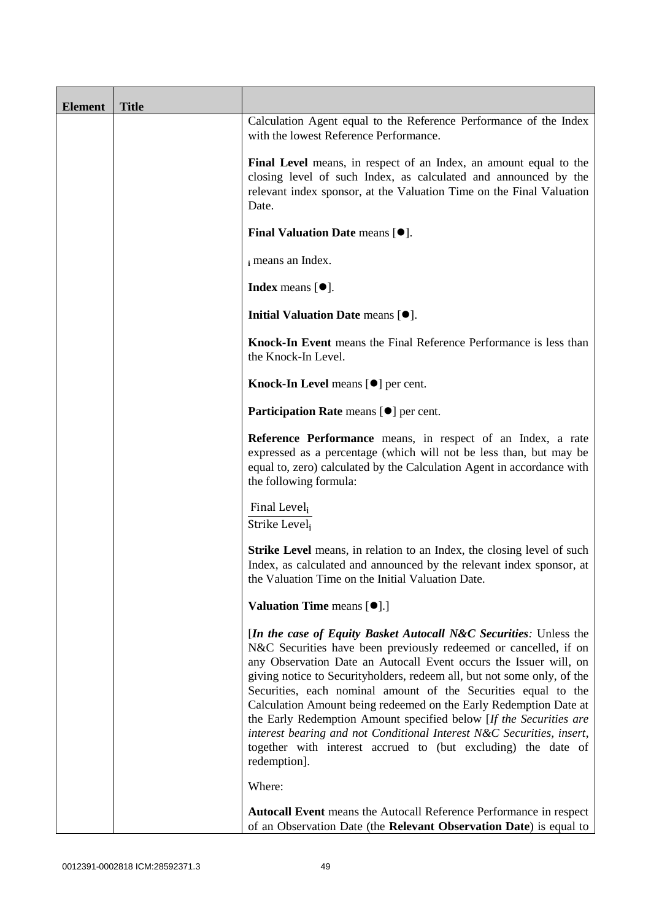| Element | Title | |
|---|---|---|
| | | Calculation Agent equal to the Reference Performance of the Index with the lowest Reference Performance.<br><br>**Final Level** means, in respect of an Index, an amount equal to the closing level of such Index, as calculated and announced by the relevant index sponsor, at the Valuation Time on the Final Valuation Date.<br><br>**Final Valuation Date** means [●].<br><br>$_i$ means an Index.<br><br>**Index** means [●].<br><br>**Initial Valuation Date** means [●].<br><br>**Knock-In Event** means the Final Reference Performance is less than the Knock-In Level.<br><br>**Knock-In Level** means [●] per cent.<br><br>**Participation Rate** means [●] per cent.<br><br>**Reference Performance** means, in respect of an Index, a rate expressed as a percentage (which will not be less than, but may be equal to, zero) calculated by the Calculation Agent in accordance with the following formula:<br><br>$\frac{\text{Final Level}_i}{\text{Strike Level}_i}$<br><br>**Strike Level** means, in relation to an Index, the closing level of such Index, as calculated and announced by the relevant index sponsor, at the Valuation Time on the Initial Valuation Date.<br><br>**Valuation Time** means [●].]<br><br>[***In the case of Equity Basket Autocall N&C Securities**:* Unless the N&C Securities have been previously redeemed or cancelled, if on any Observation Date an Autocall Event occurs the Issuer will, on giving notice to Securityholders, redeem all, but not some only, of the Securities, each nominal amount of the Securities equal to the Calculation Amount being redeemed on the Early Redemption Date at the Early Redemption Amount specified below [*If the Securities are interest bearing and not Conditional Interest N&C Securities, insert*, together with interest accrued to (but excluding) the date of redemption].<br><br>Where:<br><br>**Autocall Event** means the Autocall Reference Performance in respect of an Observation Date (the **Relevant Observation Date**) is equal to |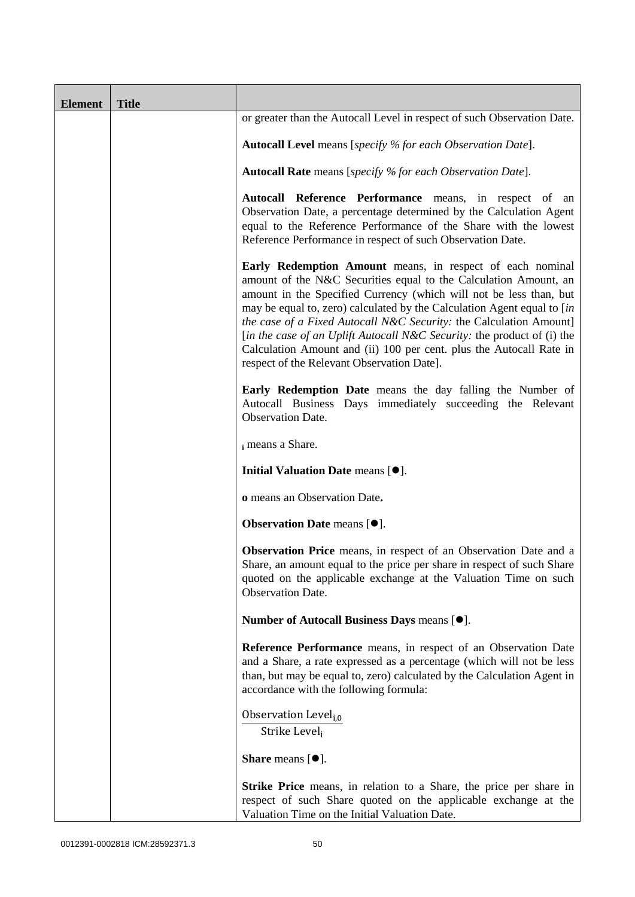| Element | Title | |
|---|---|---|
| | | or greater than the Autocall Level in respect of such Observation Date.<br><br>**Autocall Level** means [*specify % for each Observation Date*].<br><br>**Autocall Rate** means [*specify % for each Observation Date*].<br><br>**Autocall Reference Performance** means, in respect of an Observation Date, a percentage determined by the Calculation Agent equal to the Reference Performance of the Share with the lowest Reference Performance in respect of such Observation Date.<br><br>**Early Redemption Amount** means, in respect of each nominal amount of the N&C Securities equal to the Calculation Amount, an amount in the Specified Currency (which will not be less than, but may be equal to, zero) calculated by the Calculation Agent equal to [*in the case of a Fixed Autocall N&C Security:* the Calculation Amount] [*in the case of an Uplift Autocall N&C Security:* the product of (i) the Calculation Amount and (ii) 100 per cent. plus the Autocall Rate in respect of the Relevant Observation Date].<br><br>**Early Redemption Date** means the day falling the Number of Autocall Business Days immediately succeeding the Relevant Observation Date.<br><br>$_{i}$ means a Share.<br><br>**Initial Valuation Date** means [●].<br><br>**o** means an Observation Date**.**<br><br>**Observation Date** means [●].<br><br>**Observation Price** means, in respect of an Observation Date and a Share, an amount equal to the price per share in respect of such Share quoted on the applicable exchange at the Valuation Time on such Observation Date.<br><br>**Number of Autocall Business Days** means [●].<br><br>**Reference Performance** means, in respect of an Observation Date and a Share, a rate expressed as a percentage (which will not be less than, but may be equal to, zero) calculated by the Calculation Agent in accordance with the following formula:<br><br>$\frac{\text{Observation Level}_{i,0}}{\text{Strike Level}_{i}}$<br><br>**Share** means [●].<br><br>**Strike Price** means, in relation to a Share, the price per share in respect of such Share quoted on the applicable exchange at the Valuation Time on the Initial Valuation Date. |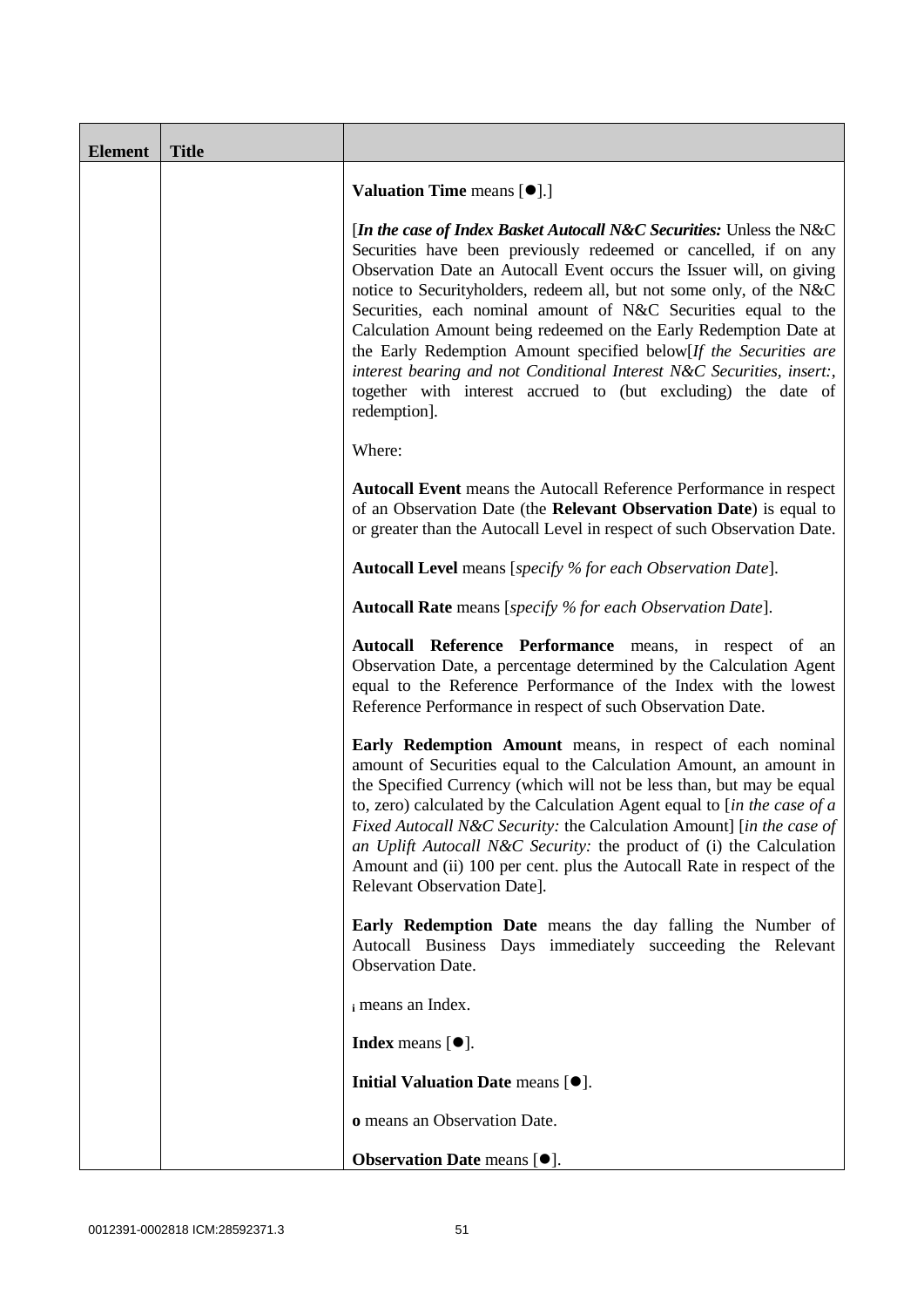| Element | Title | |
|---|---|---|
| | | **Valuation Time** means [●].]<br><br>[***In the case of Index Basket Autocall N&C Securities:*** Unless the N&C Securities have been previously redeemed or cancelled, if on any Observation Date an Autocall Event occurs the Issuer will, on giving notice to Securityholders, redeem all, but not some only, of the N&C Securities, each nominal amount of N&C Securities equal to the Calculation Amount being redeemed on the Early Redemption Date at the Early Redemption Amount specified below[*If the Securities are interest bearing and not Conditional Interest N&C Securities, insert:*, together with interest accrued to (but excluding) the date of redemption].<br><br>Where:<br><br>**Autocall Event** means the Autocall Reference Performance in respect of an Observation Date (the **Relevant Observation Date**) is equal to or greater than the Autocall Level in respect of such Observation Date.<br><br>**Autocall Level** means [*specify % for each Observation Date*].<br><br>**Autocall Rate** means [*specify % for each Observation Date*].<br><br>**Autocall Reference Performance** means, in respect of an Observation Date, a percentage determined by the Calculation Agent equal to the Reference Performance of the Index with the lowest Reference Performance in respect of such Observation Date.<br><br>**Early Redemption Amount** means, in respect of each nominal amount of Securities equal to the Calculation Amount, an amount in the Specified Currency (which will not be less than, but may be equal to, zero) calculated by the Calculation Agent equal to [*in the case of a Fixed Autocall N&C Security:* the Calculation Amount] [*in the case of an Uplift Autocall N&C Security:* the product of (i) the Calculation Amount and (ii) 100 per cent. plus the Autocall Rate in respect of the Relevant Observation Date].<br><br>**Early Redemption Date** means the day falling the Number of Autocall Business Days immediately succeeding the Relevant Observation Date.<br><br>$_{i}$ means an Index.<br><br>**Index** means [●].<br><br>**Initial Valuation Date** means [●].<br><br>**o** means an Observation Date.<br><br>**Observation Date** means [●]. |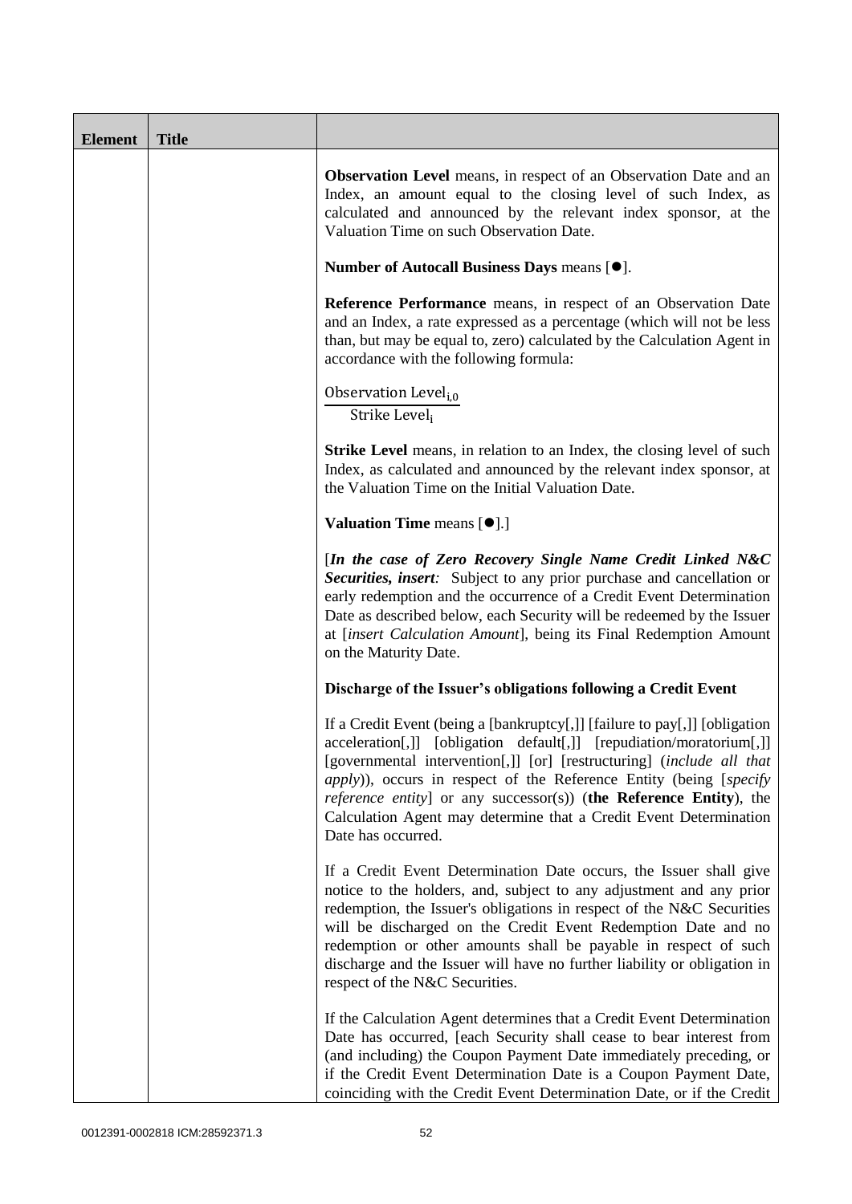| Element | Title | |
| --- | --- | --- |
| | | **Observation Level** means, in respect of an Observation Date and an Index, an amount equal to the closing level of such Index, as calculated and announced by the relevant index sponsor, at the Valuation Time on such Observation Date.<br><br>**Number of Autocall Business Days** means [●].<br><br>**Reference Performance** means, in respect of an Observation Date and an Index, a rate expressed as a percentage (which will not be less than, but may be equal to, zero) calculated by the Calculation Agent in accordance with the following formula:<br><br>$\frac{\text{Observation Level}_{i,0}}{\text{Strike Level}_i}$<br><br>**Strike Level** means, in relation to an Index, the closing level of such Index, as calculated and announced by the relevant index sponsor, at the Valuation Time on the Initial Valuation Date.<br><br>**Valuation Time** means [●].]<br><br>[***In the case of Zero Recovery Single Name Credit Linked N&C Securities, insert****:* Subject to any prior purchase and cancellation or early redemption and the occurrence of a Credit Event Determination Date as described below, each Security will be redeemed by the Issuer at [*insert Calculation Amount*], being its Final Redemption Amount on the Maturity Date.<br><br>**Discharge of the Issuer's obligations following a Credit Event**<br><br>If a Credit Event (being a [bankruptcy[,]] [failure to pay[,]] [obligation acceleration[,]] [obligation default[,]] [repudiation/moratorium[,]] [governmental intervention[,]] [or] [restructuring] (*include all that apply*)), occurs in respect of the Reference Entity (being [*specify reference entity*] or any successor(s)) (**the Reference Entity**), the Calculation Agent may determine that a Credit Event Determination Date has occurred.<br><br>If a Credit Event Determination Date occurs, the Issuer shall give notice to the holders, and, subject to any adjustment and any prior redemption, the Issuer's obligations in respect of the N&C Securities will be discharged on the Credit Event Redemption Date and no redemption or other amounts shall be payable in respect of such discharge and the Issuer will have no further liability or obligation in respect of the N&C Securities.<br><br>If the Calculation Agent determines that a Credit Event Determination Date has occurred, [each Security shall cease to bear interest from (and including) the Coupon Payment Date immediately preceding, or if the Credit Event Determination Date is a Coupon Payment Date, coinciding with the Credit Event Determination Date, or if the Credit |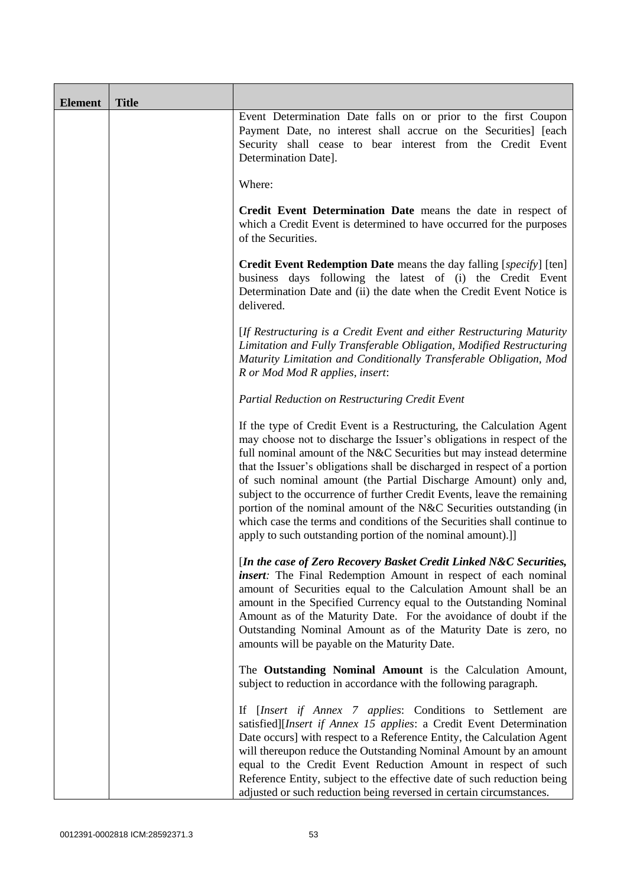| Element | Title | |
|---|---|---|
| | | Event Determination Date falls on or prior to the first Coupon Payment Date, no interest shall accrue on the Securities] [each Security shall cease to bear interest from the Credit Event Determination Date].<br><br>Where:<br><br>**Credit Event Determination Date** means the date in respect of which a Credit Event is determined to have occurred for the purposes of the Securities.<br><br>**Credit Event Redemption Date** means the day falling [*specify*] [ten] business days following the latest of (i) the Credit Event Determination Date and (ii) the date when the Credit Event Notice is delivered.<br><br>[*If Restructuring is a Credit Event and either Restructuring Maturity Limitation and Fully Transferable Obligation, Modified Restructuring Maturity Limitation and Conditionally Transferable Obligation, Mod R or Mod Mod R applies, insert*:<br><br>*Partial Reduction on Restructuring Credit Event*<br><br>If the type of Credit Event is a Restructuring, the Calculation Agent may choose not to discharge the Issuer's obligations in respect of the full nominal amount of the N&C Securities but may instead determine that the Issuer's obligations shall be discharged in respect of a portion of such nominal amount (the Partial Discharge Amount) only and, subject to the occurrence of further Credit Events, leave the remaining portion of the nominal amount of the N&C Securities outstanding (in which case the terms and conditions of the Securities shall continue to apply to such outstanding portion of the nominal amount).]]<br><br>[***In the case of Zero Recovery Basket Credit Linked N&C Securities, insert****:* The Final Redemption Amount in respect of each nominal amount of Securities equal to the Calculation Amount shall be an amount in the Specified Currency equal to the Outstanding Nominal Amount as of the Maturity Date. For the avoidance of doubt if the Outstanding Nominal Amount as of the Maturity Date is zero, no amounts will be payable on the Maturity Date.<br><br>The **Outstanding Nominal Amount** is the Calculation Amount, subject to reduction in accordance with the following paragraph.<br><br>If [*Insert if Annex 7 applies*: Conditions to Settlement are satisfied][*Insert if Annex 15 applies*: a Credit Event Determination Date occurs] with respect to a Reference Entity, the Calculation Agent will thereupon reduce the Outstanding Nominal Amount by an amount equal to the Credit Event Reduction Amount in respect of such Reference Entity, subject to the effective date of such reduction being adjusted or such reduction being reversed in certain circumstances. |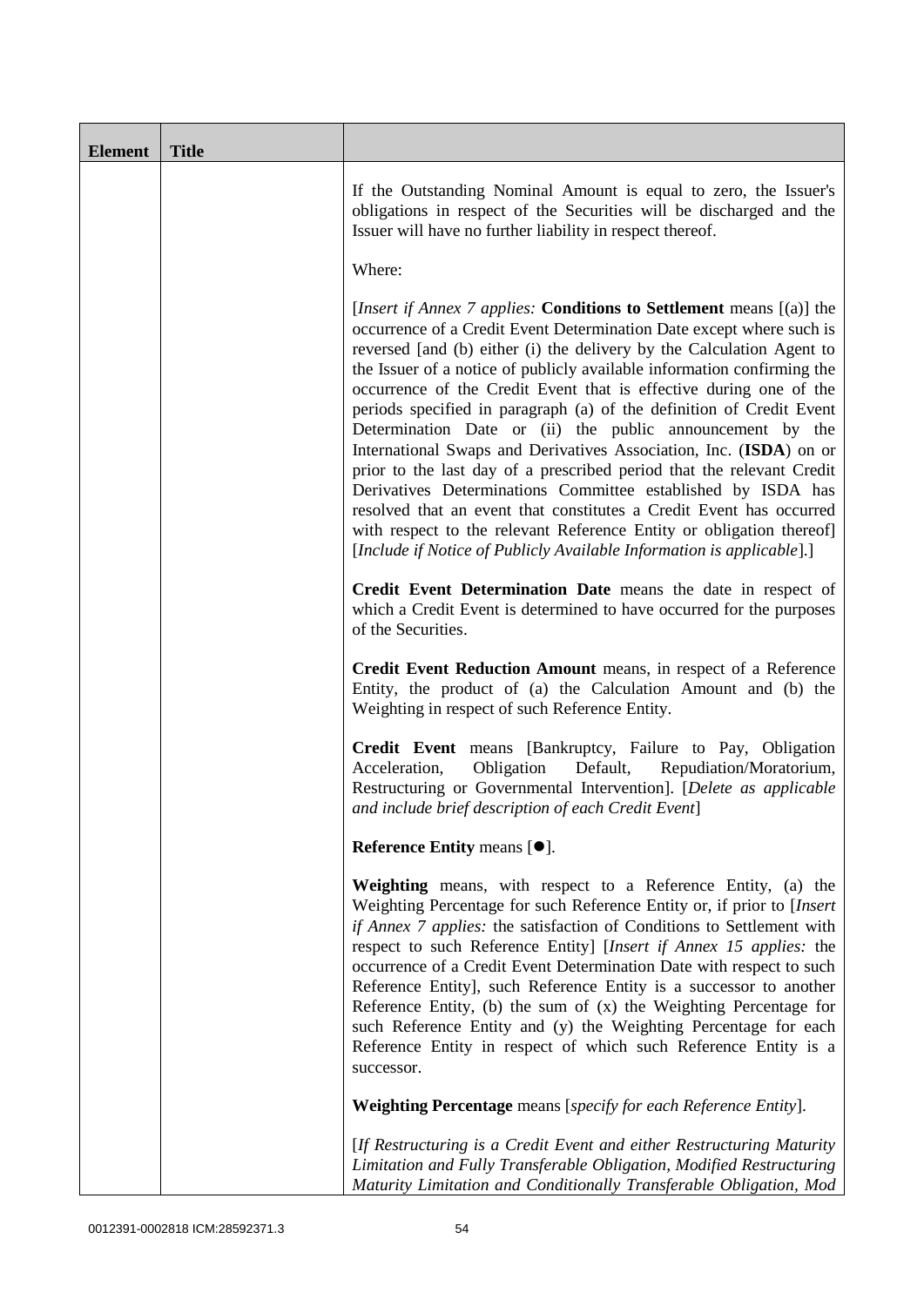| Element | Title | |
|---|---|---|
| | | If the Outstanding Nominal Amount is equal to zero, the Issuer's obligations in respect of the Securities will be discharged and the Issuer will have no further liability in respect thereof.<br><br>Where:<br><br>[*Insert if Annex 7 applies:* **Conditions to Settlement** means [(a)] the occurrence of a Credit Event Determination Date except where such is reversed [and (b) either (i) the delivery by the Calculation Agent to the Issuer of a notice of publicly available information confirming the occurrence of the Credit Event that is effective during one of the periods specified in paragraph (a) of the definition of Credit Event Determination Date or (ii) the public announcement by the International Swaps and Derivatives Association, Inc. (**ISDA**) on or prior to the last day of a prescribed period that the relevant Credit Derivatives Determinations Committee established by ISDA has resolved that an event that constitutes a Credit Event has occurred with respect to the relevant Reference Entity or obligation thereof] [*Include if Notice of Publicly Available Information is applicable*].]<br><br>**Credit Event Determination Date** means the date in respect of which a Credit Event is determined to have occurred for the purposes of the Securities.<br><br>**Credit Event Reduction Amount** means, in respect of a Reference Entity, the product of (a) the Calculation Amount and (b) the Weighting in respect of such Reference Entity.<br><br>**Credit Event** means [Bankruptcy, Failure to Pay, Obligation Acceleration, Obligation Default, Repudiation/Moratorium, Restructuring or Governmental Intervention]. [*Delete as applicable and include brief description of each Credit Event*]<br><br>**Reference Entity** means [●].<br><br>**Weighting** means, with respect to a Reference Entity, (a) the Weighting Percentage for such Reference Entity or, if prior to [*Insert if Annex 7 applies:* the satisfaction of Conditions to Settlement with respect to such Reference Entity] [*Insert if Annex 15 applies:* the occurrence of a Credit Event Determination Date with respect to such Reference Entity], such Reference Entity is a successor to another Reference Entity, (b) the sum of (x) the Weighting Percentage for such Reference Entity and (y) the Weighting Percentage for each Reference Entity in respect of which such Reference Entity is a successor.<br><br>**Weighting Percentage** means [*specify for each Reference Entity*].<br><br>[*If Restructuring is a Credit Event and either Restructuring Maturity Limitation and Fully Transferable Obligation, Modified Restructuring Maturity Limitation and Conditionally Transferable Obligation, Mod* |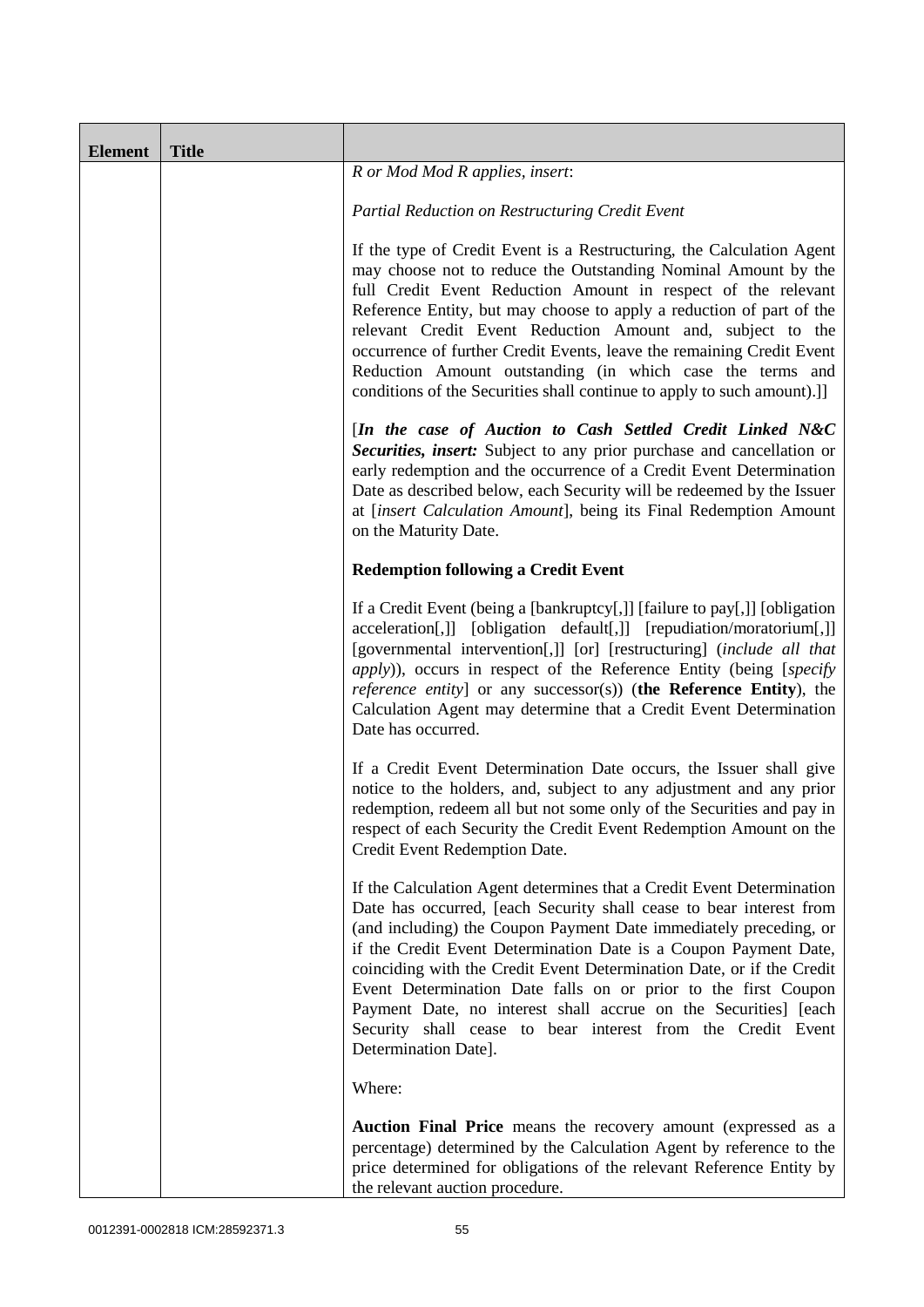| Element | Title | |
|---|---|---|
| | | *R or Mod Mod R applies, insert*:<br><br>*Partial Reduction on Restructuring Credit Event*<br><br>If the type of Credit Event is a Restructuring, the Calculation Agent may choose not to reduce the Outstanding Nominal Amount by the full Credit Event Reduction Amount in respect of the relevant Reference Entity, but may choose to apply a reduction of part of the relevant Credit Event Reduction Amount and, subject to the occurrence of further Credit Events, leave the remaining Credit Event Reduction Amount outstanding (in which case the terms and conditions of the Securities shall continue to apply to such amount).]]<br><br>[***In the case of Auction to Cash Settled Credit Linked N&C Securities, insert:*** Subject to any prior purchase and cancellation or early redemption and the occurrence of a Credit Event Determination Date as described below, each Security will be redeemed by the Issuer at [*insert Calculation Amount*], being its Final Redemption Amount on the Maturity Date.<br><br>**Redemption following a Credit Event**<br><br>If a Credit Event (being a [bankruptcy[,]] [failure to pay[,]] [obligation acceleration[,]] [obligation default[,]] [repudiation/moratorium[,]] [governmental intervention[,]] [or] [restructuring] (*include all that apply*)), occurs in respect of the Reference Entity (being [*specify reference entity*] or any successor(s)) (**the Reference Entity**), the Calculation Agent may determine that a Credit Event Determination Date has occurred.<br><br>If a Credit Event Determination Date occurs, the Issuer shall give notice to the holders, and, subject to any adjustment and any prior redemption, redeem all but not some only of the Securities and pay in respect of each Security the Credit Event Redemption Amount on the Credit Event Redemption Date.<br><br>If the Calculation Agent determines that a Credit Event Determination Date has occurred, [each Security shall cease to bear interest from (and including) the Coupon Payment Date immediately preceding, or if the Credit Event Determination Date is a Coupon Payment Date, coinciding with the Credit Event Determination Date, or if the Credit Event Determination Date falls on or prior to the first Coupon Payment Date, no interest shall accrue on the Securities] [each Security shall cease to bear interest from the Credit Event Determination Date].<br><br>Where:<br><br>**Auction Final Price** means the recovery amount (expressed as a percentage) determined by the Calculation Agent by reference to the price determined for obligations of the relevant Reference Entity by the relevant auction procedure. |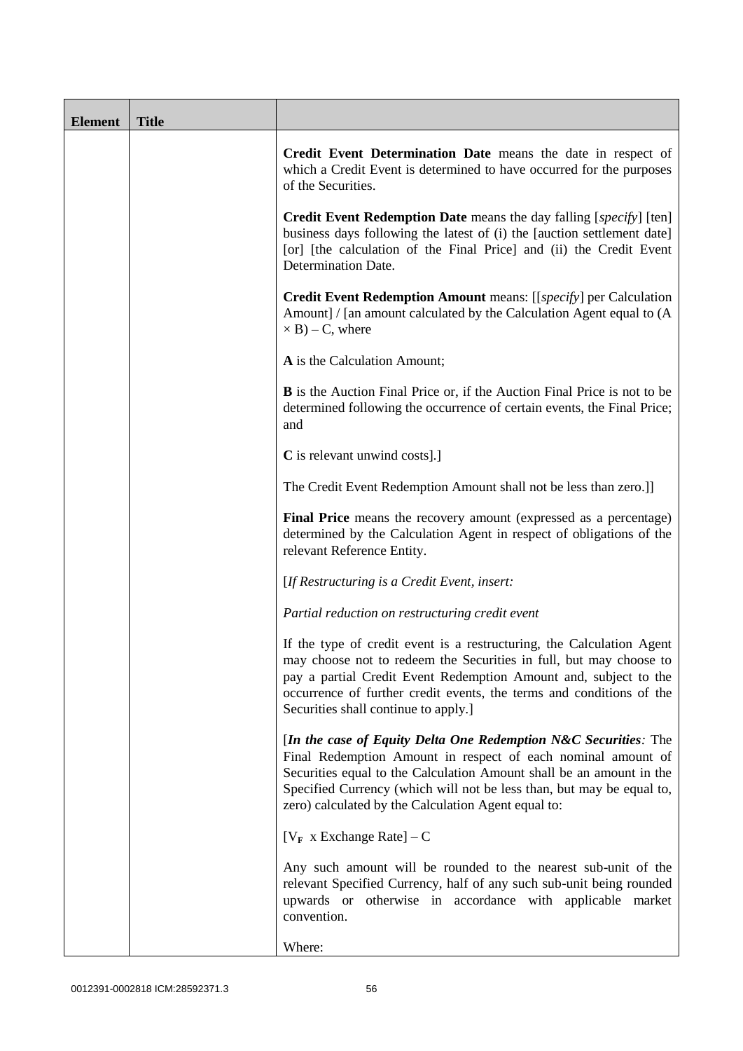| Element | Title | |
|---|---|---|
| | | **Credit Event Determination Date** means the date in respect of which a Credit Event is determined to have occurred for the purposes of the Securities.<br><br>**Credit Event Redemption Date** means the day falling [*specify*] [ten] business days following the latest of (i) the [auction settlement date] [or] [the calculation of the Final Price] and (ii) the Credit Event Determination Date.<br><br>**Credit Event Redemption Amount** means: [[*specify*] per Calculation Amount] / [an amount calculated by the Calculation Agent equal to (A × B) – C, where<br><br>**A** is the Calculation Amount;<br><br>**B** is the Auction Final Price or, if the Auction Final Price is not to be determined following the occurrence of certain events, the Final Price; and<br><br>**C** is relevant unwind costs].]<br><br>The Credit Event Redemption Amount shall not be less than zero.]]<br><br>**Final Price** means the recovery amount (expressed as a percentage) determined by the Calculation Agent in respect of obligations of the relevant Reference Entity.<br><br>[*If Restructuring is a Credit Event, insert:*<br><br>*Partial reduction on restructuring credit event*<br><br>If the type of credit event is a restructuring, the Calculation Agent may choose not to redeem the Securities in full, but may choose to pay a partial Credit Event Redemption Amount and, subject to the occurrence of further credit events, the terms and conditions of the Securities shall continue to apply.]<br><br>[***In the case of Equity Delta One Redemption N&C Securities****:* The Final Redemption Amount in respect of each nominal amount of Securities equal to the Calculation Amount shall be an amount in the Specified Currency (which will not be less than, but may be equal to, zero) calculated by the Calculation Agent equal to:<br><br>$[V_F \text{ x Exchange Rate}] - C$<br><br>Any such amount will be rounded to the nearest sub-unit of the relevant Specified Currency, half of any such sub-unit being rounded upwards or otherwise in accordance with applicable market convention.<br><br>Where: |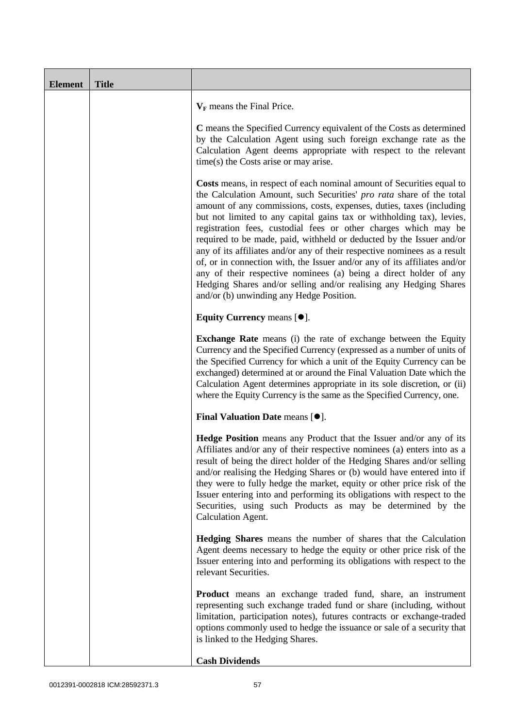| Element | Title | |
|---|---|---|
| | | $V_F$ means the Final Price.<br><br>**C** means the Specified Currency equivalent of the Costs as determined by the Calculation Agent using such foreign exchange rate as the Calculation Agent deems appropriate with respect to the relevant time(s) the Costs arise or may arise.<br><br>**Costs** means, in respect of each nominal amount of Securities equal to the Calculation Amount, such Securities' *pro rata* share of the total amount of any commissions, costs, expenses, duties, taxes (including but not limited to any capital gains tax or withholding tax), levies, registration fees, custodial fees or other charges which may be required to be made, paid, withheld or deducted by the Issuer and/or any of its affiliates and/or any of their respective nominees as a result of, or in connection with, the Issuer and/or any of its affiliates and/or any of their respective nominees (a) being a direct holder of any Hedging Shares and/or selling and/or realising any Hedging Shares and/or (b) unwinding any Hedge Position.<br><br>**Equity Currency** means [●].<br><br>**Exchange Rate** means (i) the rate of exchange between the Equity Currency and the Specified Currency (expressed as a number of units of the Specified Currency for which a unit of the Equity Currency can be exchanged) determined at or around the Final Valuation Date which the Calculation Agent determines appropriate in its sole discretion, or (ii) where the Equity Currency is the same as the Specified Currency, one.<br><br>**Final Valuation Date** means [●].<br><br>**Hedge Position** means any Product that the Issuer and/or any of its Affiliates and/or any of their respective nominees (a) enters into as a result of being the direct holder of the Hedging Shares and/or selling and/or realising the Hedging Shares or (b) would have entered into if they were to fully hedge the market, equity or other price risk of the Issuer entering into and performing its obligations with respect to the Securities, using such Products as may be determined by the Calculation Agent.<br><br>**Hedging Shares** means the number of shares that the Calculation Agent deems necessary to hedge the equity or other price risk of the Issuer entering into and performing its obligations with respect to the relevant Securities.<br><br>**Product** means an exchange traded fund, share, an instrument representing such exchange traded fund or share (including, without limitation, participation notes), futures contracts or exchange-traded options commonly used to hedge the issuance or sale of a security that is linked to the Hedging Shares.<br><br>**Cash Dividends** |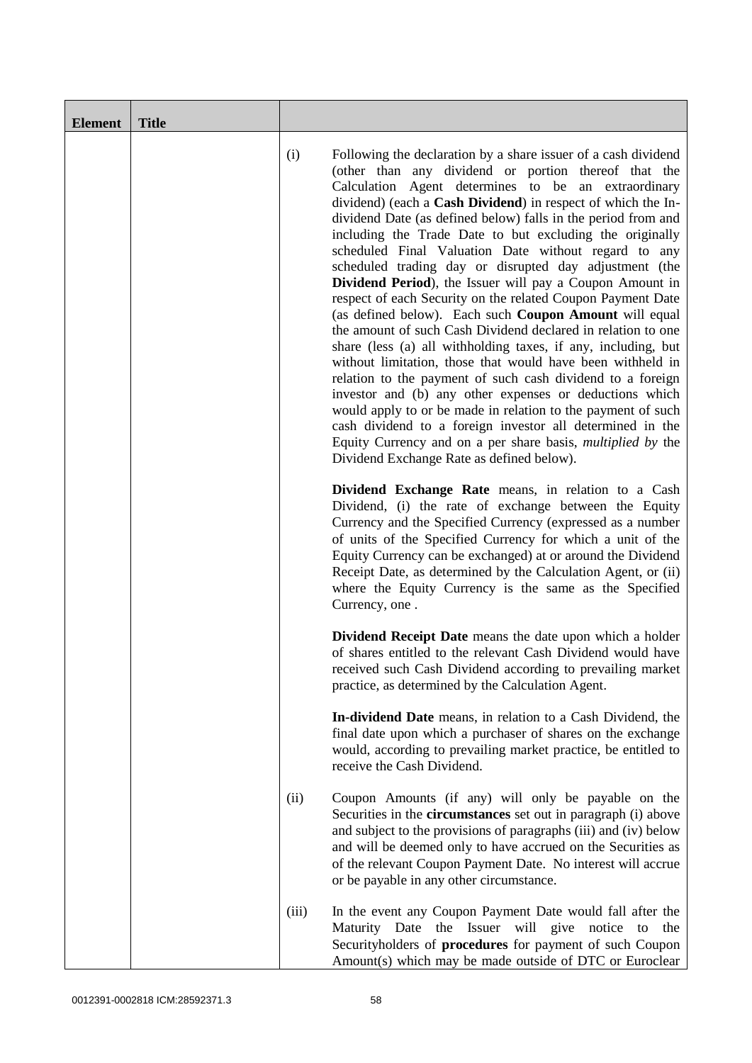| Element | Title |  |
|---|---|---|
|  |  | (i) Following the declaration by a share issuer of a cash dividend (other than any dividend or portion thereof that the Calculation Agent determines to be an extraordinary dividend) (each a **Cash Dividend**) in respect of which the In-dividend Date (as defined below) falls in the period from and including the Trade Date to but excluding the originally scheduled Final Valuation Date without regard to any scheduled trading day or disrupted day adjustment (the **Dividend Period**), the Issuer will pay a Coupon Amount in respect of each Security on the related Coupon Payment Date (as defined below). Each such **Coupon Amount** will equal the amount of such Cash Dividend declared in relation to one share (less (a) all withholding taxes, if any, including, but without limitation, those that would have been withheld in relation to the payment of such cash dividend to a foreign investor and (b) any other expenses or deductions which would apply to or be made in relation to the payment of such cash dividend to a foreign investor all determined in the Equity Currency and on a per share basis, *multiplied by* the Dividend Exchange Rate as defined below).<br><br>**Dividend Exchange Rate** means, in relation to a Cash Dividend, (i) the rate of exchange between the Equity Currency and the Specified Currency (expressed as a number of units of the Specified Currency for which a unit of the Equity Currency can be exchanged) at or around the Dividend Receipt Date, as determined by the Calculation Agent, or (ii) where the Equity Currency is the same as the Specified Currency, one .<br><br>**Dividend Receipt Date** means the date upon which a holder of shares entitled to the relevant Cash Dividend would have received such Cash Dividend according to prevailing market practice, as determined by the Calculation Agent.<br><br>**In-dividend Date** means, in relation to a Cash Dividend, the final date upon which a purchaser of shares on the exchange would, according to prevailing market practice, be entitled to receive the Cash Dividend.<br><br>(ii) Coupon Amounts (if any) will only be payable on the Securities in the **circumstances** set out in paragraph (i) above and subject to the provisions of paragraphs (iii) and (iv) below and will be deemed only to have accrued on the Securities as of the relevant Coupon Payment Date. No interest will accrue or be payable in any other circumstance.<br><br>(iii) In the event any Coupon Payment Date would fall after the Maturity Date the Issuer will give notice to the Securityholders of **procedures** for payment of such Coupon Amount(s) which may be made outside of DTC or Euroclear |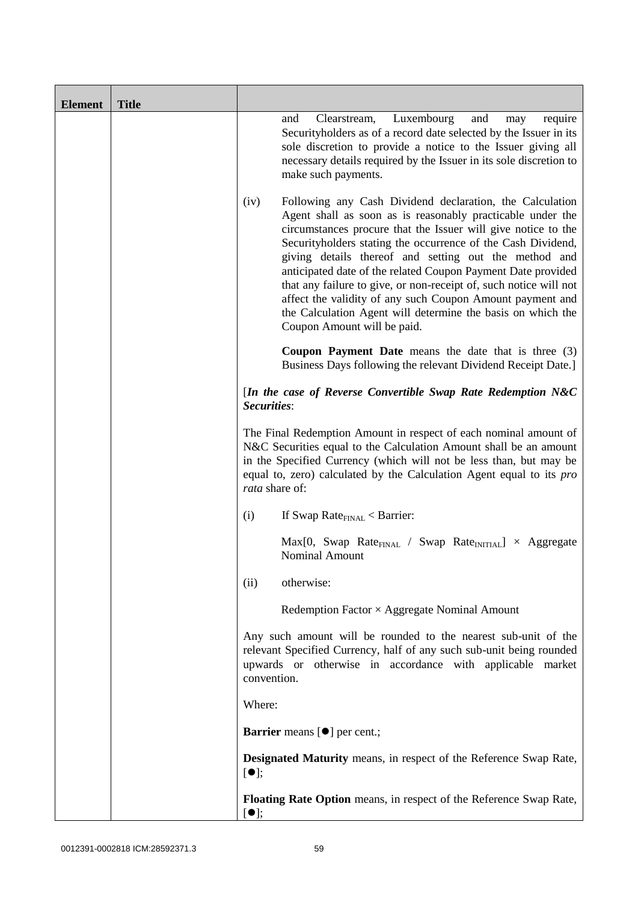| Element | Title | |
|---|---|---|
| | | and Clearstream, Luxembourg and may require Securityholders as of a record date selected by the Issuer in its sole discretion to provide a notice to the Issuer giving all necessary details required by the Issuer in its sole discretion to make such payments.<br><br>(iv) Following any Cash Dividend declaration, the Calculation Agent shall as soon as is reasonably practicable under the circumstances procure that the Issuer will give notice to the Securityholders stating the occurrence of the Cash Dividend, giving details thereof and setting out the method and anticipated date of the related Coupon Payment Date provided that any failure to give, or non-receipt of, such notice will not affect the validity of any such Coupon Amount payment and the Calculation Agent will determine the basis on which the Coupon Amount will be paid.<br><br>**Coupon Payment Date** means the date that is three (3) Business Days following the relevant Dividend Receipt Date.]<br><br>[*In the case of Reverse Convertible Swap Rate Redemption N&C Securities*:<br><br>The Final Redemption Amount in respect of each nominal amount of N&C Securities equal to the Calculation Amount shall be an amount in the Specified Currency (which will not be less than, but may be equal to, zero) calculated by the Calculation Agent equal to its *pro rata* share of:<br><br>(i) If $\text{Swap Rate}_{FINAL} < \text{Barrier}$:<br><br>$\text{Max}[0, \text{Swap Rate}_{FINAL} / \text{Swap Rate}_{INITIAL}] \times \text{Aggregate Nominal Amount}$<br><br>(ii) otherwise:<br><br>Redemption Factor × Aggregate Nominal Amount<br><br>Any such amount will be rounded to the nearest sub-unit of the relevant Specified Currency, half of any such sub-unit being rounded upwards or otherwise in accordance with applicable market convention.<br><br>Where:<br><br>**Barrier** means [●] per cent.;<br><br>**Designated Maturity** means, in respect of the Reference Swap Rate, [●];<br><br>**Floating Rate Option** means, in respect of the Reference Swap Rate, [●]; |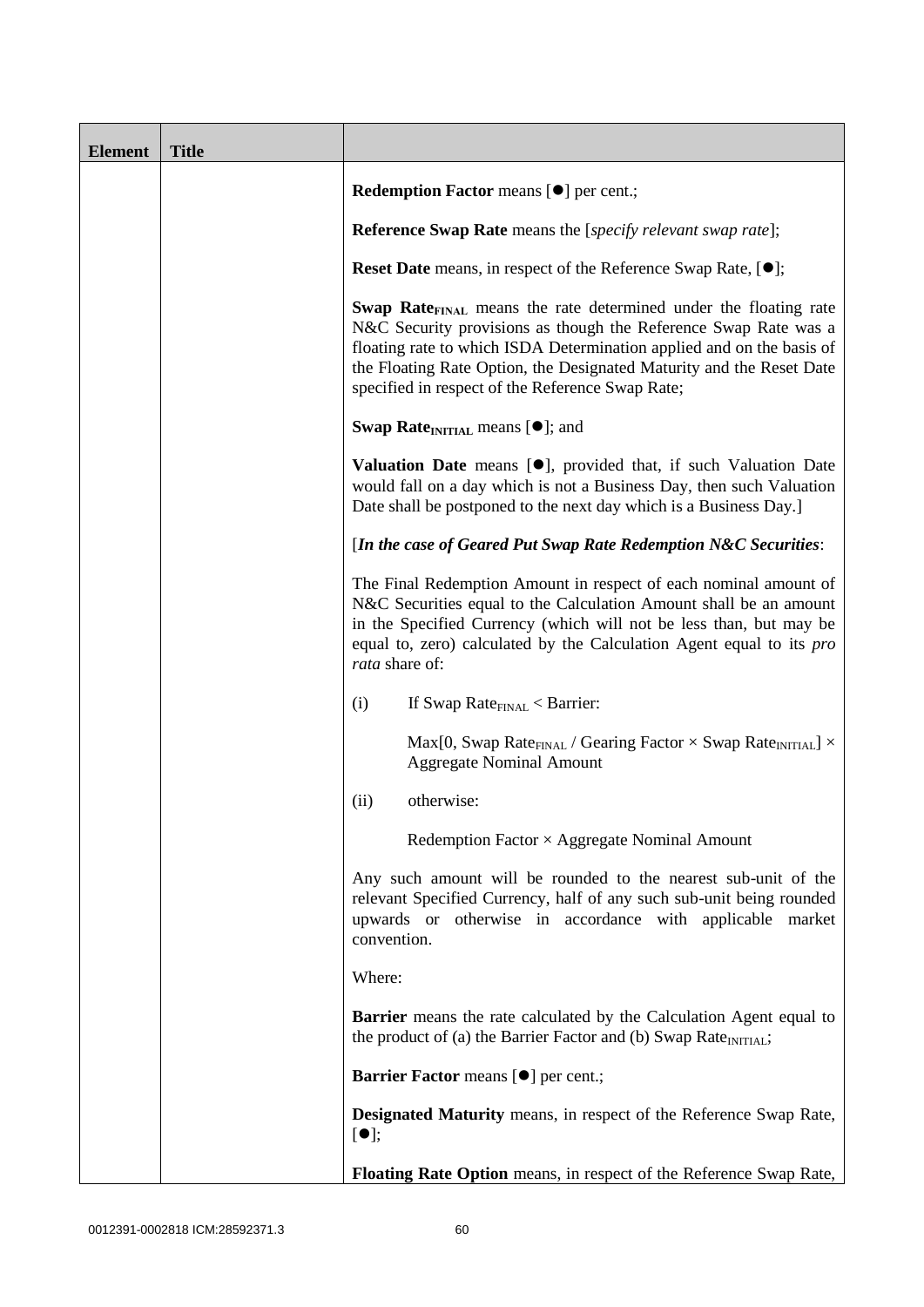| Element | Title | |
|---|---|---|
| | | **Redemption Factor** means [●] per cent.;<br><br>**Reference Swap Rate** means the [*specify relevant swap rate*];<br><br>**Reset Date** means, in respect of the Reference Swap Rate, [●];<br><br>**Swap Rate$_{FINAL}$** means the rate determined under the floating rate N&C Security provisions as though the Reference Swap Rate was a floating rate to which ISDA Determination applied and on the basis of the Floating Rate Option, the Designated Maturity and the Reset Date specified in respect of the Reference Swap Rate;<br><br>**Swap Rate$_{INITIAL}$** means [●]; and<br><br>**Valuation Date** means [●], provided that, if such Valuation Date would fall on a day which is not a Business Day, then such Valuation Date shall be postponed to the next day which is a Business Day.]<br><br>[***In the case of Geared Put Swap Rate Redemption N&C Securities***:<br><br>The Final Redemption Amount in respect of each nominal amount of N&C Securities equal to the Calculation Amount shall be an amount in the Specified Currency (which will not be less than, but may be equal to, zero) calculated by the Calculation Agent equal to its *pro rata* share of:<br><br>(i) If Swap Rate$_{FINAL}$ < Barrier:<br><br>Max[0, Swap Rate$_{FINAL}$ / Gearing Factor × Swap Rate$_{INITIAL}$] × Aggregate Nominal Amount<br><br>(ii) otherwise:<br><br>Redemption Factor × Aggregate Nominal Amount<br><br>Any such amount will be rounded to the nearest sub-unit of the relevant Specified Currency, half of any such sub-unit being rounded upwards or otherwise in accordance with applicable market convention.<br><br>Where:<br><br>**Barrier** means the rate calculated by the Calculation Agent equal to the product of (a) the Barrier Factor and (b) Swap Rate$_{INITIAL}$;<br><br>**Barrier Factor** means [●] per cent.;<br><br>**Designated Maturity** means, in respect of the Reference Swap Rate, [●];<br><br>**Floating Rate Option** means, in respect of the Reference Swap Rate, |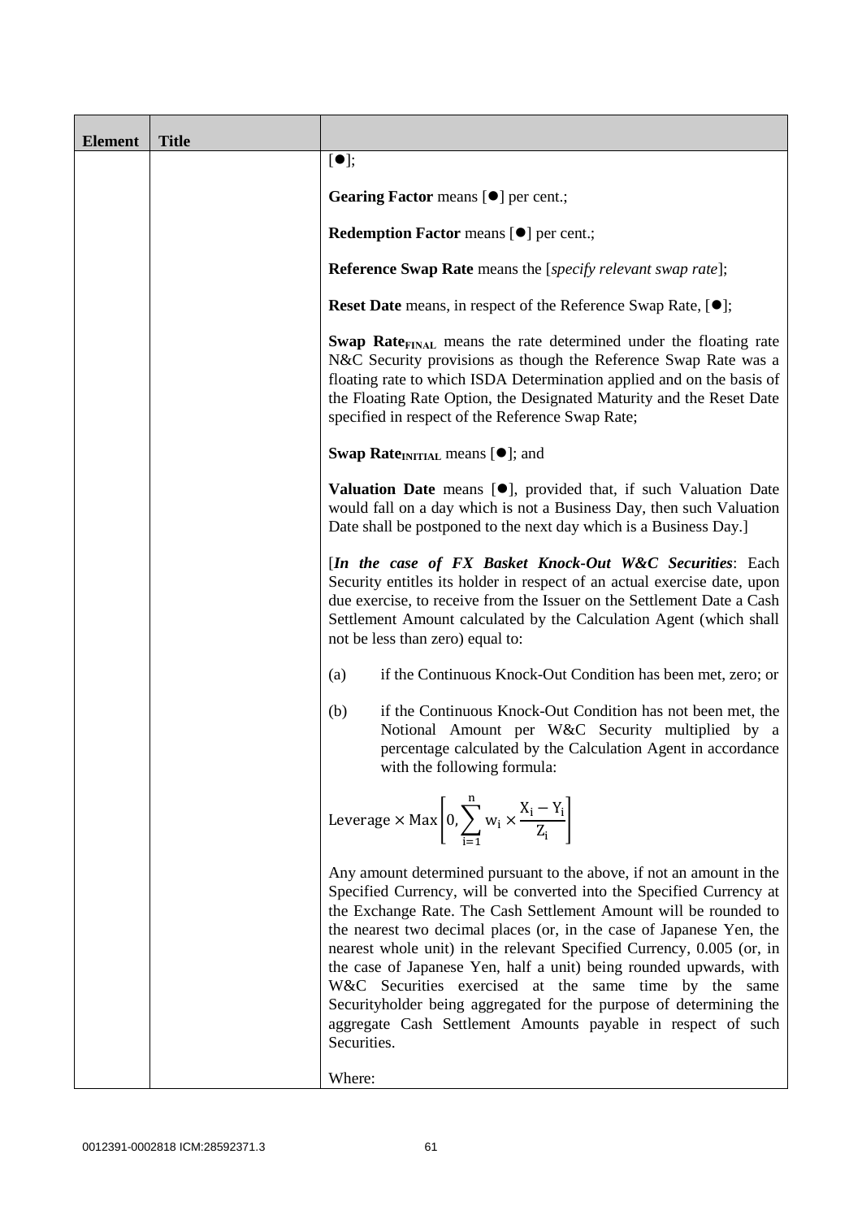| Element | Title | |
|---|---|---|
| | | [●];<br><br>**Gearing Factor** means [●] per cent.;<br><br>**Redemption Factor** means [●] per cent.;<br><br>**Reference Swap Rate** means the [*specify relevant swap rate*];<br><br>**Reset Date** means, in respect of the Reference Swap Rate, [●];<br><br>**Swap Rate$_{FINAL}$** means the rate determined under the floating rate N&C Security provisions as though the Reference Swap Rate was a floating rate to which ISDA Determination applied and on the basis of the Floating Rate Option, the Designated Maturity and the Reset Date specified in respect of the Reference Swap Rate;<br><br>**Swap Rate$_{INITIAL}$** means [●]; and<br><br>**Valuation Date** means [●], provided that, if such Valuation Date would fall on a day which is not a Business Day, then such Valuation Date shall be postponed to the next day which is a Business Day.]<br><br>[***In the case of FX Basket Knock-Out W&C Securities***: Each Security entitles its holder in respect of an actual exercise date, upon due exercise, to receive from the Issuer on the Settlement Date a Cash Settlement Amount calculated by the Calculation Agent (which shall not be less than zero) equal to:<br><br>(a) if the Continuous Knock-Out Condition has been met, zero; or<br><br>(b) if the Continuous Knock-Out Condition has not been met, the Notional Amount per W&C Security multiplied by a percentage calculated by the Calculation Agent in accordance with the following formula:<br><br>$\text{Leverage} \times \text{Max}\left[0, \sum_{i=1}^{n} w_i \times \frac{X_i - Y_i}{Z_i}\right]$<br><br>Any amount determined pursuant to the above, if not an amount in the Specified Currency, will be converted into the Specified Currency at the Exchange Rate. The Cash Settlement Amount will be rounded to the nearest two decimal places (or, in the case of Japanese Yen, the nearest whole unit) in the relevant Specified Currency, 0.005 (or, in the case of Japanese Yen, half a unit) being rounded upwards, with W&C Securities exercised at the same time by the same Securityholder being aggregated for the purpose of determining the aggregate Cash Settlement Amounts payable in respect of such Securities.<br><br>Where: |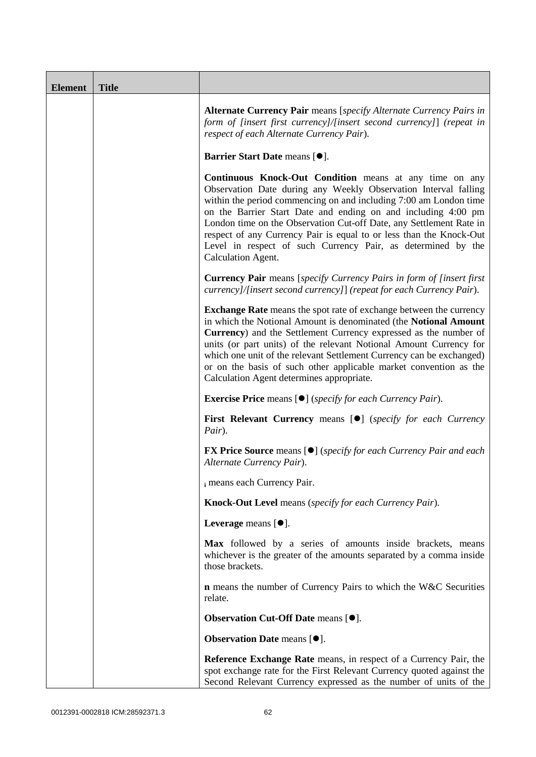| Element | Title | |
|---|---|---|
| | | **Alternate Currency Pair** means [*specify Alternate Currency Pairs in form of [insert first currency]/[insert second currency]*] (*repeat in respect of each Alternate Currency Pair*).<br><br>**Barrier Start Date** means [●].<br><br>**Continuous Knock-Out Condition** means at any time on any Observation Date during any Weekly Observation Interval falling within the period commencing on and including 7:00 am London time on the Barrier Start Date and ending on and including 4:00 pm London time on the Observation Cut-off Date, any Settlement Rate in respect of any Currency Pair is equal to or less than the Knock-Out Level in respect of such Currency Pair, as determined by the Calculation Agent.<br><br>**Currency Pair** means [*specify Currency Pairs in form of [insert first currency]/[insert second currency]*] (*repeat for each Currency Pair*).<br><br>**Exchange Rate** means the spot rate of exchange between the currency in which the Notional Amount is denominated (the **Notional Amount Currency**) and the Settlement Currency expressed as the number of units (or part units) of the relevant Notional Amount Currency for which one unit of the relevant Settlement Currency can be exchanged) or on the basis of such other applicable market convention as the Calculation Agent determines appropriate.<br><br>**Exercise Price** means [●] (*specify for each Currency Pair*).<br><br>**First Relevant Currency** means [●] (*specify for each Currency Pair*).<br><br>**FX Price Source** means [●] (*specify for each Currency Pair and each Alternate Currency Pair*).<br><br>$_i$ means each Currency Pair.<br><br>**Knock-Out Level** means (*specify for each Currency Pair*).<br><br>**Leverage** means [●].<br><br>**Max** followed by a series of amounts inside brackets, means whichever is the greater of the amounts separated by a comma inside those brackets.<br><br>**n** means the number of Currency Pairs to which the W&C Securities relate.<br><br>**Observation Cut-Off Date** means [●].<br><br>**Observation Date** means [●].<br><br>**Reference Exchange Rate** means, in respect of a Currency Pair, the spot exchange rate for the First Relevant Currency quoted against the Second Relevant Currency expressed as the number of units of the |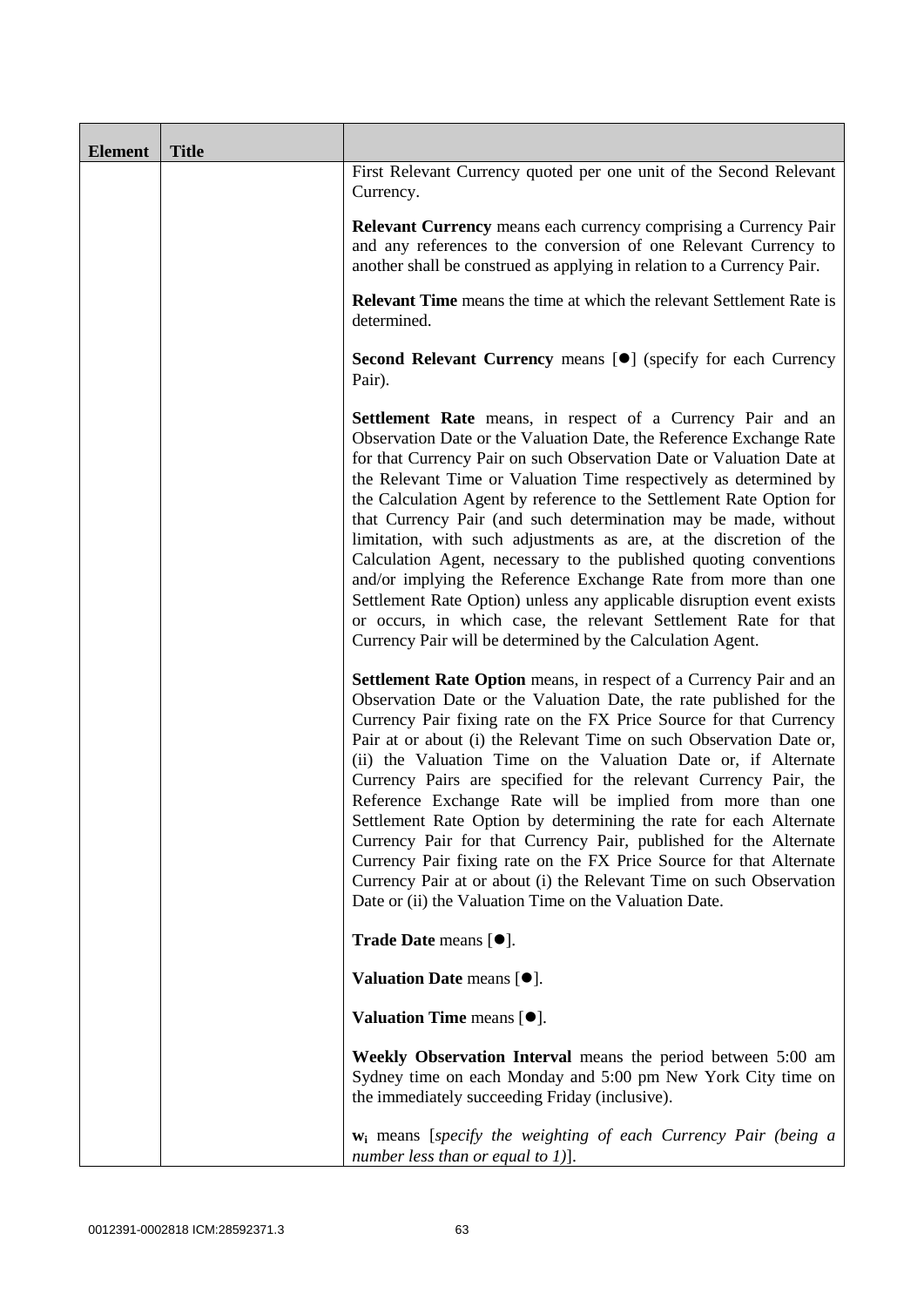| Element | Title | |
|---|---|---|
| | | First Relevant Currency quoted per one unit of the Second Relevant Currency.<br><br>**Relevant Currency** means each currency comprising a Currency Pair and any references to the conversion of one Relevant Currency to another shall be construed as applying in relation to a Currency Pair.<br><br>**Relevant Time** means the time at which the relevant Settlement Rate is determined.<br><br>**Second Relevant Currency** means [●] (specify for each Currency Pair).<br><br>**Settlement Rate** means, in respect of a Currency Pair and an Observation Date or the Valuation Date, the Reference Exchange Rate for that Currency Pair on such Observation Date or Valuation Date at the Relevant Time or Valuation Time respectively as determined by the Calculation Agent by reference to the Settlement Rate Option for that Currency Pair (and such determination may be made, without limitation, with such adjustments as are, at the discretion of the Calculation Agent, necessary to the published quoting conventions and/or implying the Reference Exchange Rate from more than one Settlement Rate Option) unless any applicable disruption event exists or occurs, in which case, the relevant Settlement Rate for that Currency Pair will be determined by the Calculation Agent.<br><br>**Settlement Rate Option** means, in respect of a Currency Pair and an Observation Date or the Valuation Date, the rate published for the Currency Pair fixing rate on the FX Price Source for that Currency Pair at or about (i) the Relevant Time on such Observation Date or, (ii) the Valuation Time on the Valuation Date or, if Alternate Currency Pairs are specified for the relevant Currency Pair, the Reference Exchange Rate will be implied from more than one Settlement Rate Option by determining the rate for each Alternate Currency Pair for that Currency Pair, published for the Alternate Currency Pair fixing rate on the FX Price Source for that Alternate Currency Pair at or about (i) the Relevant Time on such Observation Date or (ii) the Valuation Time on the Valuation Date.<br><br>**Trade Date** means [●].<br><br>**Valuation Date** means [●].<br><br>**Valuation Time** means [●].<br><br>**Weekly Observation Interval** means the period between 5:00 am Sydney time on each Monday and 5:00 pm New York City time on the immediately succeeding Friday (inclusive).<br><br>$\mathbf{w_i}$ means [*specify the weighting of each Currency Pair (being a number less than or equal to 1)*]. |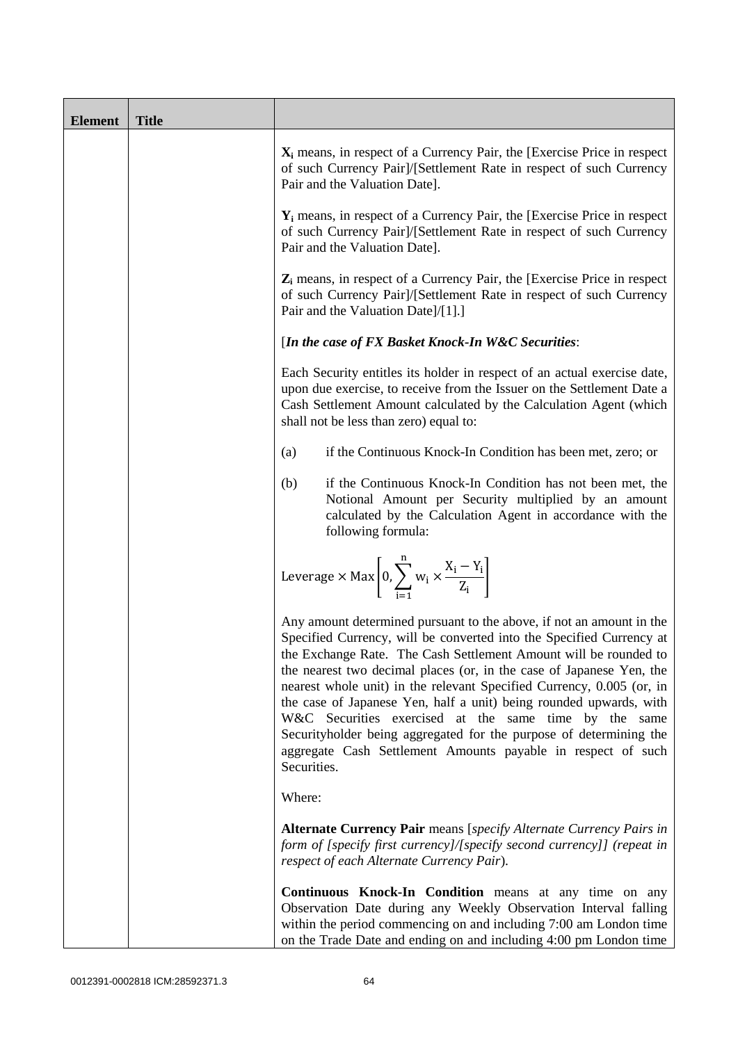| Element | Title | |
|---|---|---|
| | | $X_i$ means, in respect of a Currency Pair, the [Exercise Price in respect of such Currency Pair]/[Settlement Rate in respect of such Currency Pair and the Valuation Date].<br><br>$Y_i$ means, in respect of a Currency Pair, the [Exercise Price in respect of such Currency Pair]/[Settlement Rate in respect of such Currency Pair and the Valuation Date].<br><br>$Z_i$ means, in respect of a Currency Pair, the [Exercise Price in respect of such Currency Pair]/[Settlement Rate in respect of such Currency Pair and the Valuation Date]/[1].]<br><br>[***In the case of FX Basket Knock-In W&C Securities***:<br><br>Each Security entitles its holder in respect of an actual exercise date, upon due exercise, to receive from the Issuer on the Settlement Date a Cash Settlement Amount calculated by the Calculation Agent (which shall not be less than zero) equal to:<br><br>(a) if the Continuous Knock-In Condition has been met, zero; or<br><br>(b) if the Continuous Knock-In Condition has not been met, the Notional Amount per Security multiplied by an amount calculated by the Calculation Agent in accordance with the following formula:<br><br>$\text{Leverage} \times \text{Max}\left[0, \sum_{i=1}^{n} w_i \times \frac{X_i - Y_i}{Z_i}\right]$<br><br>Any amount determined pursuant to the above, if not an amount in the Specified Currency, will be converted into the Specified Currency at the Exchange Rate. The Cash Settlement Amount will be rounded to the nearest two decimal places (or, in the case of Japanese Yen, the nearest whole unit) in the relevant Specified Currency, 0.005 (or, in the case of Japanese Yen, half a unit) being rounded upwards, with W&C Securities exercised at the same time by the same Securityholder being aggregated for the purpose of determining the aggregate Cash Settlement Amounts payable in respect of such Securities.<br><br>Where:<br><br>**Alternate Currency Pair** means [*specify Alternate Currency Pairs in form of [specify first currency]/[specify second currency]] (repeat in respect of each Alternate Currency Pair*).<br><br>**Continuous Knock-In Condition** means at any time on any Observation Date during any Weekly Observation Interval falling within the period commencing on and including 7:00 am London time on the Trade Date and ending on and including 4:00 pm London time |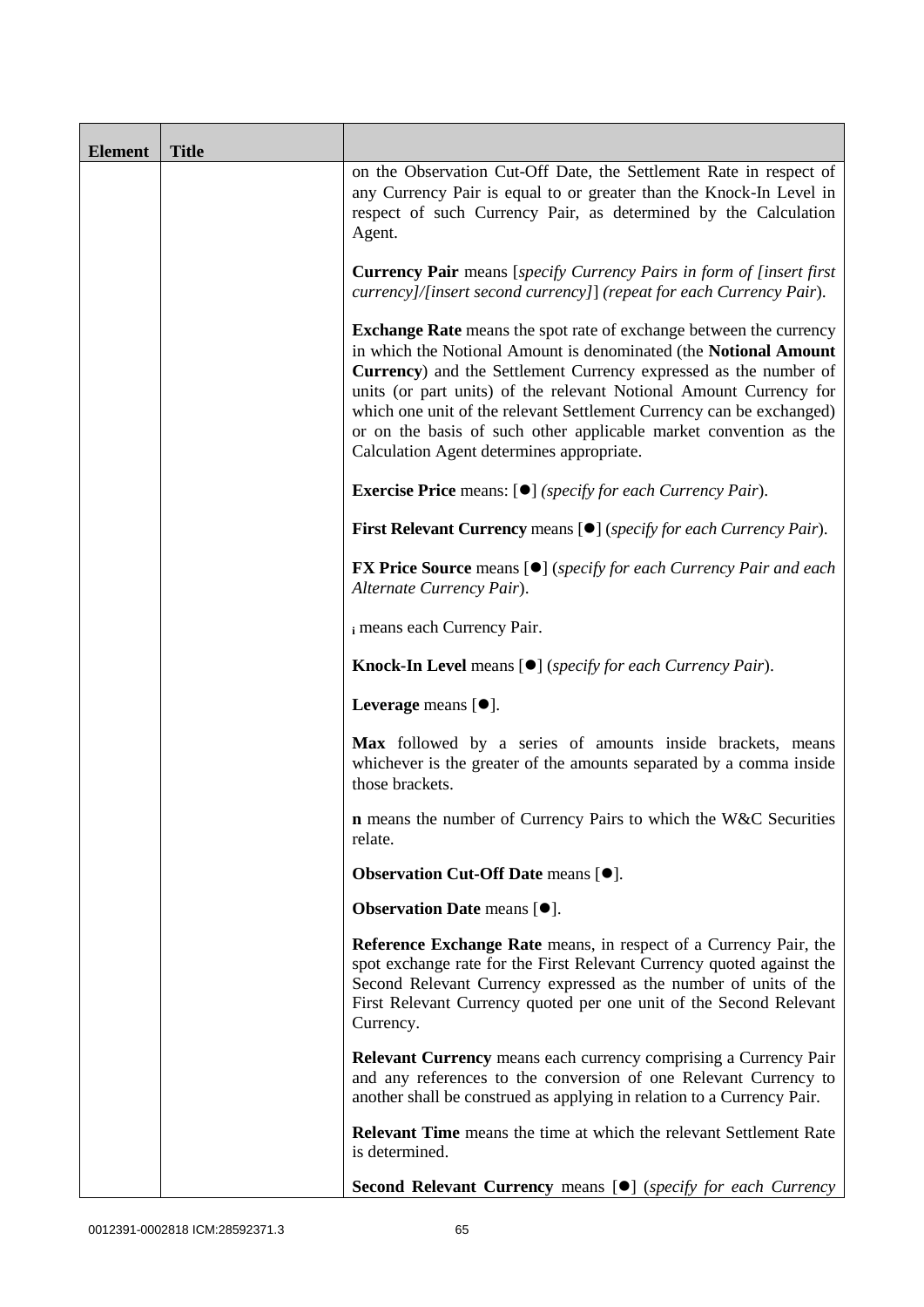| Element | Title | |
|---|---|---|
| | | on the Observation Cut-Off Date, the Settlement Rate in respect of any Currency Pair is equal to or greater than the Knock-In Level in respect of such Currency Pair, as determined by the Calculation Agent.<br><br>**Currency Pair** means [*specify Currency Pairs in form of [insert first currency]/[insert second currency]*] (*repeat for each Currency Pair*).<br><br>**Exchange Rate** means the spot rate of exchange between the currency in which the Notional Amount is denominated (the **Notional Amount Currency**) and the Settlement Currency expressed as the number of units (or part units) of the relevant Notional Amount Currency for which one unit of the relevant Settlement Currency can be exchanged) or on the basis of such other applicable market convention as the Calculation Agent determines appropriate.<br><br>**Exercise Price** means: [●] *(specify for each Currency Pair*).<br><br>**First Relevant Currency** means [●] (*specify for each Currency Pair*).<br><br>**FX Price Source** means [●] (*specify for each Currency Pair and each Alternate Currency Pair*).<br><br>$_i$ means each Currency Pair.<br><br>**Knock-In Level** means [●] (*specify for each Currency Pair*).<br><br>**Leverage** means [●].<br><br>**Max** followed by a series of amounts inside brackets, means whichever is the greater of the amounts separated by a comma inside those brackets.<br><br>**n** means the number of Currency Pairs to which the W&C Securities relate.<br><br>**Observation Cut-Off Date** means [●].<br><br>**Observation Date** means [●].<br><br>**Reference Exchange Rate** means, in respect of a Currency Pair, the spot exchange rate for the First Relevant Currency quoted against the Second Relevant Currency expressed as the number of units of the First Relevant Currency quoted per one unit of the Second Relevant Currency.<br><br>**Relevant Currency** means each currency comprising a Currency Pair and any references to the conversion of one Relevant Currency to another shall be construed as applying in relation to a Currency Pair.<br><br>**Relevant Time** means the time at which the relevant Settlement Rate is determined.<br><br>**Second Relevant Currency** means [●] (*specify for each Currency* |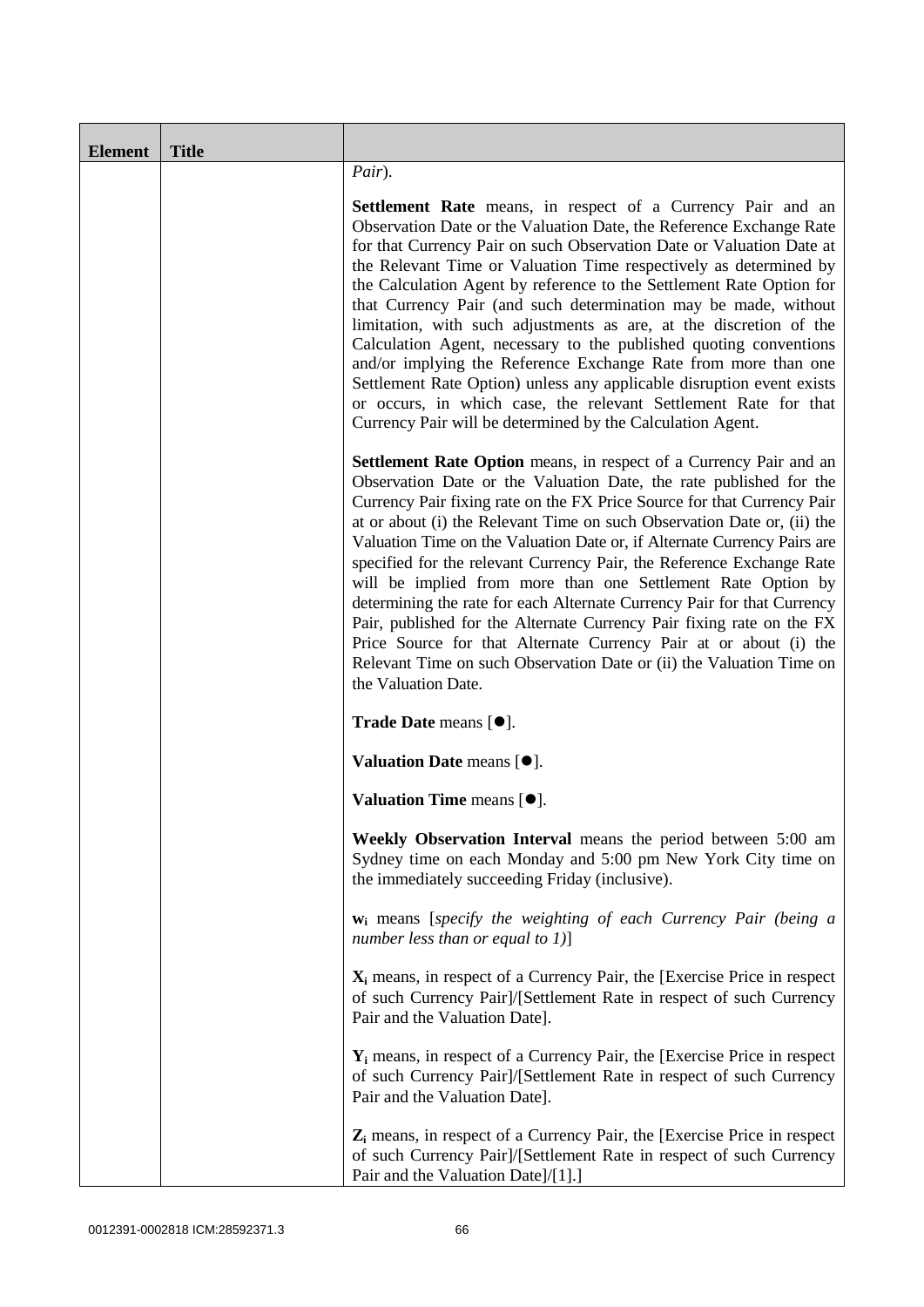| Element | Title | |
|---|---|---|
| | | *Pair*).<br><br>**Settlement Rate** means, in respect of a Currency Pair and an Observation Date or the Valuation Date, the Reference Exchange Rate for that Currency Pair on such Observation Date or Valuation Date at the Relevant Time or Valuation Time respectively as determined by the Calculation Agent by reference to the Settlement Rate Option for that Currency Pair (and such determination may be made, without limitation, with such adjustments as are, at the discretion of the Calculation Agent, necessary to the published quoting conventions and/or implying the Reference Exchange Rate from more than one Settlement Rate Option) unless any applicable disruption event exists or occurs, in which case, the relevant Settlement Rate for that Currency Pair will be determined by the Calculation Agent.<br><br>**Settlement Rate Option** means, in respect of a Currency Pair and an Observation Date or the Valuation Date, the rate published for the Currency Pair fixing rate on the FX Price Source for that Currency Pair at or about (i) the Relevant Time on such Observation Date or, (ii) the Valuation Time on the Valuation Date or, if Alternate Currency Pairs are specified for the relevant Currency Pair, the Reference Exchange Rate will be implied from more than one Settlement Rate Option by determining the rate for each Alternate Currency Pair for that Currency Pair, published for the Alternate Currency Pair fixing rate on the FX Price Source for that Alternate Currency Pair at or about (i) the Relevant Time on such Observation Date or (ii) the Valuation Time on the Valuation Date.<br><br>**Trade Date** means [●].<br><br>**Valuation Date** means [●].<br><br>**Valuation Time** means [●].<br><br>**Weekly Observation Interval** means the period between 5:00 am Sydney time on each Monday and 5:00 pm New York City time on the immediately succeeding Friday (inclusive).<br><br>$\mathbf{w_i}$ means [*specify the weighting of each Currency Pair (being a number less than or equal to 1)*]<br><br>$\mathbf{X_i}$ means, in respect of a Currency Pair, the [Exercise Price in respect of such Currency Pair]/[Settlement Rate in respect of such Currency Pair and the Valuation Date].<br><br>$\mathbf{Y_i}$ means, in respect of a Currency Pair, the [Exercise Price in respect of such Currency Pair]/[Settlement Rate in respect of such Currency Pair and the Valuation Date].<br><br>$\mathbf{Z_i}$ means, in respect of a Currency Pair, the [Exercise Price in respect of such Currency Pair]/[Settlement Rate in respect of such Currency Pair and the Valuation Date]/[1].] |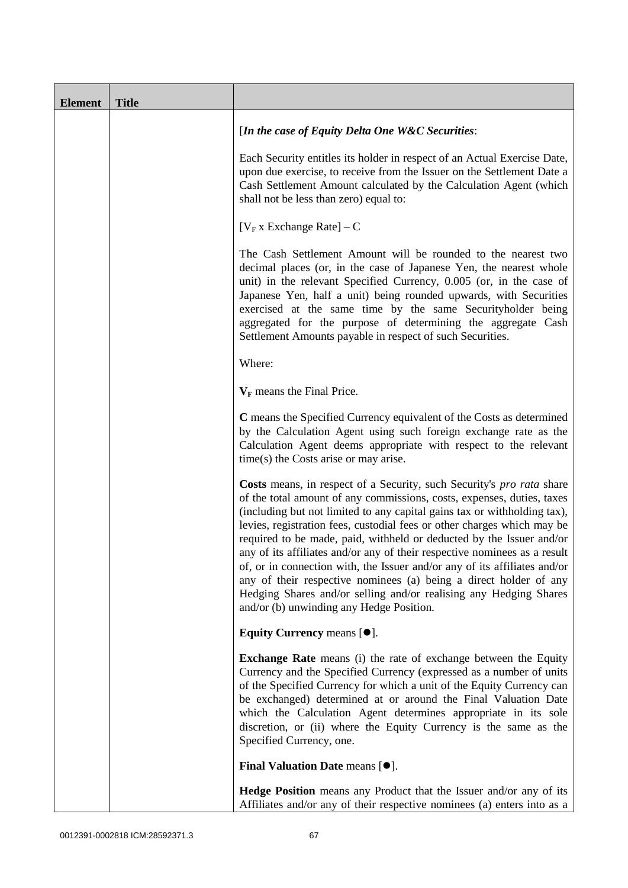| Element | Title | |
|---|---|---|
| | | [*In the case of Equity Delta One W&C Securities*:<br><br>Each Security entitles its holder in respect of an Actual Exercise Date, upon due exercise, to receive from the Issuer on the Settlement Date a Cash Settlement Amount calculated by the Calculation Agent (which shall not be less than zero) equal to:<br><br>$[V_F \text{ x Exchange Rate}] – C$<br><br>The Cash Settlement Amount will be rounded to the nearest two decimal places (or, in the case of Japanese Yen, the nearest whole unit) in the relevant Specified Currency, 0.005 (or, in the case of Japanese Yen, half a unit) being rounded upwards, with Securities exercised at the same time by the same Securityholder being aggregated for the purpose of determining the aggregate Cash Settlement Amounts payable in respect of such Securities.<br><br>Where:<br><br>$\mathbf{V_F}$ means the Final Price.<br><br>**C** means the Specified Currency equivalent of the Costs as determined by the Calculation Agent using such foreign exchange rate as the Calculation Agent deems appropriate with respect to the relevant time(s) the Costs arise or may arise.<br><br>**Costs** means, in respect of a Security, such Security's *pro rata* share of the total amount of any commissions, costs, expenses, duties, taxes (including but not limited to any capital gains tax or withholding tax), levies, registration fees, custodial fees or other charges which may be required to be made, paid, withheld or deducted by the Issuer and/or any of its affiliates and/or any of their respective nominees as a result of, or in connection with, the Issuer and/or any of its affiliates and/or any of their respective nominees (a) being a direct holder of any Hedging Shares and/or selling and/or realising any Hedging Shares and/or (b) unwinding any Hedge Position.<br><br>**Equity Currency** means [●].<br><br>**Exchange Rate** means (i) the rate of exchange between the Equity Currency and the Specified Currency (expressed as a number of units of the Specified Currency for which a unit of the Equity Currency can be exchanged) determined at or around the Final Valuation Date which the Calculation Agent determines appropriate in its sole discretion, or (ii) where the Equity Currency is the same as the Specified Currency, one.<br><br>**Final Valuation Date** means [●].<br><br>**Hedge Position** means any Product that the Issuer and/or any of its Affiliates and/or any of their respective nominees (a) enters into as a |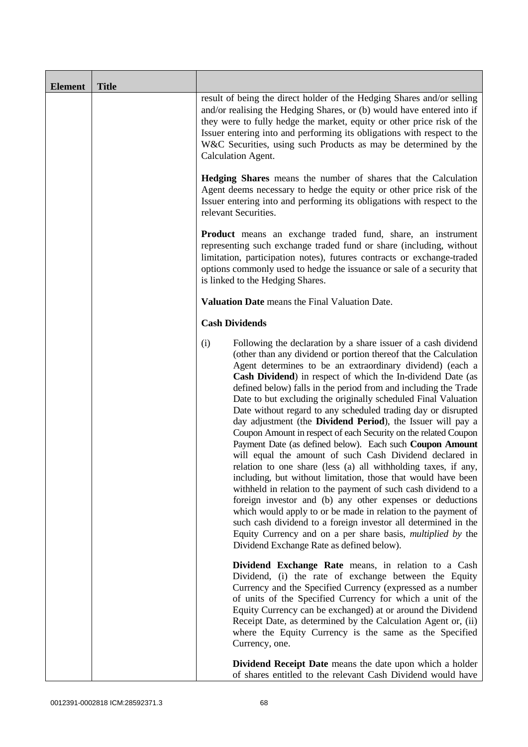| Element | Title | |
|---|---|---|
| | | result of being the direct holder of the Hedging Shares and/or selling and/or realising the Hedging Shares, or (b) would have entered into if they were to fully hedge the market, equity or other price risk of the Issuer entering into and performing its obligations with respect to the W&C Securities, using such Products as may be determined by the Calculation Agent.<br><br>**Hedging Shares** means the number of shares that the Calculation Agent deems necessary to hedge the equity or other price risk of the Issuer entering into and performing its obligations with respect to the relevant Securities.<br><br>**Product** means an exchange traded fund, share, an instrument representing such exchange traded fund or share (including, without limitation, participation notes), futures contracts or exchange-traded options commonly used to hedge the issuance or sale of a security that is linked to the Hedging Shares.<br><br>**Valuation Date** means the Final Valuation Date.<br><br>**Cash Dividends**<br><br>(i) Following the declaration by a share issuer of a cash dividend (other than any dividend or portion thereof that the Calculation Agent determines to be an extraordinary dividend) (each a **Cash Dividend**) in respect of which the In-dividend Date (as defined below) falls in the period from and including the Trade Date to but excluding the originally scheduled Final Valuation Date without regard to any scheduled trading day or disrupted day adjustment (the **Dividend Period**), the Issuer will pay a Coupon Amount in respect of each Security on the related Coupon Payment Date (as defined below). Each such **Coupon Amount** will equal the amount of such Cash Dividend declared in relation to one share (less (a) all withholding taxes, if any, including, but without limitation, those that would have been withheld in relation to the payment of such cash dividend to a foreign investor and (b) any other expenses or deductions which would apply to or be made in relation to the payment of such cash dividend to a foreign investor all determined in the Equity Currency and on a per share basis, *multiplied by* the Dividend Exchange Rate as defined below).<br><br>**Dividend Exchange Rate** means, in relation to a Cash Dividend, (i) the rate of exchange between the Equity Currency and the Specified Currency (expressed as a number of units of the Specified Currency for which a unit of the Equity Currency can be exchanged) at or around the Dividend Receipt Date, as determined by the Calculation Agent or, (ii) where the Equity Currency is the same as the Specified Currency, one.<br><br>**Dividend Receipt Date** means the date upon which a holder of shares entitled to the relevant Cash Dividend would have |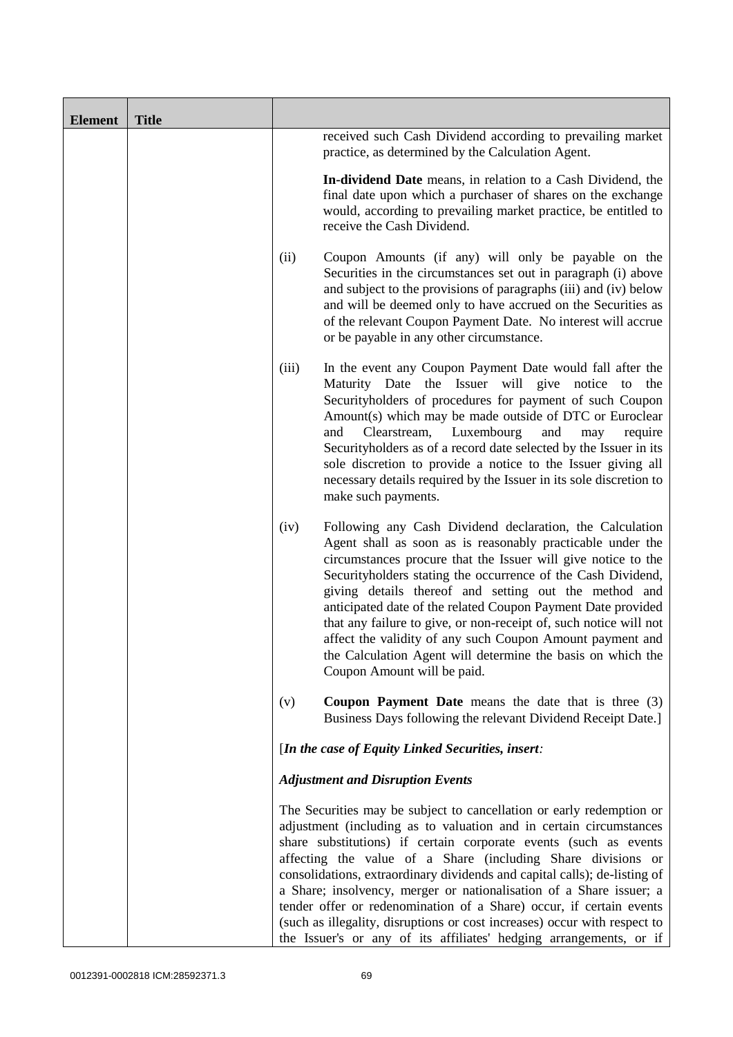| Element | Title | |
|---|---|---|
| | | received such Cash Dividend according to prevailing market practice, as determined by the Calculation Agent.<br><br>**In-dividend Date** means, in relation to a Cash Dividend, the final date upon which a purchaser of shares on the exchange would, according to prevailing market practice, be entitled to receive the Cash Dividend.<br><br>(ii) Coupon Amounts (if any) will only be payable on the Securities in the circumstances set out in paragraph (i) above and subject to the provisions of paragraphs (iii) and (iv) below and will be deemed only to have accrued on the Securities as of the relevant Coupon Payment Date. No interest will accrue or be payable in any other circumstance.<br><br>(iii) In the event any Coupon Payment Date would fall after the Maturity Date the Issuer will give notice to the Securityholders of procedures for payment of such Coupon Amount(s) which may be made outside of DTC or Euroclear and Clearstream, Luxembourg and may require Securityholders as of a record date selected by the Issuer in its sole discretion to provide a notice to the Issuer giving all necessary details required by the Issuer in its sole discretion to make such payments.<br><br>(iv) Following any Cash Dividend declaration, the Calculation Agent shall as soon as is reasonably practicable under the circumstances procure that the Issuer will give notice to the Securityholders stating the occurrence of the Cash Dividend, giving details thereof and setting out the method and anticipated date of the related Coupon Payment Date provided that any failure to give, or non-receipt of, such notice will not affect the validity of any such Coupon Amount payment and the Calculation Agent will determine the basis on which the Coupon Amount will be paid.<br><br>(v) **Coupon Payment Date** means the date that is three (3) Business Days following the relevant Dividend Receipt Date.]<br><br>[***In the case of Equity Linked Securities, insert:***<br><br>***Adjustment and Disruption Events***<br><br>The Securities may be subject to cancellation or early redemption or adjustment (including as to valuation and in certain circumstances share substitutions) if certain corporate events (such as events affecting the value of a Share (including Share divisions or consolidations, extraordinary dividends and capital calls); de-listing of a Share; insolvency, merger or nationalisation of a Share issuer; a tender offer or redenomination of a Share) occur, if certain events (such as illegality, disruptions or cost increases) occur with respect to the Issuer's or any of its affiliates' hedging arrangements, or if |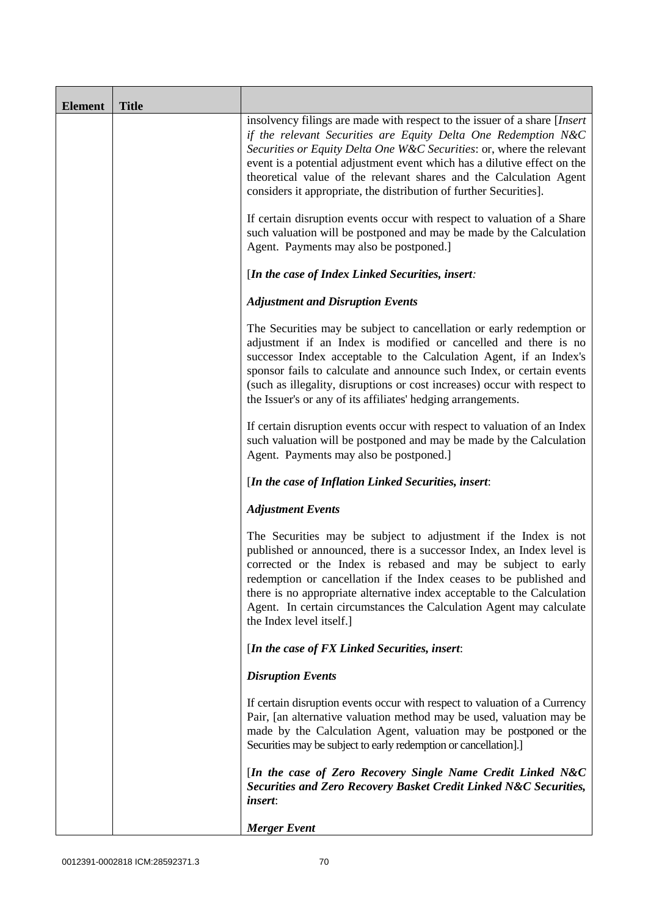| Element | Title | |
|---|---|---|
| | | insolvency filings are made with respect to the issuer of a share [*Insert if the relevant Securities are Equity Delta One Redemption N&C Securities or Equity Delta One W&C Securities*: or, where the relevant event is a potential adjustment event which has a dilutive effect on the theoretical value of the relevant shares and the Calculation Agent considers it appropriate, the distribution of further Securities].<br><br>If certain disruption events occur with respect to valuation of a Share such valuation will be postponed and may be made by the Calculation Agent. Payments may also be postponed.]<br><br>[***In the case of Index Linked Securities, insert:***<br><br>***Adjustment and Disruption Events***<br><br>The Securities may be subject to cancellation or early redemption or adjustment if an Index is modified or cancelled and there is no successor Index acceptable to the Calculation Agent, if an Index's sponsor fails to calculate and announce such Index, or certain events (such as illegality, disruptions or cost increases) occur with respect to the Issuer's or any of its affiliates' hedging arrangements.<br><br>If certain disruption events occur with respect to valuation of an Index such valuation will be postponed and may be made by the Calculation Agent. Payments may also be postponed.]<br><br>[***In the case of Inflation Linked Securities, insert***:<br><br>***Adjustment Events***<br><br>The Securities may be subject to adjustment if the Index is not published or announced, there is a successor Index, an Index level is corrected or the Index is rebased and may be subject to early redemption or cancellation if the Index ceases to be published and there is no appropriate alternative index acceptable to the Calculation Agent. In certain circumstances the Calculation Agent may calculate the Index level itself.]<br><br>[***In the case of FX Linked Securities, insert***:<br><br>***Disruption Events***<br><br>If certain disruption events occur with respect to valuation of a Currency Pair, [an alternative valuation method may be used, valuation may be made by the Calculation Agent, valuation may be postponed or the Securities may be subject to early redemption or cancellation].]<br><br>[***In the case of Zero Recovery Single Name Credit Linked N&C Securities and Zero Recovery Basket Credit Linked N&C Securities, insert***:<br><br>***Merger Event*** |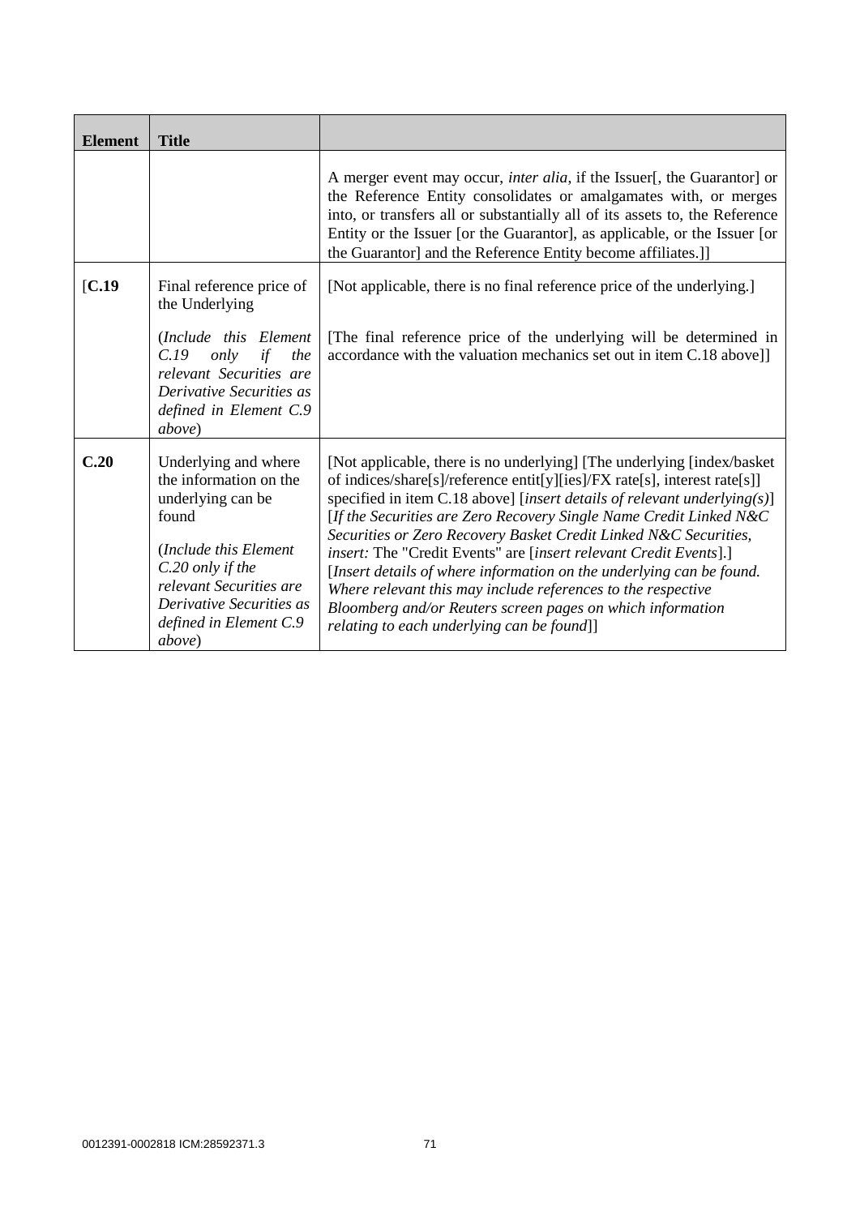| Element | Title | |
|---|---|---|
| | | A merger event may occur, *inter alia*, if the Issuer[, the Guarantor] or the Reference Entity consolidates or amalgamates with, or merges into, or transfers all or substantially all of its assets to, the Reference Entity or the Issuer [or the Guarantor], as applicable, or the Issuer [or the Guarantor] and the Reference Entity become affiliates.]] |
| [**C.19** | Final reference price of the Underlying<br><br>(*Include this Element C.19 only if the relevant Securities are Derivative Securities as defined in Element C.9 above*) | [Not applicable, there is no final reference price of the underlying.]<br><br>[The final reference price of the underlying will be determined in accordance with the valuation mechanics set out in item C.18 above]] |
| **C.20** | Underlying and where the information on the underlying can be found<br><br>(*Include this Element C.20 only if the relevant Securities are Derivative Securities as defined in Element C.9 above*) | [Not applicable, there is no underlying] [The underlying [index/basket of indices/share[s]/reference entit[y][ies]/FX rate[s], interest rate[s]] specified in item C.18 above] [*insert details of relevant underlying(s)*] [*If the Securities are Zero Recovery Single Name Credit Linked N&C Securities or Zero Recovery Basket Credit Linked N&C Securities, insert:* The "Credit Events" are [*insert relevant Credit Events*].] [*Insert details of where information on the underlying can be found. Where relevant this may include references to the respective Bloomberg and/or Reuters screen pages on which information relating to each underlying can be found*]] |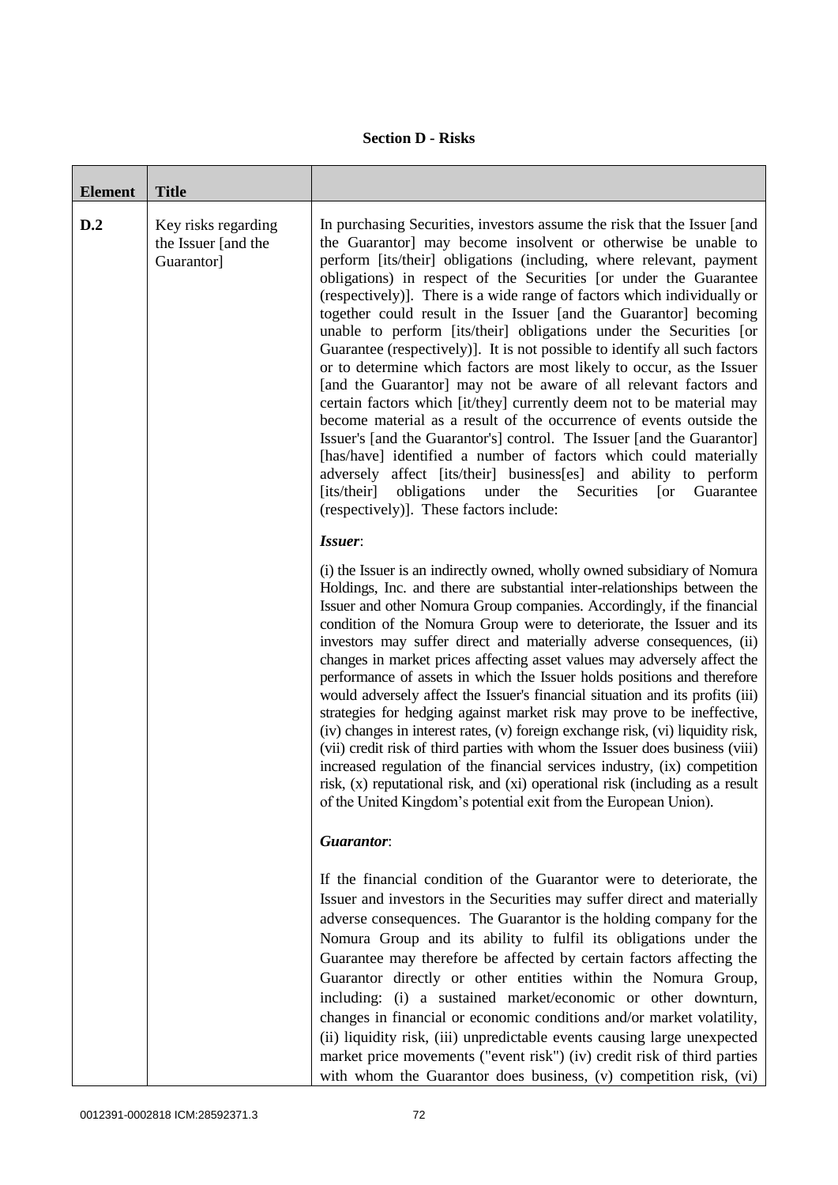**Section D - Risks**

| Element | Title | |
|---|---|---|
| D.2 | Key risks regarding the Issuer [and the Guarantor] | In purchasing Securities, investors assume the risk that the Issuer [and the Guarantor] may become insolvent or otherwise be unable to perform [its/their] obligations (including, where relevant, payment obligations) in respect of the Securities [or under the Guarantee (respectively)]. There is a wide range of factors which individually or together could result in the Issuer [and the Guarantor] becoming unable to perform [its/their] obligations under the Securities [or Guarantee (respectively)]. It is not possible to identify all such factors or to determine which factors are most likely to occur, as the Issuer [and the Guarantor] may not be aware of all relevant factors and certain factors which [it/they] currently deem not to be material may become material as a result of the occurrence of events outside the Issuer's [and the Guarantor's] control. The Issuer [and the Guarantor] [has/have] identified a number of factors which could materially adversely affect [its/their] business[es] and ability to perform [its/their] obligations under the Securities [or Guarantee (respectively)]. These factors include:<br><br>***Issuer***:<br><br>(i) the Issuer is an indirectly owned, wholly owned subsidiary of Nomura Holdings, Inc. and there are substantial inter-relationships between the Issuer and other Nomura Group companies. Accordingly, if the financial condition of the Nomura Group were to deteriorate, the Issuer and its investors may suffer direct and materially adverse consequences, (ii) changes in market prices affecting asset values may adversely affect the performance of assets in which the Issuer holds positions and therefore would adversely affect the Issuer's financial situation and its profits (iii) strategies for hedging against market risk may prove to be ineffective, (iv) changes in interest rates, (v) foreign exchange risk, (vi) liquidity risk, (vii) credit risk of third parties with whom the Issuer does business (viii) increased regulation of the financial services industry, (ix) competition risk, (x) reputational risk, and (xi) operational risk (including as a result of the United Kingdom's potential exit from the European Union).<br><br>***Guarantor***:<br><br>If the financial condition of the Guarantor were to deteriorate, the Issuer and investors in the Securities may suffer direct and materially adverse consequences. The Guarantor is the holding company for the Nomura Group and its ability to fulfil its obligations under the Guarantee may therefore be affected by certain factors affecting the Guarantor directly or other entities within the Nomura Group, including: (i) a sustained market/economic or other downturn, changes in financial or economic conditions and/or market volatility, (ii) liquidity risk, (iii) unpredictable events causing large unexpected market price movements ("event risk") (iv) credit risk of third parties with whom the Guarantor does business, (v) competition risk, (vi) |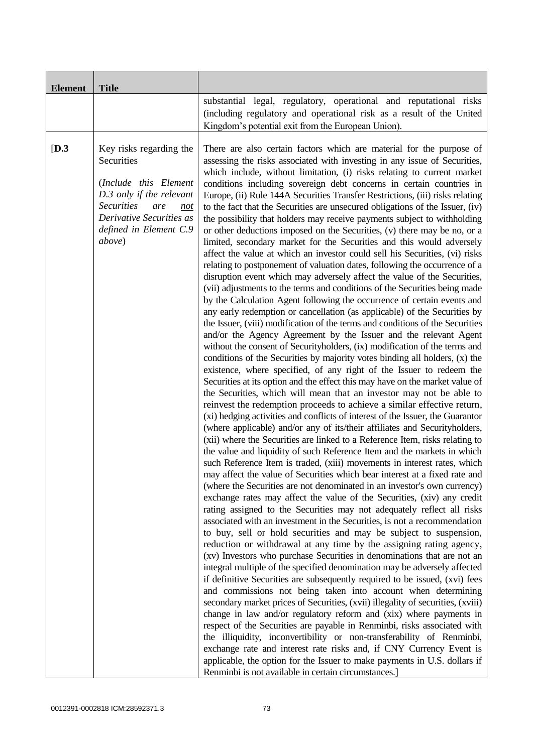| Element | Title | |
|---|---|---|
| | | substantial legal, regulatory, operational and reputational risks (including regulatory and operational risk as a result of the United Kingdom's potential exit from the European Union). |
| [D.3 | Key risks regarding the Securities<br><br>(*Include this Element D.3 only if the relevant Securities are* <u>*not*</u> *Derivative Securities as defined in Element C.9 above*) | There are also certain factors which are material for the purpose of assessing the risks associated with investing in any issue of Securities, which include, without limitation, (i) risks relating to current market conditions including sovereign debt concerns in certain countries in Europe, (ii) Rule 144A Securities Transfer Restrictions, (iii) risks relating to the fact that the Securities are unsecured obligations of the Issuer, (iv) the possibility that holders may receive payments subject to withholding or other deductions imposed on the Securities, (v) there may be no, or a limited, secondary market for the Securities and this would adversely affect the value at which an investor could sell his Securities, (vi) risks relating to postponement of valuation dates, following the occurrence of a disruption event which may adversely affect the value of the Securities, (vii) adjustments to the terms and conditions of the Securities being made by the Calculation Agent following the occurrence of certain events and any early redemption or cancellation (as applicable) of the Securities by the Issuer, (viii) modification of the terms and conditions of the Securities and/or the Agency Agreement by the Issuer and the relevant Agent without the consent of Securityholders, (ix) modification of the terms and conditions of the Securities by majority votes binding all holders, (x) the existence, where specified, of any right of the Issuer to redeem the Securities at its option and the effect this may have on the market value of the Securities, which will mean that an investor may not be able to reinvest the redemption proceeds to achieve a similar effective return, (xi) hedging activities and conflicts of interest of the Issuer, the Guarantor (where applicable) and/or any of its/their affiliates and Securityholders, (xii) where the Securities are linked to a Reference Item, risks relating to the value and liquidity of such Reference Item and the markets in which such Reference Item is traded, (xiii) movements in interest rates, which may affect the value of Securities which bear interest at a fixed rate and (where the Securities are not denominated in an investor's own currency) exchange rates may affect the value of the Securities, (xiv) any credit rating assigned to the Securities may not adequately reflect all risks associated with an investment in the Securities, is not a recommendation to buy, sell or hold securities and may be subject to suspension, reduction or withdrawal at any time by the assigning rating agency, (xv) Investors who purchase Securities in denominations that are not an integral multiple of the specified denomination may be adversely affected if definitive Securities are subsequently required to be issued, (xvi) fees and commissions not being taken into account when determining secondary market prices of Securities, (xvii) illegality of securities, (xviii) change in law and/or regulatory reform and (xix) where payments in respect of the Securities are payable in Renminbi, risks associated with the illiquidity, inconvertibility or non-transferability of Renminbi, exchange rate and interest rate risks and, if CNY Currency Event is applicable, the option for the Issuer to make payments in U.S. dollars if Renminbi is not available in certain circumstances.] |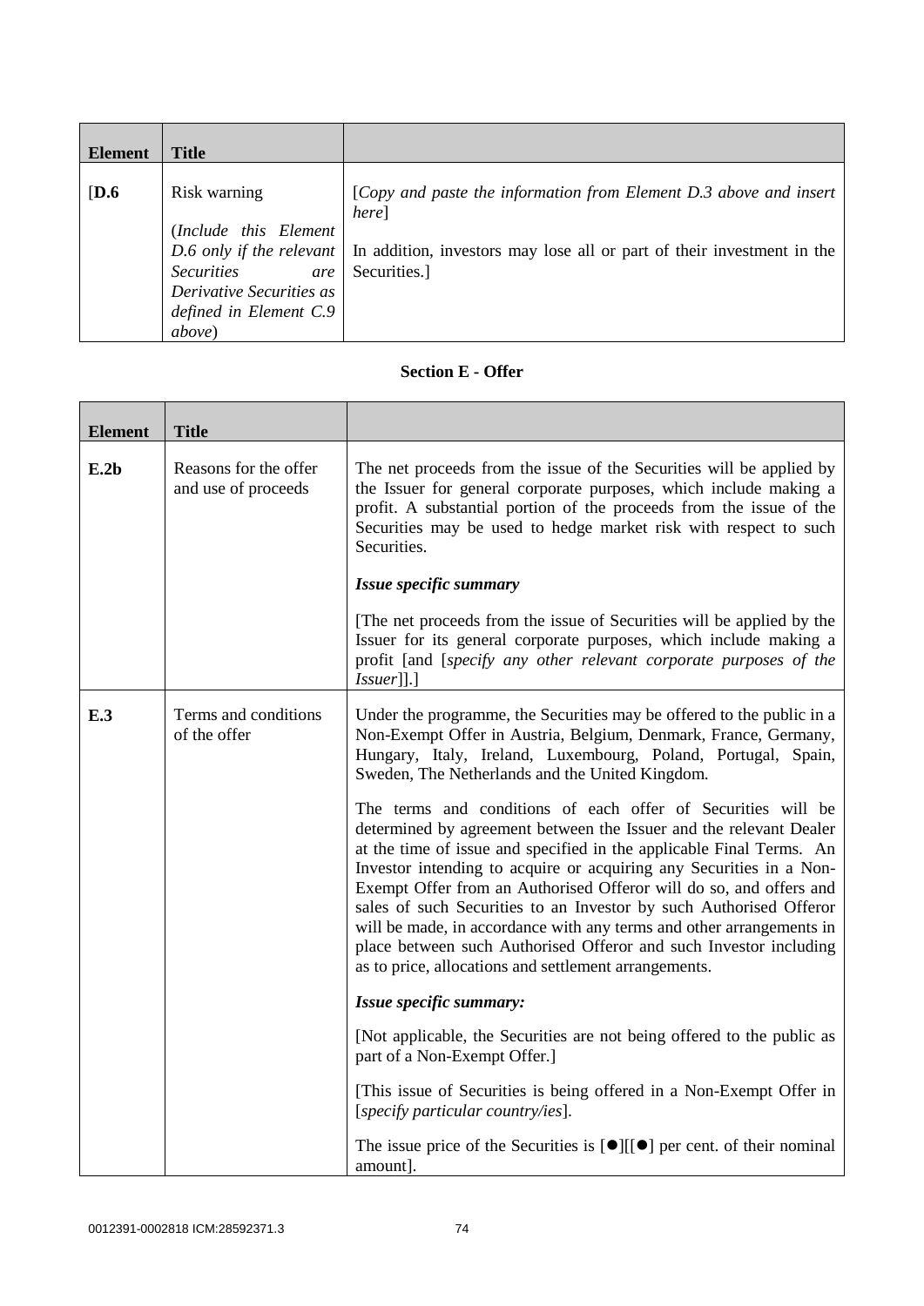| Element | Title | |
|---|---|---|
| [**D.6** | Risk warning<br><br>(*Include this Element D.6 only if the relevant Securities are Derivative Securities as defined in Element C.9 above*) | [*Copy and paste the information from Element D.3 above and insert here*]<br><br>In addition, investors may lose all or part of their investment in the Securities.] |

## Section E - Offer

| Element | Title | |
|---|---|---|
| **E.2b** | Reasons for the offer and use of proceeds | The net proceeds from the issue of the Securities will be applied by the Issuer for general corporate purposes, which include making a profit. A substantial portion of the proceeds from the issue of the Securities may be used to hedge market risk with respect to such Securities.<br><br>***Issue specific summary***<br><br>[The net proceeds from the issue of Securities will be applied by the Issuer for its general corporate purposes, which include making a profit [and [*specify any other relevant corporate purposes of the Issuer*]].] |
| **E.3** | Terms and conditions of the offer | Under the programme, the Securities may be offered to the public in a Non-Exempt Offer in Austria, Belgium, Denmark, France, Germany, Hungary, Italy, Ireland, Luxembourg, Poland, Portugal, Spain, Sweden, The Netherlands and the United Kingdom.<br><br>The terms and conditions of each offer of Securities will be determined by agreement between the Issuer and the relevant Dealer at the time of issue and specified in the applicable Final Terms. An Investor intending to acquire or acquiring any Securities in a Non-Exempt Offer from an Authorised Offeror will do so, and offers and sales of such Securities to an Investor by such Authorised Offeror will be made, in accordance with any terms and other arrangements in place between such Authorised Offeror and such Investor including as to price, allocations and settlement arrangements.<br><br>***Issue specific summary:***<br><br>[Not applicable, the Securities are not being offered to the public as part of a Non-Exempt Offer.]<br><br>[This issue of Securities is being offered in a Non-Exempt Offer in [*specify particular country/ies*].<br><br>The issue price of the Securities is [●][[●] per cent. of their nominal amount]. |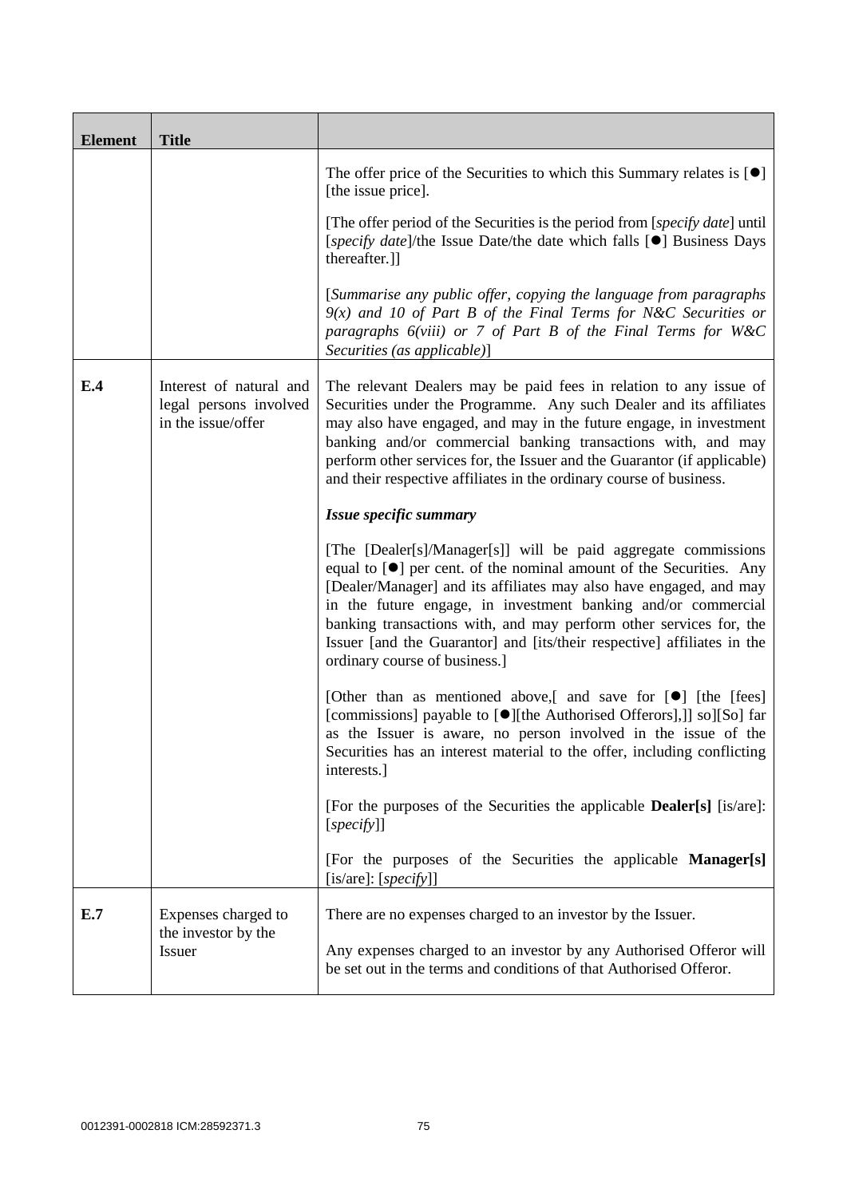| Element | Title | |
|---|---|---|
| | | The offer price of the Securities to which this Summary relates is [●] [the issue price].<br><br>[The offer period of the Securities is the period from [*specify date*] until [*specify date*]/the Issue Date/the date which falls [●] Business Days thereafter.]]<br><br>[*Summarise any public offer, copying the language from paragraphs 9(x) and 10 of Part B of the Final Terms for N&C Securities or paragraphs 6(viii) or 7 of Part B of the Final Terms for W&C Securities (as applicable)*] |
| **E.4** | Interest of natural and legal persons involved in the issue/offer | The relevant Dealers may be paid fees in relation to any issue of Securities under the Programme. Any such Dealer and its affiliates may also have engaged, and may in the future engage, in investment banking and/or commercial banking transactions with, and may perform other services for, the Issuer and the Guarantor (if applicable) and their respective affiliates in the ordinary course of business.<br><br>***Issue specific summary***<br><br>[The [Dealer[s]/Manager[s]] will be paid aggregate commissions equal to [●] per cent. of the nominal amount of the Securities. Any [Dealer/Manager] and its affiliates may also have engaged, and may in the future engage, in investment banking and/or commercial banking transactions with, and may perform other services for, the Issuer [and the Guarantor] and [its/their respective] affiliates in the ordinary course of business.]<br><br>[Other than as mentioned above,[ and save for [●] [the [fees] [commissions] payable to [●][the Authorised Offerors],]] so][So] far as the Issuer is aware, no person involved in the issue of the Securities has an interest material to the offer, including conflicting interests.]<br><br>[For the purposes of the Securities the applicable **Dealer[s]** [is/are]: [*specify*]]<br><br>[For the purposes of the Securities the applicable **Manager[s]** [is/are]: [*specify*]] |
| **E.7** | Expenses charged to the investor by the Issuer | There are no expenses charged to an investor by the Issuer.<br><br>Any expenses charged to an investor by any Authorised Offeror will be set out in the terms and conditions of that Authorised Offeror. |